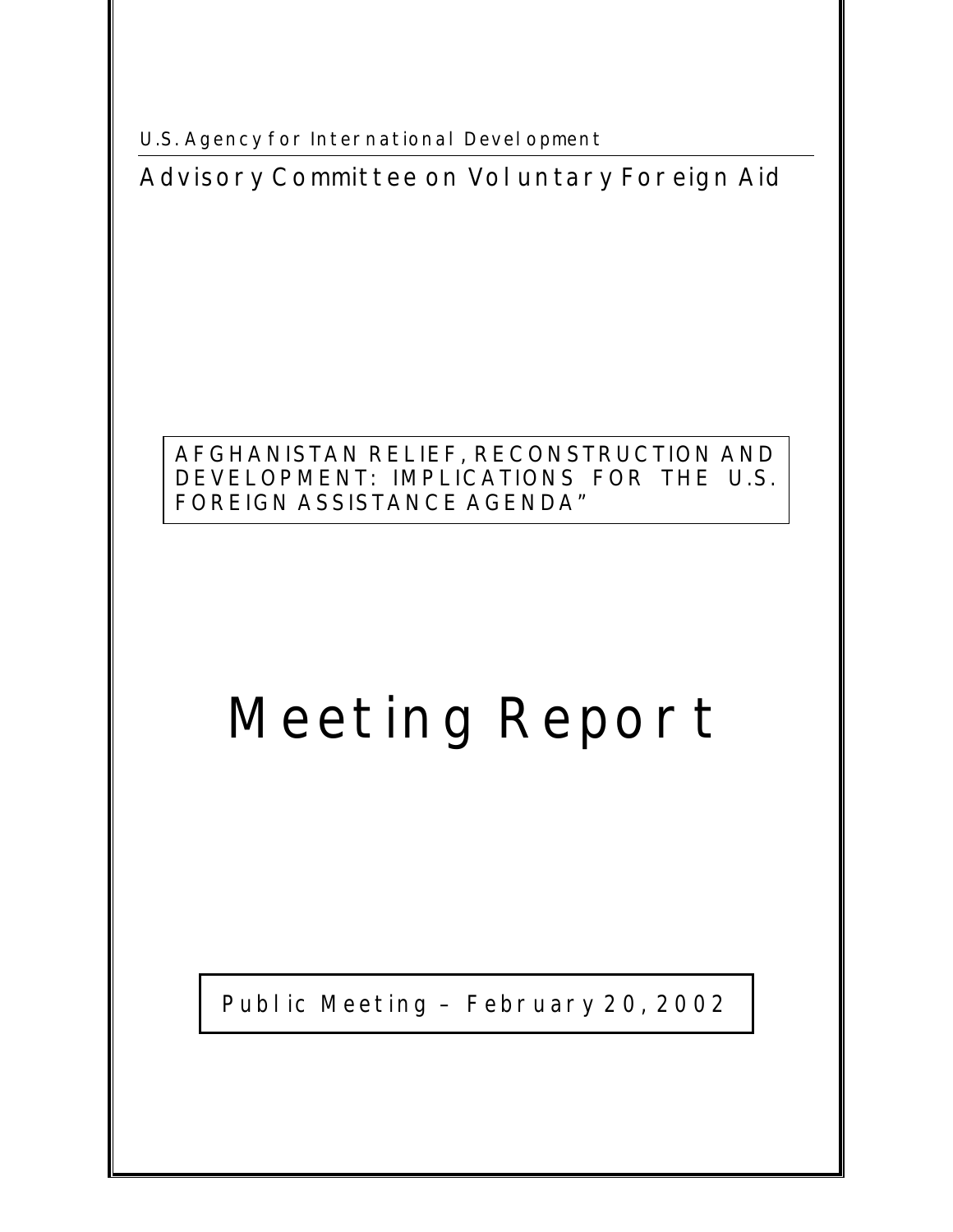U.S. Agency for International Development

# Advisory Committee on Voluntary Foreign Aid

AFGHANISTAN RELIEF, RECONSTRUCTION AND DEVELOPMENT: IMPLICATIONS FOR THE U.S. FOREIGN ASSISTANCE AGENDA"

# Meeting Report

Public Meeting – February 20, 2002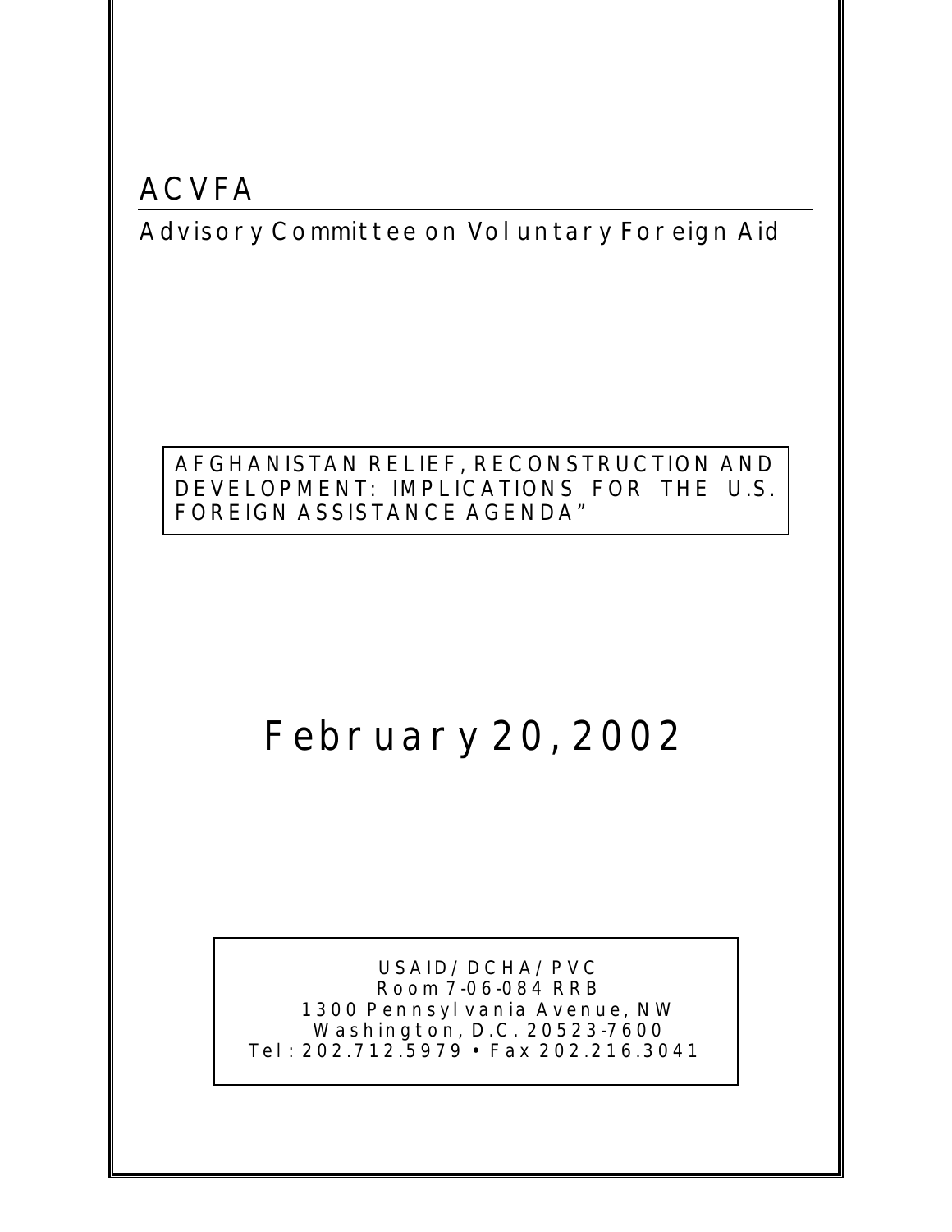# ACVFA

## Advisory Committee on Voluntary Foreign Aid

AFGHANISTAN RELIEF, RECONSTRUCTION AND DEVELOPMENT: IMPLICATIONS FOR THE U.S. FOREIGN ASSISTANCE AGENDA"

# February 20, 2002

USAID/DCHA/PVC
Room 7-06-084 RRB
1300 Pennsylvania Avenue, NW
Washington, D.C. 20523-7600
Tel: 202.712.5979 • Fax 202.216.3041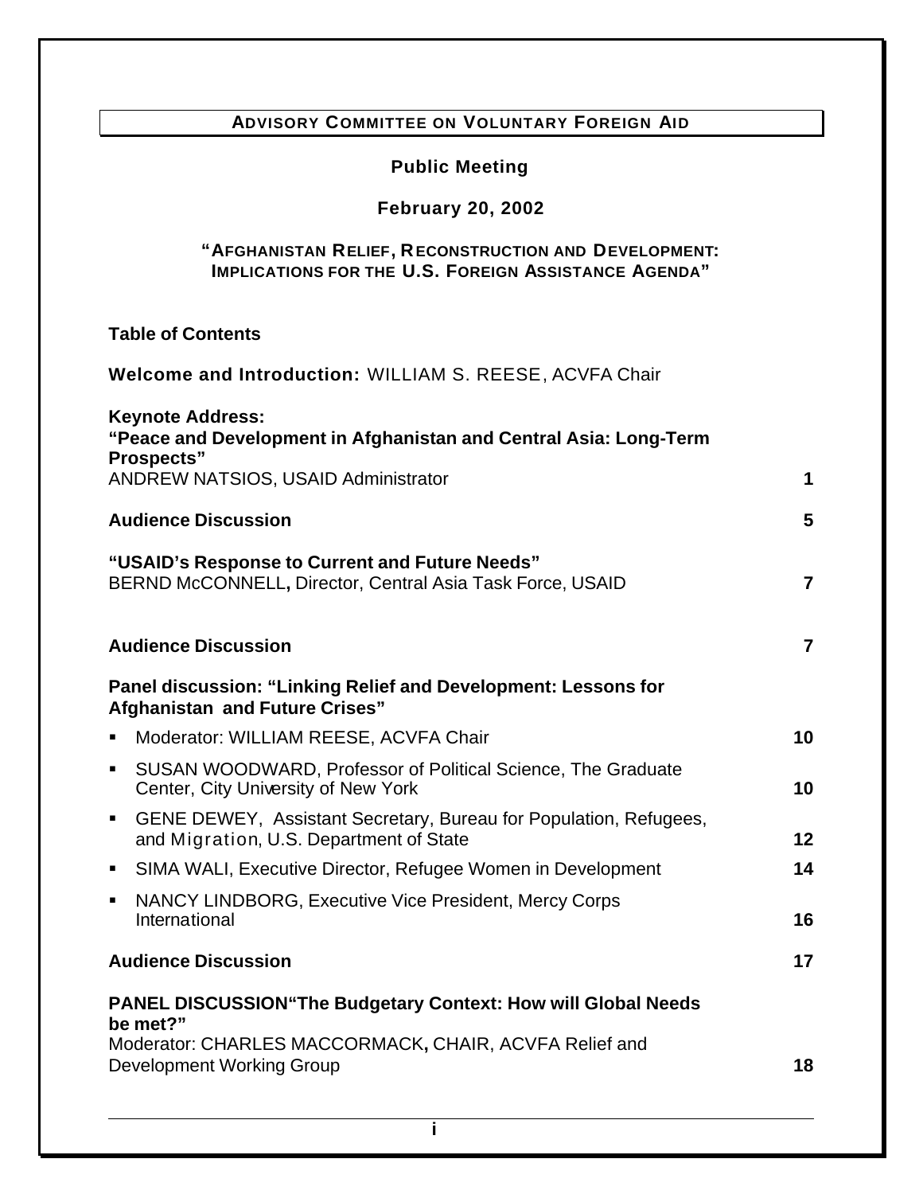**ADVISORY COMMITTEE ON VOLUNTARY FOREIGN AID**

**Public Meeting**

**February 20, 2002**

**"AFGHANISTAN RELIEF, RECONSTRUCTION AND DEVELOPMENT: IMPLICATIONS FOR THE U.S. FOREIGN ASSISTANCE AGENDA"**

## Table of Contents

**Welcome and Introduction:** WILLIAM S. REESE, ACVFA Chair

**Keynote Address:**
**"Peace and Development in Afghanistan and Central Asia: Long-Term Prospects"**
ANDREW NATSIOS, USAID Administrator **1**

**Audience Discussion** **5**

**"USAID's Response to Current and Future Needs"**
BERND McCONNELL**,** Director, Central Asia Task Force, USAID **7**

**Audience Discussion** **7**

**Panel discussion: "Linking Relief and Development: Lessons for Afghanistan and Future Crises"**

- Moderator: WILLIAM REESE, ACVFA Chair **10**
- SUSAN WOODWARD, Professor of Political Science, The Graduate Center, City University of New York **10**
- GENE DEWEY, Assistant Secretary, Bureau for Population, Refugees, and Migration, U.S. Department of State **12**
- SIMA WALI, Executive Director, Refugee Women in Development **14**
- NANCY LINDBORG, Executive Vice President, Mercy Corps International **16**

**Audience Discussion** **17**

**PANEL DISCUSSION"The Budgetary Context: How will Global Needs be met?"**
Moderator: CHARLES MACCORMACK**,** CHAIR, ACVFA Relief and Development Working Group **18**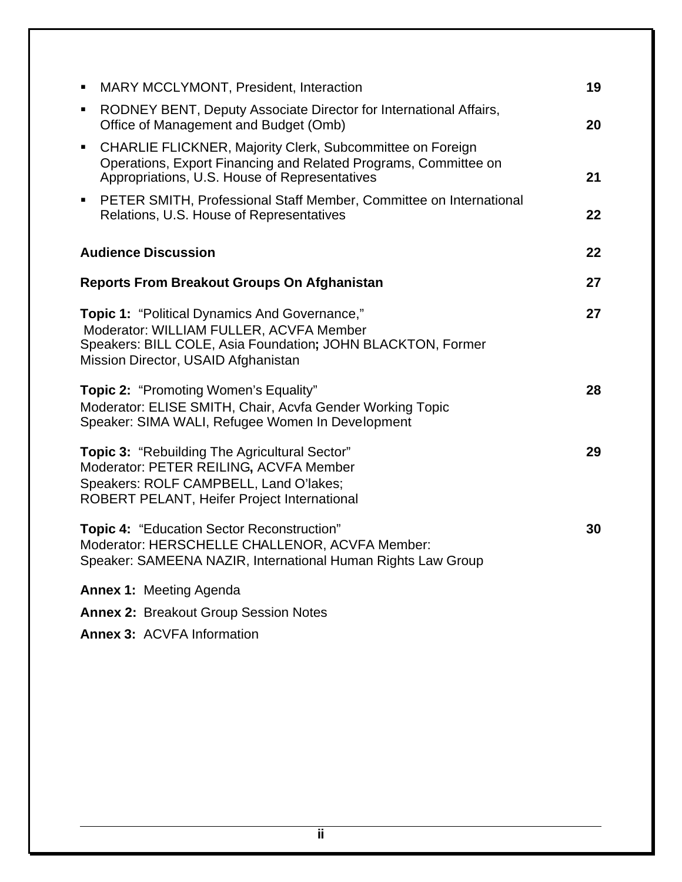- MARY MCCLYMONT, President, Interaction 19
- RODNEY BENT, Deputy Associate Director for International Affairs, Office of Management and Budget (Omb) 20
- CHARLIE FLICKNER, Majority Clerk, Subcommittee on Foreign Operations, Export Financing and Related Programs, Committee on Appropriations, U.S. House of Representatives 21
- PETER SMITH, Professional Staff Member, Committee on International Relations, U.S. House of Representatives 22

**Audience Discussion** 22

**Reports From Breakout Groups On Afghanistan** 27

**Topic 1:** "Political Dynamics And Governance," 27
Moderator: WILLIAM FULLER, ACVFA Member
Speakers: BILL COLE, Asia Foundation**;** JOHN BLACKTON, Former Mission Director, USAID Afghanistan

**Topic 2:** "Promoting Women's Equality" 28
Moderator: ELISE SMITH, Chair, Acvfa Gender Working Topic
Speaker: SIMA WALI, Refugee Women In Development

**Topic 3:** "Rebuilding The Agricultural Sector" 29
Moderator: PETER REILING**,** ACVFA Member
Speakers: ROLF CAMPBELL, Land O'lakes;
ROBERT PELANT, Heifer Project International

**Topic 4:** "Education Sector Reconstruction" 30
Moderator: HERSCHELLE CHALLENOR, ACVFA Member:
Speaker: SAMEENA NAZIR, International Human Rights Law Group

**Annex 1:** Meeting Agenda

**Annex 2:** Breakout Group Session Notes

**Annex 3:** ACVFA Information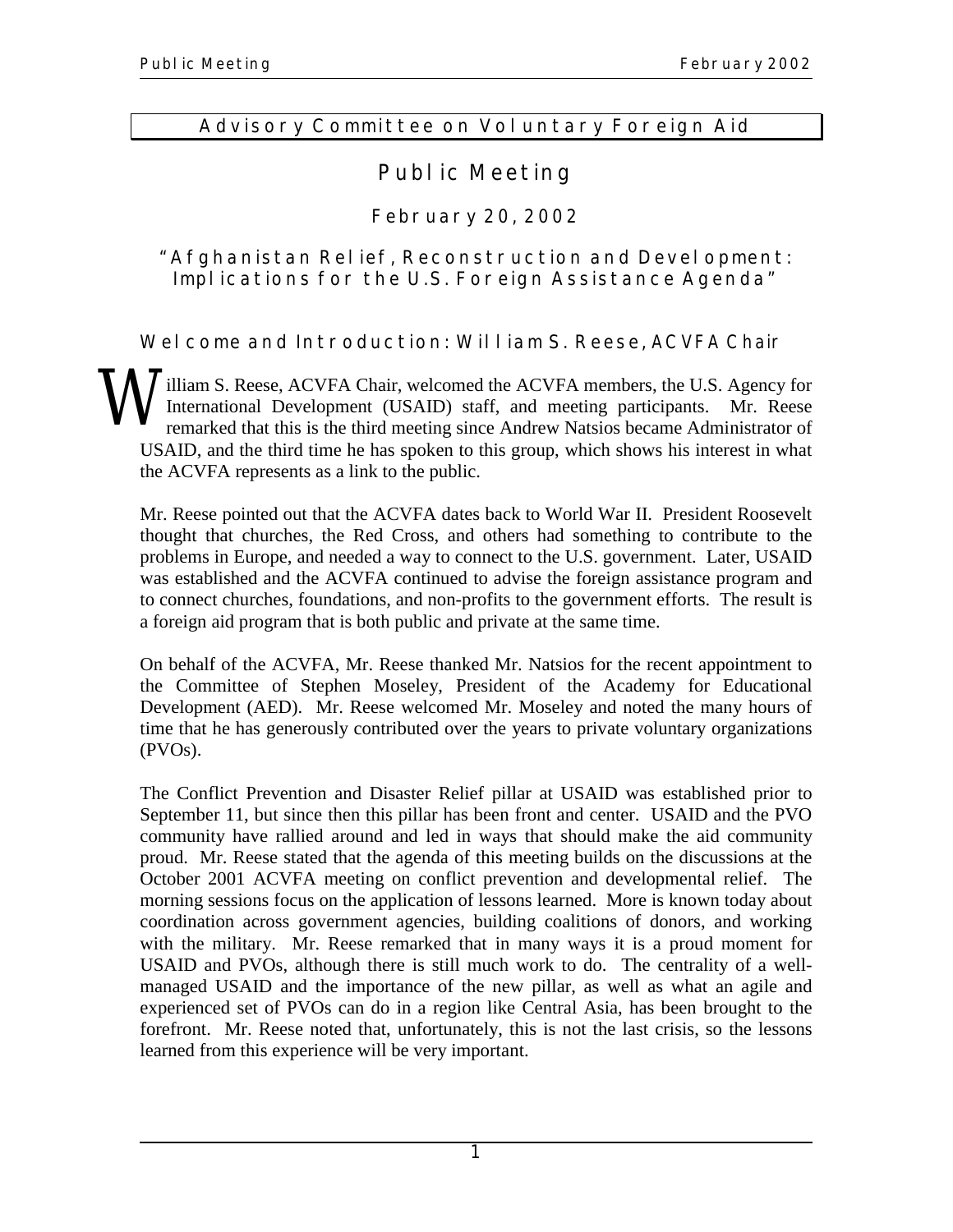# Advisory Committee on Voluntary Foreign Aid

## Public Meeting

### February 20, 2002

### "Afghanistan Relief, Reconstruction and Development: Implications for the U.S. Foreign Assistance Agenda"

## Welcome and Introduction: William S. Reese, ACVFA Chair

William S. Reese, ACVFA Chair, welcomed the ACVFA members, the U.S. Agency for International Development (USAID) staff, and meeting participants. Mr. Reese remarked that this is the third meeting since Andrew Natsios became Administrator of USAID, and the third time he has spoken to this group, which shows his interest in what the ACVFA represents as a link to the public.

Mr. Reese pointed out that the ACVFA dates back to World War II. President Roosevelt thought that churches, the Red Cross, and others had something to contribute to the problems in Europe, and needed a way to connect to the U.S. government. Later, USAID was established and the ACVFA continued to advise the foreign assistance program and to connect churches, foundations, and non-profits to the government efforts. The result is a foreign aid program that is both public and private at the same time.

On behalf of the ACVFA, Mr. Reese thanked Mr. Natsios for the recent appointment to the Committee of Stephen Moseley, President of the Academy for Educational Development (AED). Mr. Reese welcomed Mr. Moseley and noted the many hours of time that he has generously contributed over the years to private voluntary organizations (PVOs).

The Conflict Prevention and Disaster Relief pillar at USAID was established prior to September 11, but since then this pillar has been front and center. USAID and the PVO community have rallied around and led in ways that should make the aid community proud. Mr. Reese stated that the agenda of this meeting builds on the discussions at the October 2001 ACVFA meeting on conflict prevention and developmental relief. The morning sessions focus on the application of lessons learned. More is known today about coordination across government agencies, building coalitions of donors, and working with the military. Mr. Reese remarked that in many ways it is a proud moment for USAID and PVOs, although there is still much work to do. The centrality of a well-managed USAID and the importance of the new pillar, as well as what an agile and experienced set of PVOs can do in a region like Central Asia, has been brought to the forefront. Mr. Reese noted that, unfortunately, this is not the last crisis, so the lessons learned from this experience will be very important.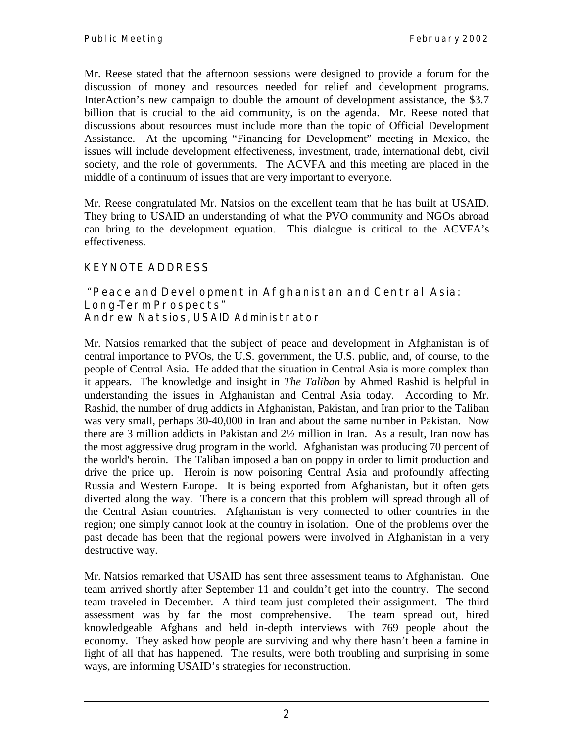Mr. Reese stated that the afternoon sessions were designed to provide a forum for the discussion of money and resources needed for relief and development programs. InterAction's new campaign to double the amount of development assistance, the $3.7 billion that is crucial to the aid community, is on the agenda. Mr. Reese noted that discussions about resources must include more than the topic of Official Development Assistance. At the upcoming "Financing for Development" meeting in Mexico, the issues will include development effectiveness, investment, trade, international debt, civil society, and the role of governments. The ACVFA and this meeting are placed in the middle of a continuum of issues that are very important to everyone.

Mr. Reese congratulated Mr. Natsios on the excellent team that he has built at USAID. They bring to USAID an understanding of what the PVO community and NGOs abroad can bring to the development equation. This dialogue is critical to the ACVFA's effectiveness.

## KEYNOTE ADDRESS

### "Peace and Development in Afghanistan and Central Asia: Long-Term Prospects"
### Andrew Natsios, USAID Administrator

Mr. Natsios remarked that the subject of peace and development in Afghanistan is of central importance to PVOs, the U.S. government, the U.S. public, and, of course, to the people of Central Asia. He added that the situation in Central Asia is more complex than it appears. The knowledge and insight in *The Taliban* by Ahmed Rashid is helpful in understanding the issues in Afghanistan and Central Asia today. According to Mr. Rashid, the number of drug addicts in Afghanistan, Pakistan, and Iran prior to the Taliban was very small, perhaps 30-40,000 in Iran and about the same number in Pakistan. Now there are 3 million addicts in Pakistan and 2½ million in Iran. As a result, Iran now has the most aggressive drug program in the world. Afghanistan was producing 70 percent of the world's heroin. The Taliban imposed a ban on poppy in order to limit production and drive the price up. Heroin is now poisoning Central Asia and profoundly affecting Russia and Western Europe. It is being exported from Afghanistan, but it often gets diverted along the way. There is a concern that this problem will spread through all of the Central Asian countries. Afghanistan is very connected to other countries in the region; one simply cannot look at the country in isolation. One of the problems over the past decade has been that the regional powers were involved in Afghanistan in a very destructive way.

Mr. Natsios remarked that USAID has sent three assessment teams to Afghanistan. One team arrived shortly after September 11 and couldn't get into the country. The second team traveled in December. A third team just completed their assignment. The third assessment was by far the most comprehensive. The team spread out, hired knowledgeable Afghans and held in-depth interviews with 769 people about the economy. They asked how people are surviving and why there hasn't been a famine in light of all that has happened. The results, were both troubling and surprising in some ways, are informing USAID's strategies for reconstruction.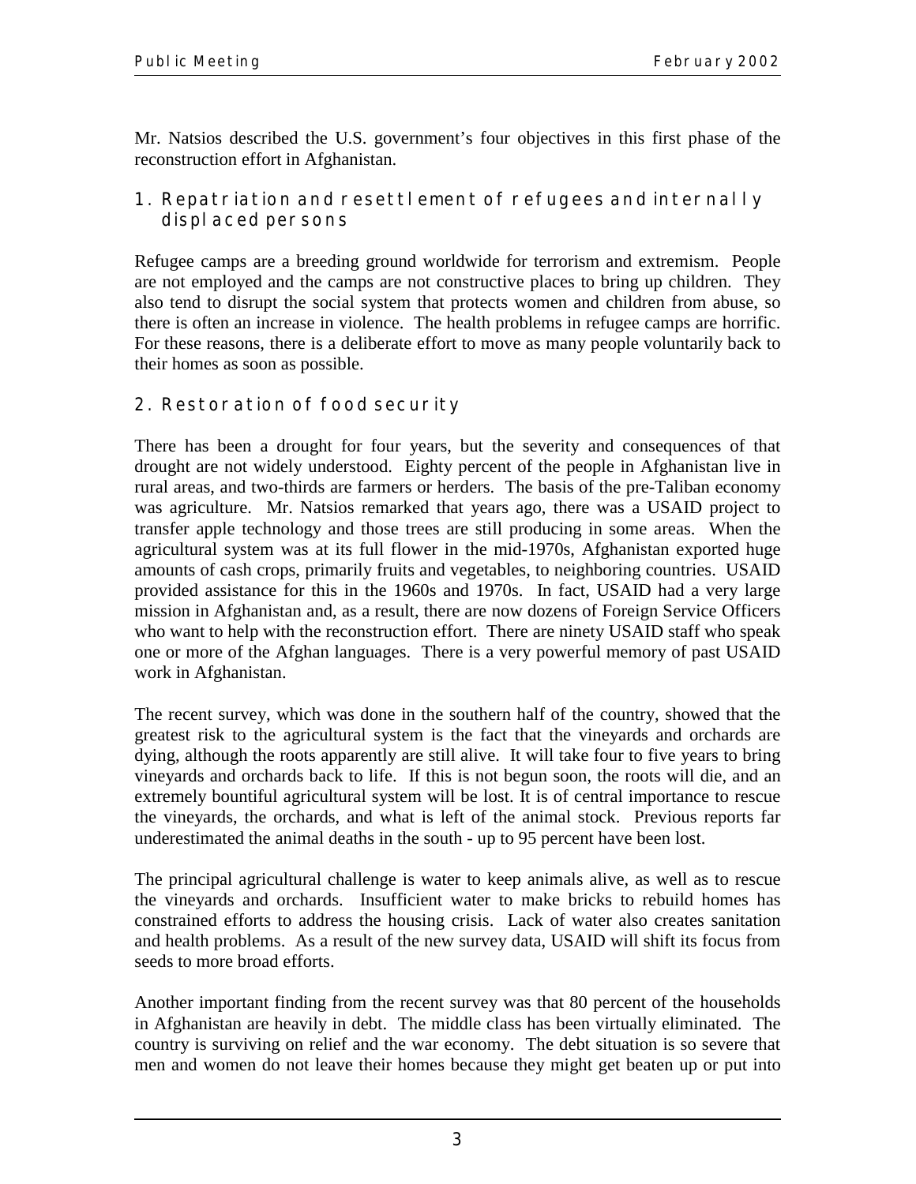Mr. Natsios described the U.S. government's four objectives in this first phase of the reconstruction effort in Afghanistan.

### 1. Repatriation and resettlement of refugees and internally displaced persons

Refugee camps are a breeding ground worldwide for terrorism and extremism. People are not employed and the camps are not constructive places to bring up children. They also tend to disrupt the social system that protects women and children from abuse, so there is often an increase in violence. The health problems in refugee camps are horrific. For these reasons, there is a deliberate effort to move as many people voluntarily back to their homes as soon as possible.

### 2. Restoration of food security

There has been a drought for four years, but the severity and consequences of that drought are not widely understood. Eighty percent of the people in Afghanistan live in rural areas, and two-thirds are farmers or herders. The basis of the pre-Taliban economy was agriculture. Mr. Natsios remarked that years ago, there was a USAID project to transfer apple technology and those trees are still producing in some areas. When the agricultural system was at its full flower in the mid-1970s, Afghanistan exported huge amounts of cash crops, primarily fruits and vegetables, to neighboring countries. USAID provided assistance for this in the 1960s and 1970s. In fact, USAID had a very large mission in Afghanistan and, as a result, there are now dozens of Foreign Service Officers who want to help with the reconstruction effort. There are ninety USAID staff who speak one or more of the Afghan languages. There is a very powerful memory of past USAID work in Afghanistan.

The recent survey, which was done in the southern half of the country, showed that the greatest risk to the agricultural system is the fact that the vineyards and orchards are dying, although the roots apparently are still alive. It will take four to five years to bring vineyards and orchards back to life. If this is not begun soon, the roots will die, and an extremely bountiful agricultural system will be lost. It is of central importance to rescue the vineyards, the orchards, and what is left of the animal stock. Previous reports far underestimated the animal deaths in the south - up to 95 percent have been lost.

The principal agricultural challenge is water to keep animals alive, as well as to rescue the vineyards and orchards. Insufficient water to make bricks to rebuild homes has constrained efforts to address the housing crisis. Lack of water also creates sanitation and health problems. As a result of the new survey data, USAID will shift its focus from seeds to more broad efforts.

Another important finding from the recent survey was that 80 percent of the households in Afghanistan are heavily in debt. The middle class has been virtually eliminated. The country is surviving on relief and the war economy. The debt situation is so severe that men and women do not leave their homes because they might get beaten up or put into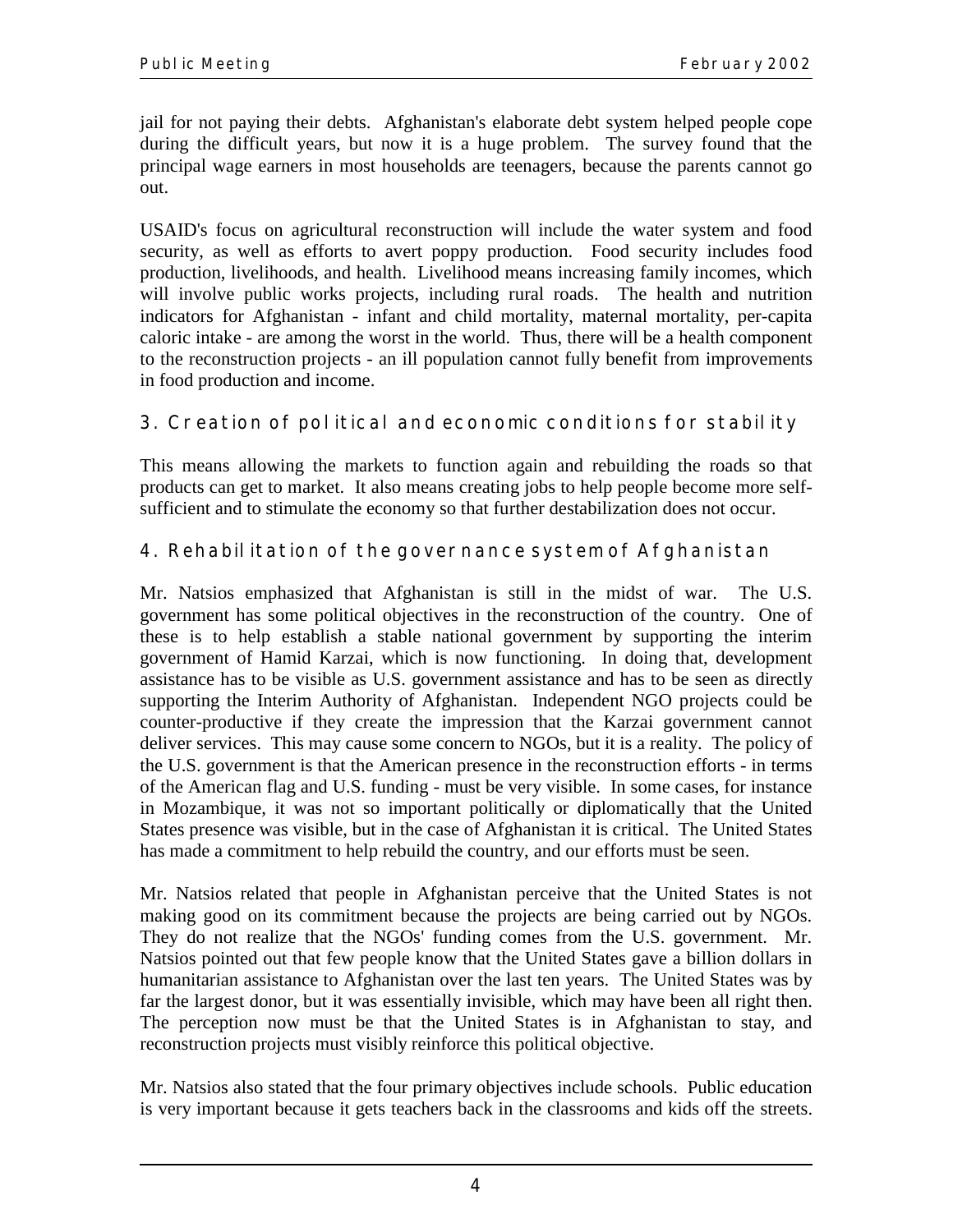jail for not paying their debts. Afghanistan's elaborate debt system helped people cope during the difficult years, but now it is a huge problem. The survey found that the principal wage earners in most households are teenagers, because the parents cannot go out.

USAID's focus on agricultural reconstruction will include the water system and food security, as well as efforts to avert poppy production. Food security includes food production, livelihoods, and health. Livelihood means increasing family incomes, which will involve public works projects, including rural roads. The health and nutrition indicators for Afghanistan - infant and child mortality, maternal mortality, per-capita caloric intake - are among the worst in the world. Thus, there will be a health component to the reconstruction projects - an ill population cannot fully benefit from improvements in food production and income.

### 3. Creation of political and economic conditions for stability

This means allowing the markets to function again and rebuilding the roads so that products can get to market. It also means creating jobs to help people become more self-sufficient and to stimulate the economy so that further destabilization does not occur.

### 4. Rehabilitation of the governance system of Afghanistan

Mr. Natsios emphasized that Afghanistan is still in the midst of war. The U.S. government has some political objectives in the reconstruction of the country. One of these is to help establish a stable national government by supporting the interim government of Hamid Karzai, which is now functioning. In doing that, development assistance has to be visible as U.S. government assistance and has to be seen as directly supporting the Interim Authority of Afghanistan. Independent NGO projects could be counter-productive if they create the impression that the Karzai government cannot deliver services. This may cause some concern to NGOs, but it is a reality. The policy of the U.S. government is that the American presence in the reconstruction efforts - in terms of the American flag and U.S. funding - must be very visible. In some cases, for instance in Mozambique, it was not so important politically or diplomatically that the United States presence was visible, but in the case of Afghanistan it is critical. The United States has made a commitment to help rebuild the country, and our efforts must be seen.

Mr. Natsios related that people in Afghanistan perceive that the United States is not making good on its commitment because the projects are being carried out by NGOs. They do not realize that the NGOs' funding comes from the U.S. government. Mr. Natsios pointed out that few people know that the United States gave a billion dollars in humanitarian assistance to Afghanistan over the last ten years. The United States was by far the largest donor, but it was essentially invisible, which may have been all right then. The perception now must be that the United States is in Afghanistan to stay, and reconstruction projects must visibly reinforce this political objective.

Mr. Natsios also stated that the four primary objectives include schools. Public education is very important because it gets teachers back in the classrooms and kids off the streets.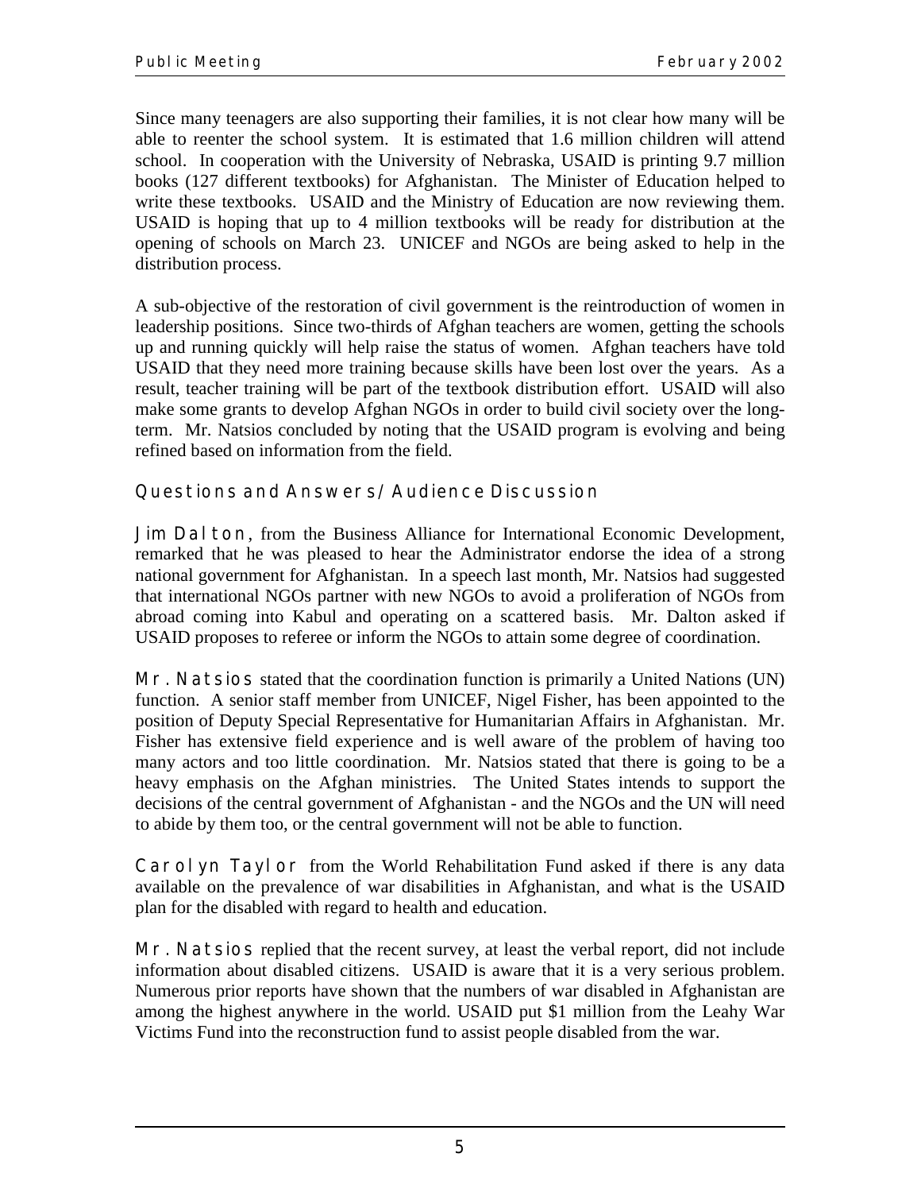Since many teenagers are also supporting their families, it is not clear how many will be able to reenter the school system. It is estimated that 1.6 million children will attend school. In cooperation with the University of Nebraska, USAID is printing 9.7 million books (127 different textbooks) for Afghanistan. The Minister of Education helped to write these textbooks. USAID and the Ministry of Education are now reviewing them. USAID is hoping that up to 4 million textbooks will be ready for distribution at the opening of schools on March 23. UNICEF and NGOs are being asked to help in the distribution process.

A sub-objective of the restoration of civil government is the reintroduction of women in leadership positions. Since two-thirds of Afghan teachers are women, getting the schools up and running quickly will help raise the status of women. Afghan teachers have told USAID that they need more training because skills have been lost over the years. As a result, teacher training will be part of the textbook distribution effort. USAID will also make some grants to develop Afghan NGOs in order to build civil society over the long-term. Mr. Natsios concluded by noting that the USAID program is evolving and being refined based on information from the field.

## Questions and Answers/Audience Discussion

**Jim Dalton**, from the Business Alliance for International Economic Development, remarked that he was pleased to hear the Administrator endorse the idea of a strong national government for Afghanistan. In a speech last month, Mr. Natsios had suggested that international NGOs partner with new NGOs to avoid a proliferation of NGOs from abroad coming into Kabul and operating on a scattered basis. Mr. Dalton asked if USAID proposes to referee or inform the NGOs to attain some degree of coordination.

**Mr. Natsios** stated that the coordination function is primarily a United Nations (UN) function. A senior staff member from UNICEF, Nigel Fisher, has been appointed to the position of Deputy Special Representative for Humanitarian Affairs in Afghanistan. Mr. Fisher has extensive field experience and is well aware of the problem of having too many actors and too little coordination. Mr. Natsios stated that there is going to be a heavy emphasis on the Afghan ministries. The United States intends to support the decisions of the central government of Afghanistan - and the NGOs and the UN will need to abide by them too, or the central government will not be able to function.

**Carolyn Taylor** from the World Rehabilitation Fund asked if there is any data available on the prevalence of war disabilities in Afghanistan, and what is the USAID plan for the disabled with regard to health and education.

**Mr. Natsios** replied that the recent survey, at least the verbal report, did not include information about disabled citizens. USAID is aware that it is a very serious problem. Numerous prior reports have shown that the numbers of war disabled in Afghanistan are among the highest anywhere in the world. USAID put $1 million from the Leahy War Victims Fund into the reconstruction fund to assist people disabled from the war.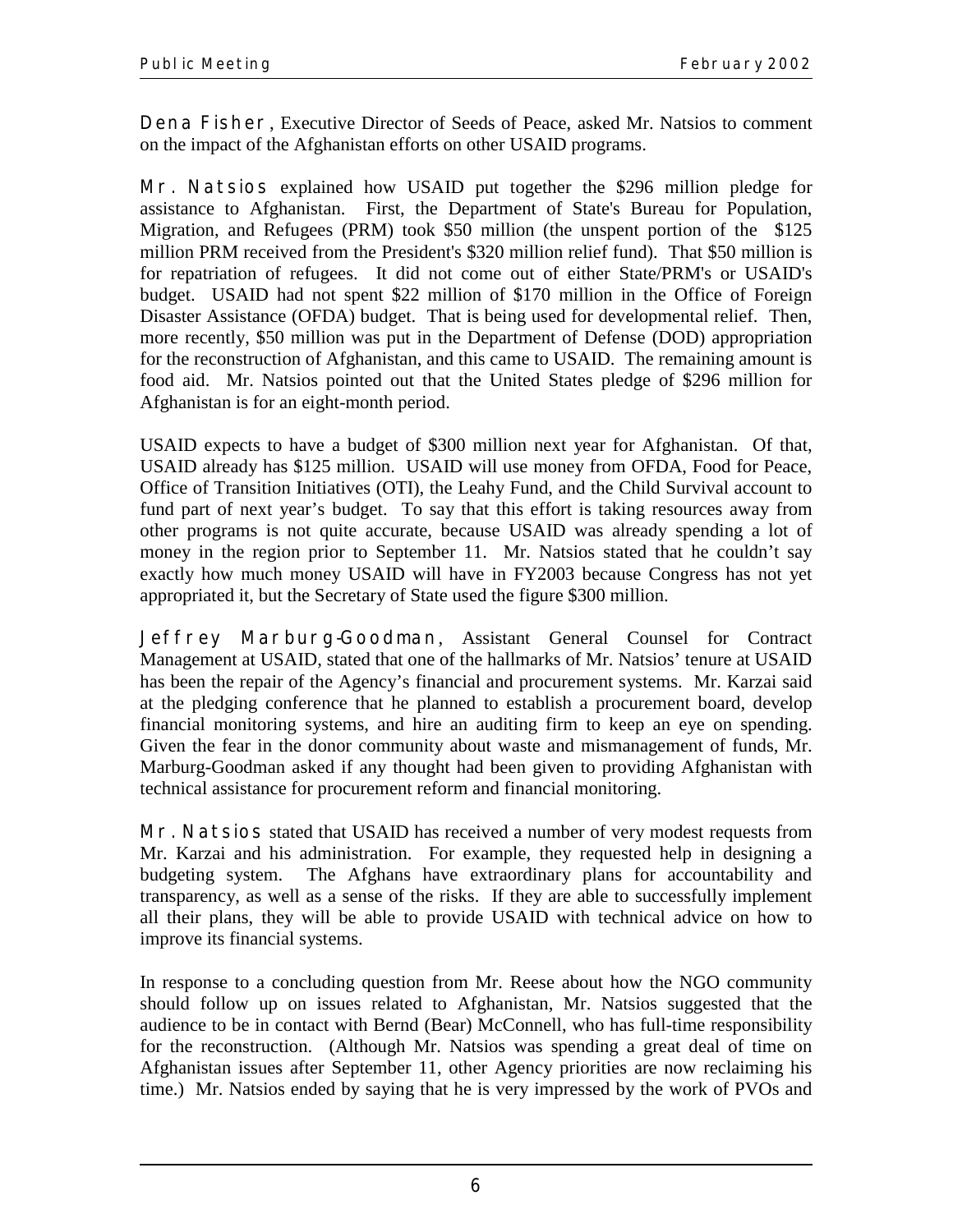Dena Fisher, Executive Director of Seeds of Peace, asked Mr. Natsios to comment on the impact of the Afghanistan efforts on other USAID programs.

Mr. Natsios explained how USAID put together the $296 million pledge for assistance to Afghanistan. First, the Department of State's Bureau for Population, Migration, and Refugees (PRM) took $50 million (the unspent portion of the $125 million PRM received from the President's $320 million relief fund). That $50 million is for repatriation of refugees. It did not come out of either State/PRM's or USAID's budget. USAID had not spent $22 million of $170 million in the Office of Foreign Disaster Assistance (OFDA) budget. That is being used for developmental relief. Then, more recently, $50 million was put in the Department of Defense (DOD) appropriation for the reconstruction of Afghanistan, and this came to USAID. The remaining amount is food aid. Mr. Natsios pointed out that the United States pledge of $296 million for Afghanistan is for an eight-month period.

USAID expects to have a budget of $300 million next year for Afghanistan. Of that, USAID already has $125 million. USAID will use money from OFDA, Food for Peace, Office of Transition Initiatives (OTI), the Leahy Fund, and the Child Survival account to fund part of next year's budget. To say that this effort is taking resources away from other programs is not quite accurate, because USAID was already spending a lot of money in the region prior to September 11. Mr. Natsios stated that he couldn't say exactly how much money USAID will have in FY2003 because Congress has not yet appropriated it, but the Secretary of State used the figure $300 million.

Jeffrey Marburg-Goodman, Assistant General Counsel for Contract Management at USAID, stated that one of the hallmarks of Mr. Natsios' tenure at USAID has been the repair of the Agency's financial and procurement systems. Mr. Karzai said at the pledging conference that he planned to establish a procurement board, develop financial monitoring systems, and hire an auditing firm to keep an eye on spending. Given the fear in the donor community about waste and mismanagement of funds, Mr. Marburg-Goodman asked if any thought had been given to providing Afghanistan with technical assistance for procurement reform and financial monitoring.

Mr. Natsios stated that USAID has received a number of very modest requests from Mr. Karzai and his administration. For example, they requested help in designing a budgeting system. The Afghans have extraordinary plans for accountability and transparency, as well as a sense of the risks. If they are able to successfully implement all their plans, they will be able to provide USAID with technical advice on how to improve its financial systems.

In response to a concluding question from Mr. Reese about how the NGO community should follow up on issues related to Afghanistan, Mr. Natsios suggested that the audience to be in contact with Bernd (Bear) McConnell, who has full-time responsibility for the reconstruction. (Although Mr. Natsios was spending a great deal of time on Afghanistan issues after September 11, other Agency priorities are now reclaiming his time.) Mr. Natsios ended by saying that he is very impressed by the work of PVOs and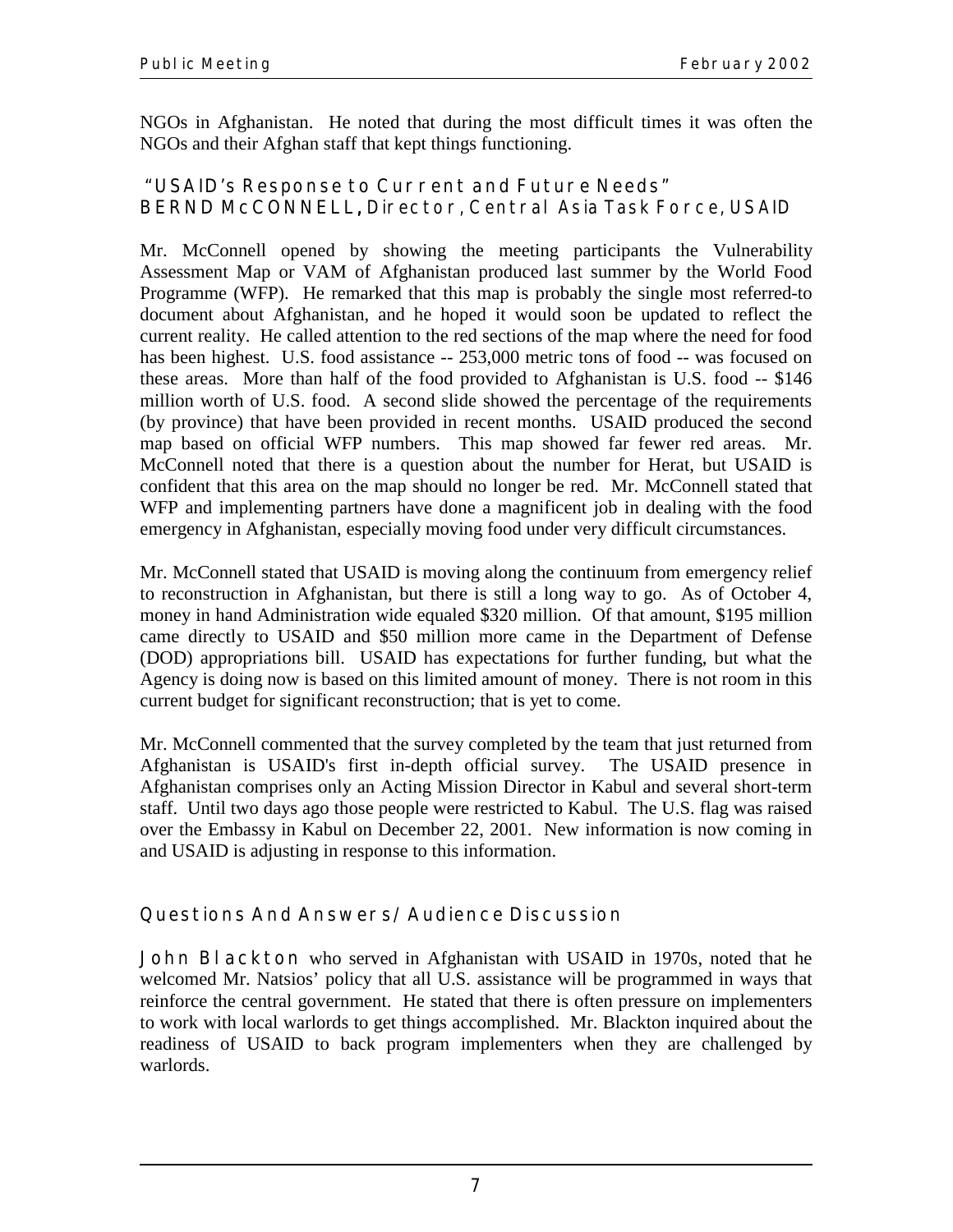NGOs in Afghanistan. He noted that during the most difficult times it was often the NGOs and their Afghan staff that kept things functioning.

### "USAID's Response to Current and Future Needs"
### BERND McCONNELL, Director, Central Asia Task Force, USAID

Mr. McConnell opened by showing the meeting participants the Vulnerability Assessment Map or VAM of Afghanistan produced last summer by the World Food Programme (WFP). He remarked that this map is probably the single most referred-to document about Afghanistan, and he hoped it would soon be updated to reflect the current reality. He called attention to the red sections of the map where the need for food has been highest. U.S. food assistance -- 253,000 metric tons of food -- was focused on these areas. More than half of the food provided to Afghanistan is U.S. food -- $146 million worth of U.S. food. A second slide showed the percentage of the requirements (by province) that have been provided in recent months. USAID produced the second map based on official WFP numbers. This map showed far fewer red areas. Mr. McConnell noted that there is a question about the number for Herat, but USAID is confident that this area on the map should no longer be red. Mr. McConnell stated that WFP and implementing partners have done a magnificent job in dealing with the food emergency in Afghanistan, especially moving food under very difficult circumstances.

Mr. McConnell stated that USAID is moving along the continuum from emergency relief to reconstruction in Afghanistan, but there is still a long way to go. As of October 4, money in hand Administration wide equaled $320 million. Of that amount, $195 million came directly to USAID and $50 million more came in the Department of Defense (DOD) appropriations bill. USAID has expectations for further funding, but what the Agency is doing now is based on this limited amount of money. There is not room in this current budget for significant reconstruction; that is yet to come.

Mr. McConnell commented that the survey completed by the team that just returned from Afghanistan is USAID's first in-depth official survey. The USAID presence in Afghanistan comprises only an Acting Mission Director in Kabul and several short-term staff. Until two days ago those people were restricted to Kabul. The U.S. flag was raised over the Embassy in Kabul on December 22, 2001. New information is now coming in and USAID is adjusting in response to this information.

### Questions And Answers/Audience Discussion

John Blackton who served in Afghanistan with USAID in 1970s, noted that he welcomed Mr. Natsios' policy that all U.S. assistance will be programmed in ways that reinforce the central government. He stated that there is often pressure on implementers to work with local warlords to get things accomplished. Mr. Blackton inquired about the readiness of USAID to back program implementers when they are challenged by warlords.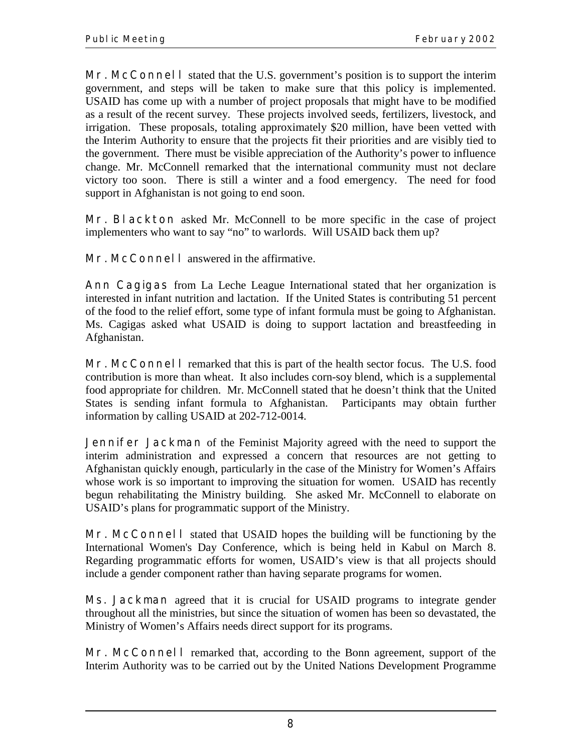**Mr. McConnell** stated that the U.S. government's position is to support the interim government, and steps will be taken to make sure that this policy is implemented. USAID has come up with a number of project proposals that might have to be modified as a result of the recent survey. These projects involved seeds, fertilizers, livestock, and irrigation. These proposals, totaling approximately $20 million, have been vetted with the Interim Authority to ensure that the projects fit their priorities and are visibly tied to the government. There must be visible appreciation of the Authority's power to influence change. Mr. McConnell remarked that the international community must not declare victory too soon. There is still a winter and a food emergency. The need for food support in Afghanistan is not going to end soon.

**Mr. Blackton** asked Mr. McConnell to be more specific in the case of project implementers who want to say "no" to warlords. Will USAID back them up?

**Mr. McConnell** answered in the affirmative.

**Ann Cagigas** from La Leche League International stated that her organization is interested in infant nutrition and lactation. If the United States is contributing 51 percent of the food to the relief effort, some type of infant formula must be going to Afghanistan. Ms. Cagigas asked what USAID is doing to support lactation and breastfeeding in Afghanistan.

**Mr. McConnell** remarked that this is part of the health sector focus. The U.S. food contribution is more than wheat. It also includes corn-soy blend, which is a supplemental food appropriate for children. Mr. McConnell stated that he doesn't think that the United States is sending infant formula to Afghanistan. Participants may obtain further information by calling USAID at 202-712-0014.

**Jennifer Jackman** of the Feminist Majority agreed with the need to support the interim administration and expressed a concern that resources are not getting to Afghanistan quickly enough, particularly in the case of the Ministry for Women's Affairs whose work is so important to improving the situation for women. USAID has recently begun rehabilitating the Ministry building. She asked Mr. McConnell to elaborate on USAID's plans for programmatic support of the Ministry.

**Mr. McConnell** stated that USAID hopes the building will be functioning by the International Women's Day Conference, which is being held in Kabul on March 8. Regarding programmatic efforts for women, USAID's view is that all projects should include a gender component rather than having separate programs for women.

**Ms. Jackman** agreed that it is crucial for USAID programs to integrate gender throughout all the ministries, but since the situation of women has been so devastated, the Ministry of Women's Affairs needs direct support for its programs.

**Mr. McConnell** remarked that, according to the Bonn agreement, support of the Interim Authority was to be carried out by the United Nations Development Programme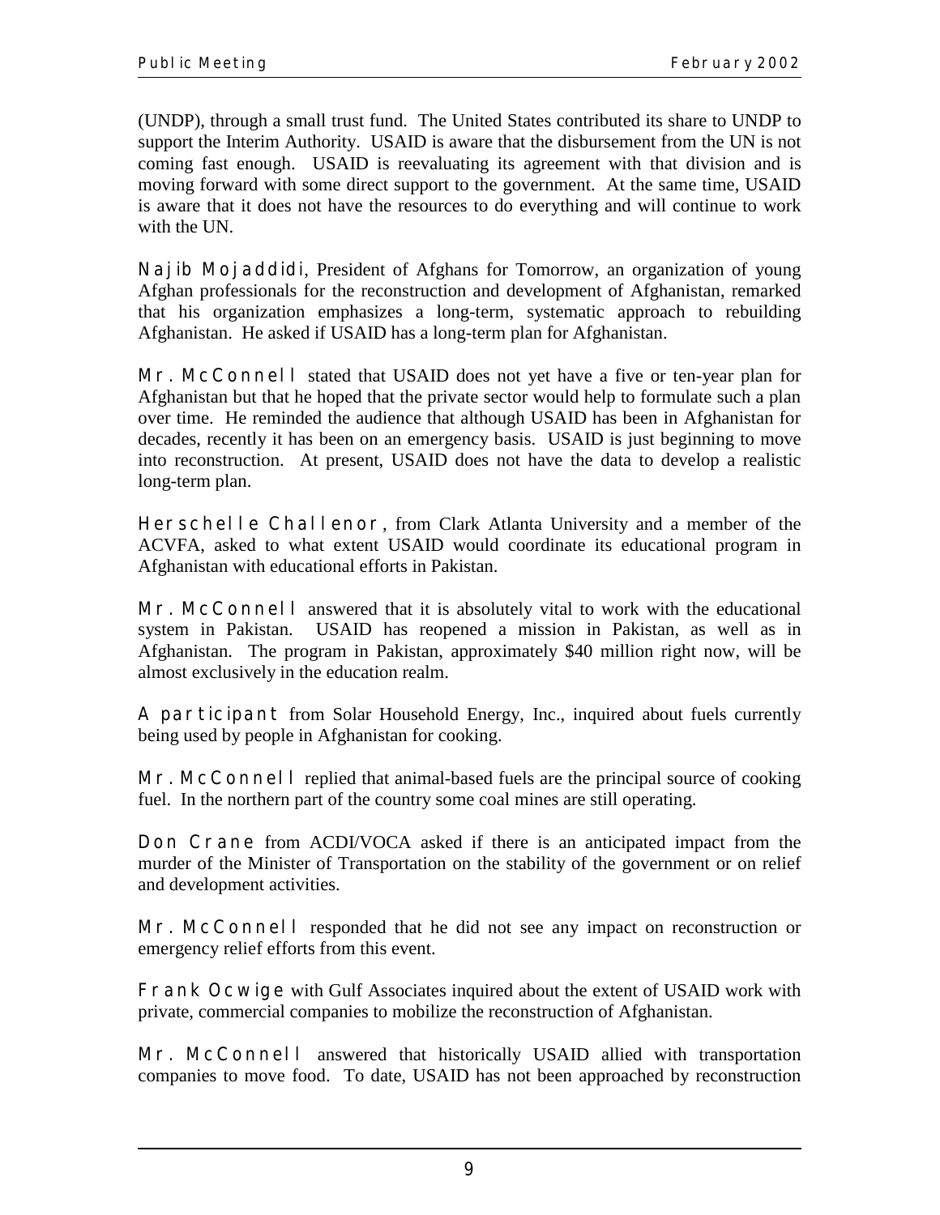(UNDP), through a small trust fund. The United States contributed its share to UNDP to support the Interim Authority. USAID is aware that the disbursement from the UN is not coming fast enough. USAID is reevaluating its agreement with that division and is moving forward with some direct support to the government. At the same time, USAID is aware that it does not have the resources to do everything and will continue to work with the UN.

Najib Mojaddidi, President of Afghans for Tomorrow, an organization of young Afghan professionals for the reconstruction and development of Afghanistan, remarked that his organization emphasizes a long-term, systematic approach to rebuilding Afghanistan. He asked if USAID has a long-term plan for Afghanistan.

Mr. McConnell stated that USAID does not yet have a five or ten-year plan for Afghanistan but that he hoped that the private sector would help to formulate such a plan over time. He reminded the audience that although USAID has been in Afghanistan for decades, recently it has been on an emergency basis. USAID is just beginning to move into reconstruction. At present, USAID does not have the data to develop a realistic long-term plan.

Herschelle Challenor, from Clark Atlanta University and a member of the ACVFA, asked to what extent USAID would coordinate its educational program in Afghanistan with educational efforts in Pakistan.

Mr. McConnell answered that it is absolutely vital to work with the educational system in Pakistan. USAID has reopened a mission in Pakistan, as well as in Afghanistan. The program in Pakistan, approximately $40 million right now, will be almost exclusively in the education realm.

A participant from Solar Household Energy, Inc., inquired about fuels currently being used by people in Afghanistan for cooking.

Mr. McConnell replied that animal-based fuels are the principal source of cooking fuel. In the northern part of the country some coal mines are still operating.

Don Crane from ACDI/VOCA asked if there is an anticipated impact from the murder of the Minister of Transportation on the stability of the government or on relief and development activities.

Mr. McConnell responded that he did not see any impact on reconstruction or emergency relief efforts from this event.

Frank Ocwige with Gulf Associates inquired about the extent of USAID work with private, commercial companies to mobilize the reconstruction of Afghanistan.

Mr. McConnell answered that historically USAID allied with transportation companies to move food. To date, USAID has not been approached by reconstruction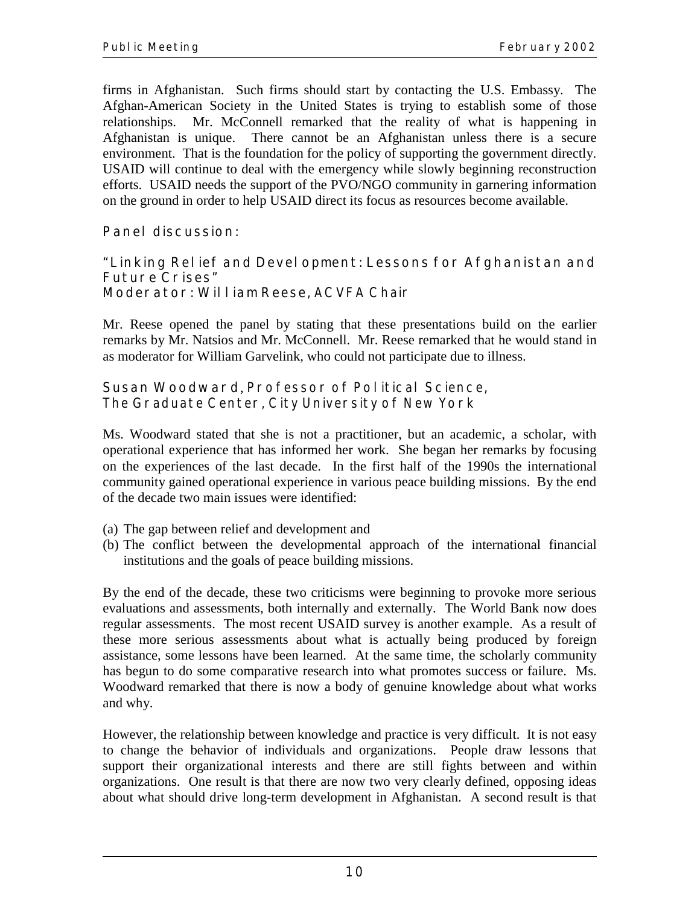firms in Afghanistan. Such firms should start by contacting the U.S. Embassy. The Afghan-American Society in the United States is trying to establish some of those relationships. Mr. McConnell remarked that the reality of what is happening in Afghanistan is unique. There cannot be an Afghanistan unless there is a secure environment. That is the foundation for the policy of supporting the government directly. USAID will continue to deal with the emergency while slowly beginning reconstruction efforts. USAID needs the support of the PVO/NGO community in garnering information on the ground in order to help USAID direct its focus as resources become available.

## Panel discussion:

### "Linking Relief and Development: Lessons for Afghanistan and Future Crises"
### Moderator: William Reese, ACVFA Chair

Mr. Reese opened the panel by stating that these presentations build on the earlier remarks by Mr. Natsios and Mr. McConnell. Mr. Reese remarked that he would stand in as moderator for William Garvelink, who could not participate due to illness.

### Susan Woodward, Professor of Political Science, The Graduate Center, City University of New York

Ms. Woodward stated that she is not a practitioner, but an academic, a scholar, with operational experience that has informed her work. She began her remarks by focusing on the experiences of the last decade. In the first half of the 1990s the international community gained operational experience in various peace building missions. By the end of the decade two main issues were identified:

(a) The gap between relief and development and
(b) The conflict between the developmental approach of the international financial institutions and the goals of peace building missions.

By the end of the decade, these two criticisms were beginning to provoke more serious evaluations and assessments, both internally and externally. The World Bank now does regular assessments. The most recent USAID survey is another example. As a result of these more serious assessments about what is actually being produced by foreign assistance, some lessons have been learned. At the same time, the scholarly community has begun to do some comparative research into what promotes success or failure. Ms. Woodward remarked that there is now a body of genuine knowledge about what works and why.

However, the relationship between knowledge and practice is very difficult. It is not easy to change the behavior of individuals and organizations. People draw lessons that support their organizational interests and there are still fights between and within organizations. One result is that there are now two very clearly defined, opposing ideas about what should drive long-term development in Afghanistan. A second result is that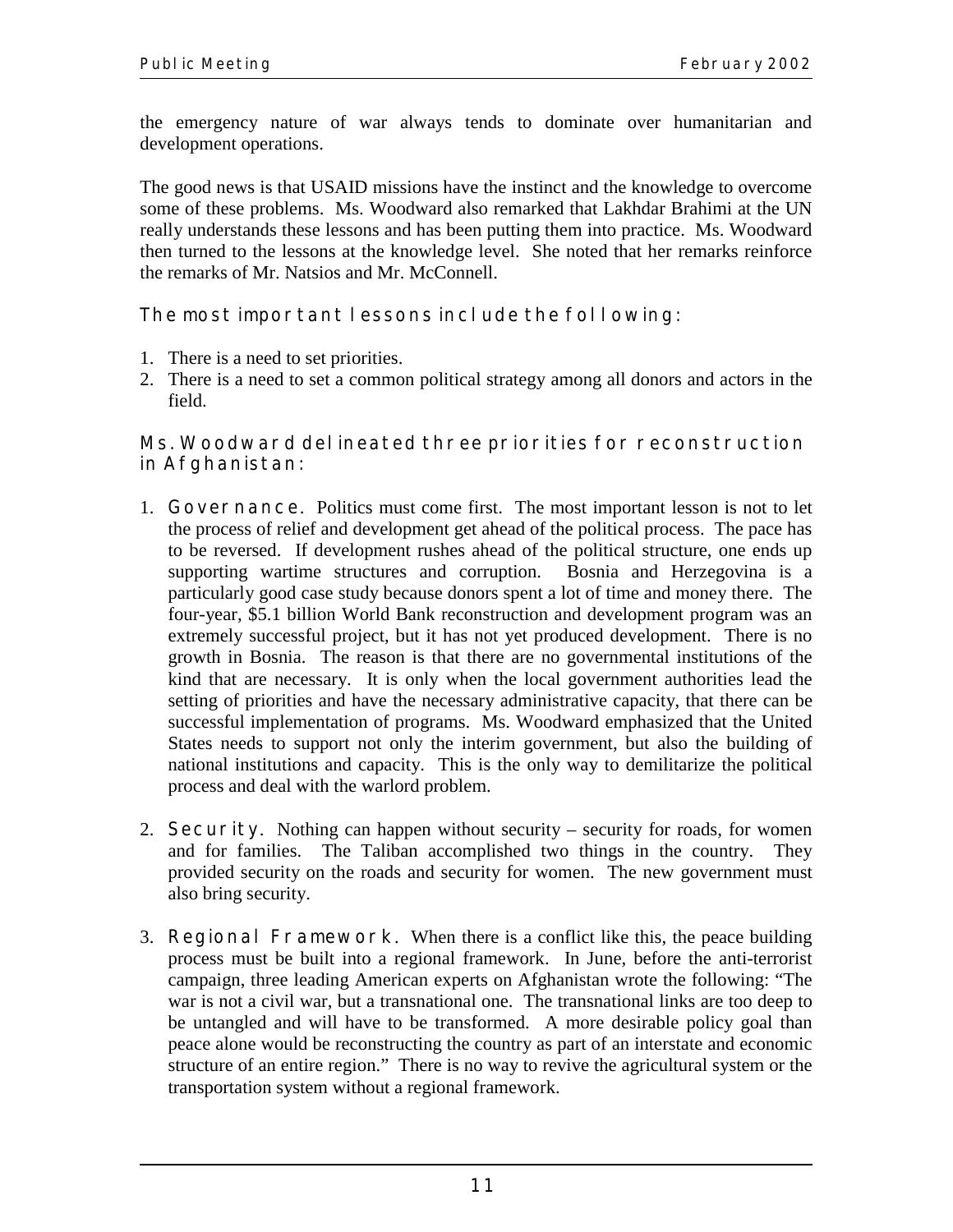the emergency nature of war always tends to dominate over humanitarian and development operations.

The good news is that USAID missions have the instinct and the knowledge to overcome some of these problems. Ms. Woodward also remarked that Lakhdar Brahimi at the UN really understands these lessons and has been putting them into practice. Ms. Woodward then turned to the lessons at the knowledge level. She noted that her remarks reinforce the remarks of Mr. Natsios and Mr. McConnell.

### The most important lessons include the following:

1. There is a need to set priorities.
2. There is a need to set a common political strategy among all donors and actors in the field.

### Ms. Woodward delineated three priorities for reconstruction in Afghanistan:

1. **Governance.** Politics must come first. The most important lesson is not to let the process of relief and development get ahead of the political process. The pace has to be reversed. If development rushes ahead of the political structure, one ends up supporting wartime structures and corruption. Bosnia and Herzegovina is a particularly good case study because donors spent a lot of time and money there. The four-year, $5.1 billion World Bank reconstruction and development program was an extremely successful project, but it has not yet produced development. There is no growth in Bosnia. The reason is that there are no governmental institutions of the kind that are necessary. It is only when the local government authorities lead the setting of priorities and have the necessary administrative capacity, that there can be successful implementation of programs. Ms. Woodward emphasized that the United States needs to support not only the interim government, but also the building of national institutions and capacity. This is the only way to demilitarize the political process and deal with the warlord problem.

2. **Security.** Nothing can happen without security – security for roads, for women and for families. The Taliban accomplished two things in the country. They provided security on the roads and security for women. The new government must also bring security.

3. **Regional Framework.** When there is a conflict like this, the peace building process must be built into a regional framework. In June, before the anti-terrorist campaign, three leading American experts on Afghanistan wrote the following: "The war is not a civil war, but a transnational one. The transnational links are too deep to be untangled and will have to be transformed. A more desirable policy goal than peace alone would be reconstructing the country as part of an interstate and economic structure of an entire region." There is no way to revive the agricultural system or the transportation system without a regional framework.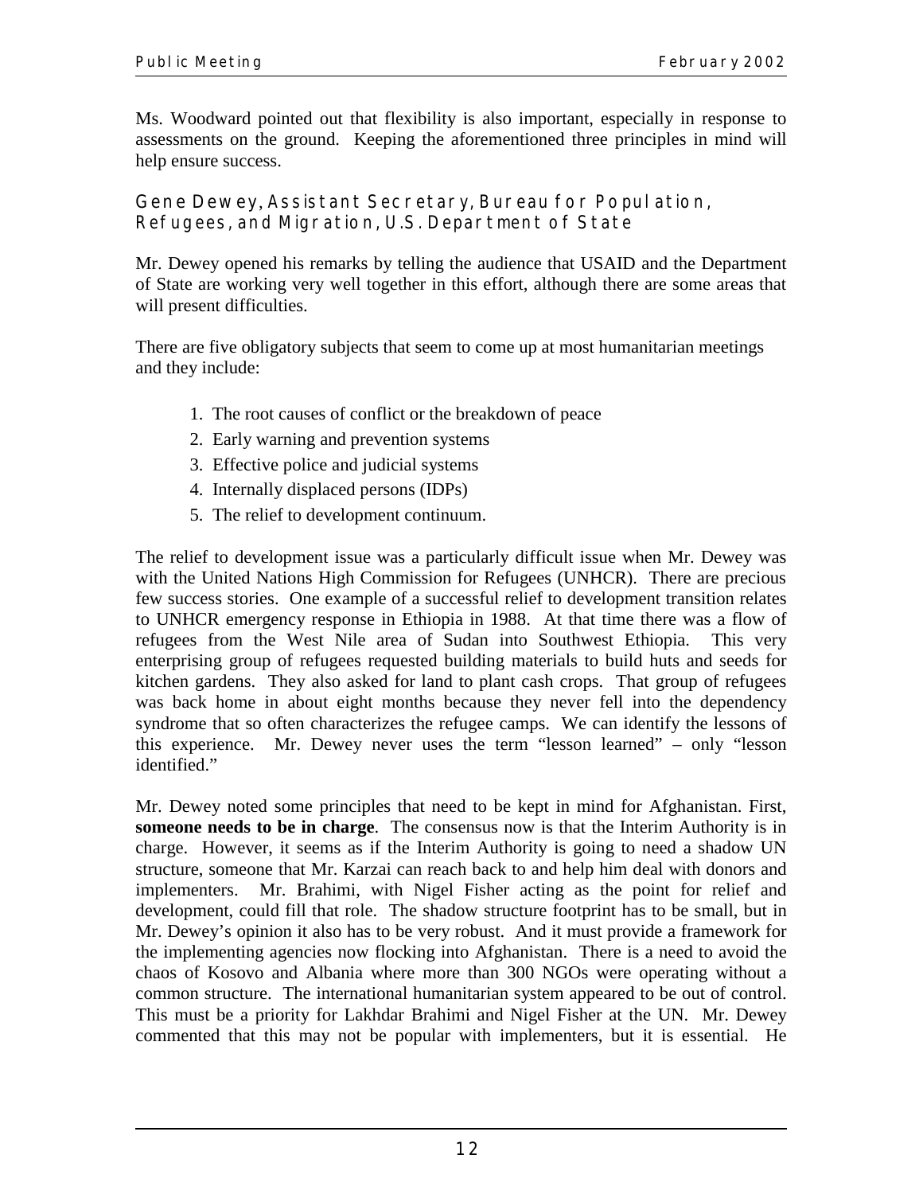Ms. Woodward pointed out that flexibility is also important, especially in response to assessments on the ground. Keeping the aforementioned three principles in mind will help ensure success.

### Gene Dewey, Assistant Secretary, Bureau for Population, Refugees, and Migration, U.S. Department of State

Mr. Dewey opened his remarks by telling the audience that USAID and the Department of State are working very well together in this effort, although there are some areas that will present difficulties.

There are five obligatory subjects that seem to come up at most humanitarian meetings and they include:

1. The root causes of conflict or the breakdown of peace
2. Early warning and prevention systems
3. Effective police and judicial systems
4. Internally displaced persons (IDPs)
5. The relief to development continuum.

The relief to development issue was a particularly difficult issue when Mr. Dewey was with the United Nations High Commission for Refugees (UNHCR). There are precious few success stories. One example of a successful relief to development transition relates to UNHCR emergency response in Ethiopia in 1988. At that time there was a flow of refugees from the West Nile area of Sudan into Southwest Ethiopia. This very enterprising group of refugees requested building materials to build huts and seeds for kitchen gardens. They also asked for land to plant cash crops. That group of refugees was back home in about eight months because they never fell into the dependency syndrome that so often characterizes the refugee camps. We can identify the lessons of this experience. Mr. Dewey never uses the term "lesson learned" – only "lesson identified."

Mr. Dewey noted some principles that need to be kept in mind for Afghanistan. First, **someone needs to be in charge**. The consensus now is that the Interim Authority is in charge. However, it seems as if the Interim Authority is going to need a shadow UN structure, someone that Mr. Karzai can reach back to and help him deal with donors and implementers. Mr. Brahimi, with Nigel Fisher acting as the point for relief and development, could fill that role. The shadow structure footprint has to be small, but in Mr. Dewey's opinion it also has to be very robust. And it must provide a framework for the implementing agencies now flocking into Afghanistan. There is a need to avoid the chaos of Kosovo and Albania where more than 300 NGOs were operating without a common structure. The international humanitarian system appeared to be out of control. This must be a priority for Lakhdar Brahimi and Nigel Fisher at the UN. Mr. Dewey commented that this may not be popular with implementers, but it is essential. He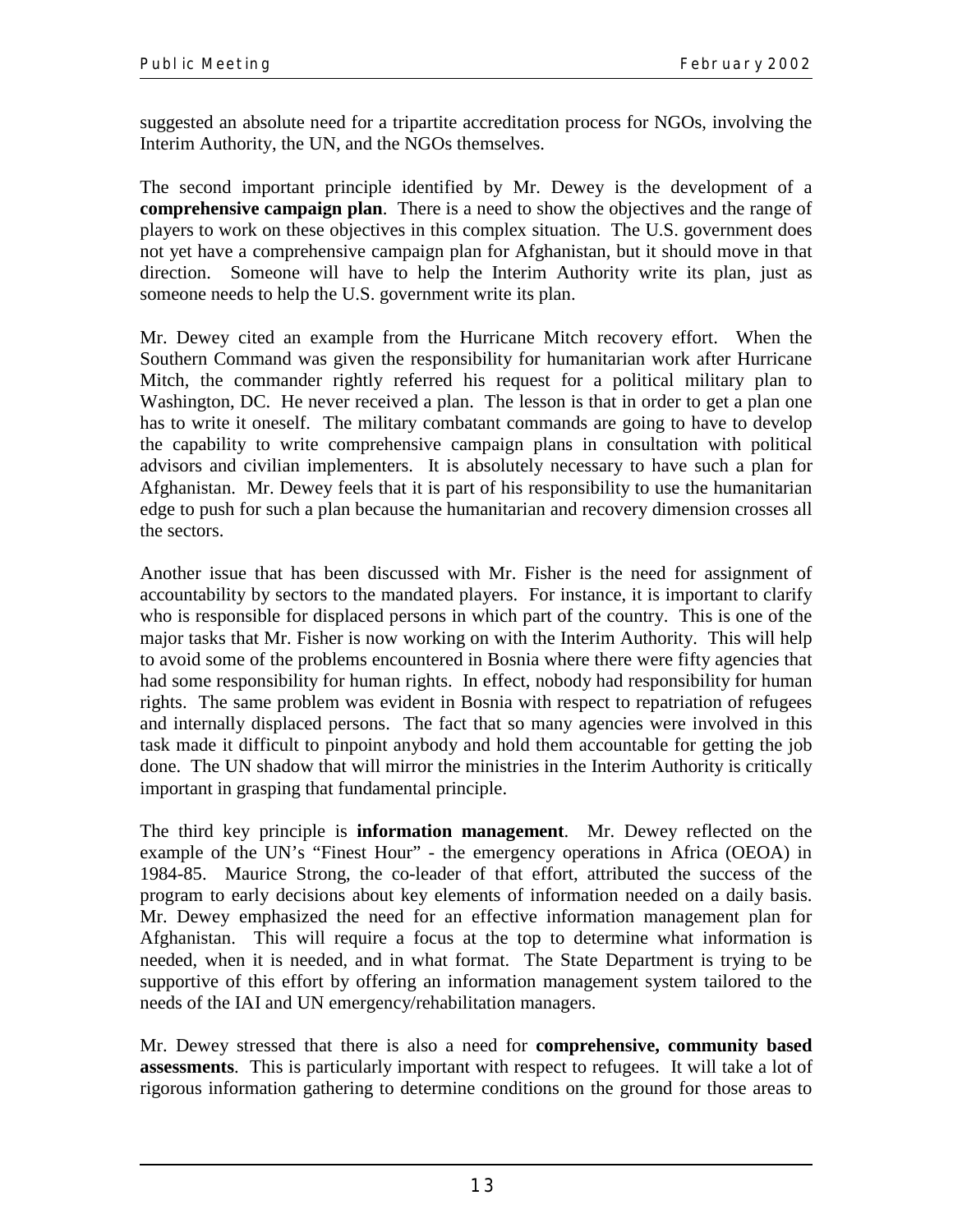suggested an absolute need for a tripartite accreditation process for NGOs, involving the Interim Authority, the UN, and the NGOs themselves.

The second important principle identified by Mr. Dewey is the development of a **comprehensive campaign plan**. There is a need to show the objectives and the range of players to work on these objectives in this complex situation. The U.S. government does not yet have a comprehensive campaign plan for Afghanistan, but it should move in that direction. Someone will have to help the Interim Authority write its plan, just as someone needs to help the U.S. government write its plan.

Mr. Dewey cited an example from the Hurricane Mitch recovery effort. When the Southern Command was given the responsibility for humanitarian work after Hurricane Mitch, the commander rightly referred his request for a political military plan to Washington, DC. He never received a plan. The lesson is that in order to get a plan one has to write it oneself. The military combatant commands are going to have to develop the capability to write comprehensive campaign plans in consultation with political advisors and civilian implementers. It is absolutely necessary to have such a plan for Afghanistan. Mr. Dewey feels that it is part of his responsibility to use the humanitarian edge to push for such a plan because the humanitarian and recovery dimension crosses all the sectors.

Another issue that has been discussed with Mr. Fisher is the need for assignment of accountability by sectors to the mandated players. For instance, it is important to clarify who is responsible for displaced persons in which part of the country. This is one of the major tasks that Mr. Fisher is now working on with the Interim Authority. This will help to avoid some of the problems encountered in Bosnia where there were fifty agencies that had some responsibility for human rights. In effect, nobody had responsibility for human rights. The same problem was evident in Bosnia with respect to repatriation of refugees and internally displaced persons. The fact that so many agencies were involved in this task made it difficult to pinpoint anybody and hold them accountable for getting the job done. The UN shadow that will mirror the ministries in the Interim Authority is critically important in grasping that fundamental principle.

The third key principle is **information management**. Mr. Dewey reflected on the example of the UN's "Finest Hour" - the emergency operations in Africa (OEOA) in 1984-85. Maurice Strong, the co-leader of that effort, attributed the success of the program to early decisions about key elements of information needed on a daily basis. Mr. Dewey emphasized the need for an effective information management plan for Afghanistan. This will require a focus at the top to determine what information is needed, when it is needed, and in what format. The State Department is trying to be supportive of this effort by offering an information management system tailored to the needs of the IAI and UN emergency/rehabilitation managers.

Mr. Dewey stressed that there is also a need for **comprehensive, community based assessments**. This is particularly important with respect to refugees. It will take a lot of rigorous information gathering to determine conditions on the ground for those areas to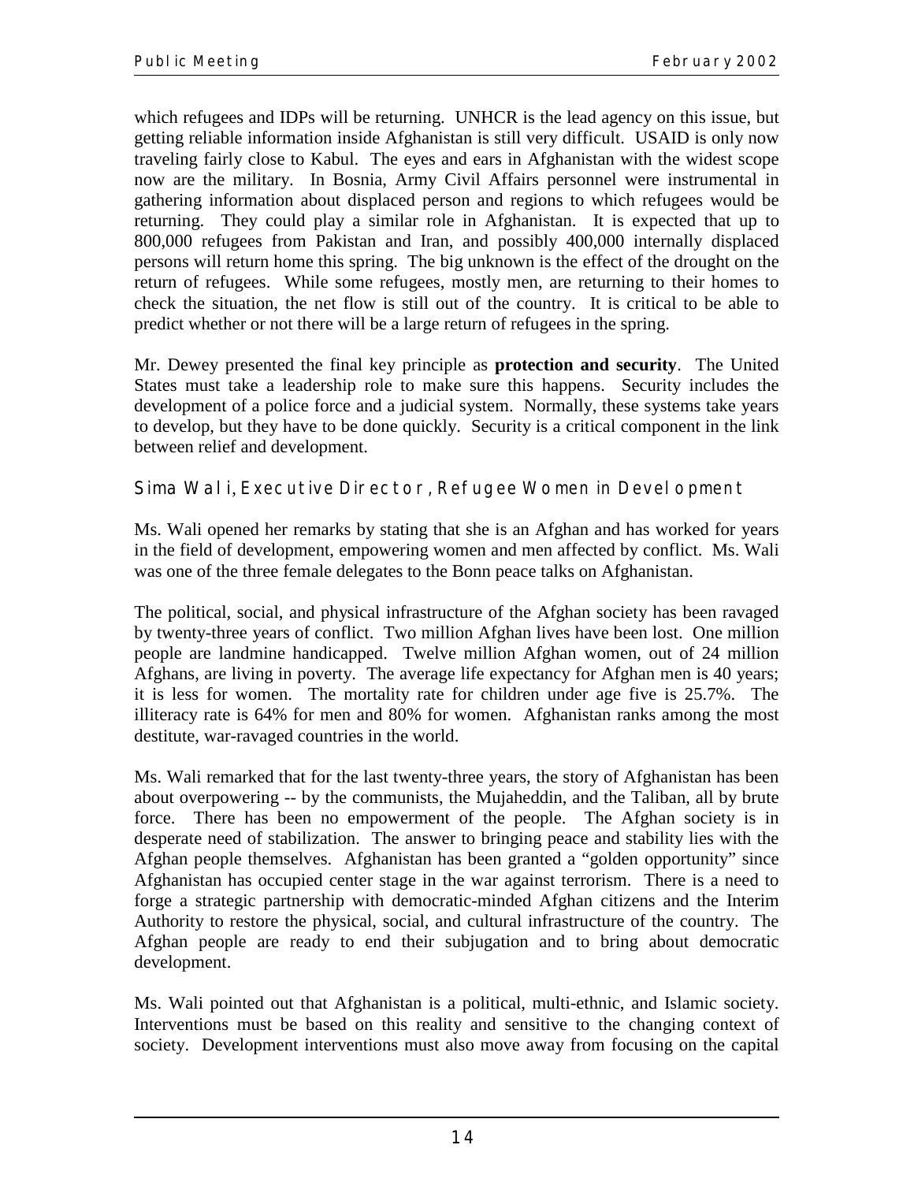which refugees and IDPs will be returning. UNHCR is the lead agency on this issue, but getting reliable information inside Afghanistan is still very difficult. USAID is only now traveling fairly close to Kabul. The eyes and ears in Afghanistan with the widest scope now are the military. In Bosnia, Army Civil Affairs personnel were instrumental in gathering information about displaced person and regions to which refugees would be returning. They could play a similar role in Afghanistan. It is expected that up to 800,000 refugees from Pakistan and Iran, and possibly 400,000 internally displaced persons will return home this spring. The big unknown is the effect of the drought on the return of refugees. While some refugees, mostly men, are returning to their homes to check the situation, the net flow is still out of the country. It is critical to be able to predict whether or not there will be a large return of refugees in the spring.

Mr. Dewey presented the final key principle as **protection and security**. The United States must take a leadership role to make sure this happens. Security includes the development of a police force and a judicial system. Normally, these systems take years to develop, but they have to be done quickly. Security is a critical component in the link between relief and development.

### Sima Wali, Executive Director, Refugee Women in Development

Ms. Wali opened her remarks by stating that she is an Afghan and has worked for years in the field of development, empowering women and men affected by conflict. Ms. Wali was one of the three female delegates to the Bonn peace talks on Afghanistan.

The political, social, and physical infrastructure of the Afghan society has been ravaged by twenty-three years of conflict. Two million Afghan lives have been lost. One million people are landmine handicapped. Twelve million Afghan women, out of 24 million Afghans, are living in poverty. The average life expectancy for Afghan men is 40 years; it is less for women. The mortality rate for children under age five is 25.7%. The illiteracy rate is 64% for men and 80% for women. Afghanistan ranks among the most destitute, war-ravaged countries in the world.

Ms. Wali remarked that for the last twenty-three years, the story of Afghanistan has been about overpowering -- by the communists, the Mujaheddin, and the Taliban, all by brute force. There has been no empowerment of the people. The Afghan society is in desperate need of stabilization. The answer to bringing peace and stability lies with the Afghan people themselves. Afghanistan has been granted a "golden opportunity" since Afghanistan has occupied center stage in the war against terrorism. There is a need to forge a strategic partnership with democratic-minded Afghan citizens and the Interim Authority to restore the physical, social, and cultural infrastructure of the country. The Afghan people are ready to end their subjugation and to bring about democratic development.

Ms. Wali pointed out that Afghanistan is a political, multi-ethnic, and Islamic society. Interventions must be based on this reality and sensitive to the changing context of society. Development interventions must also move away from focusing on the capital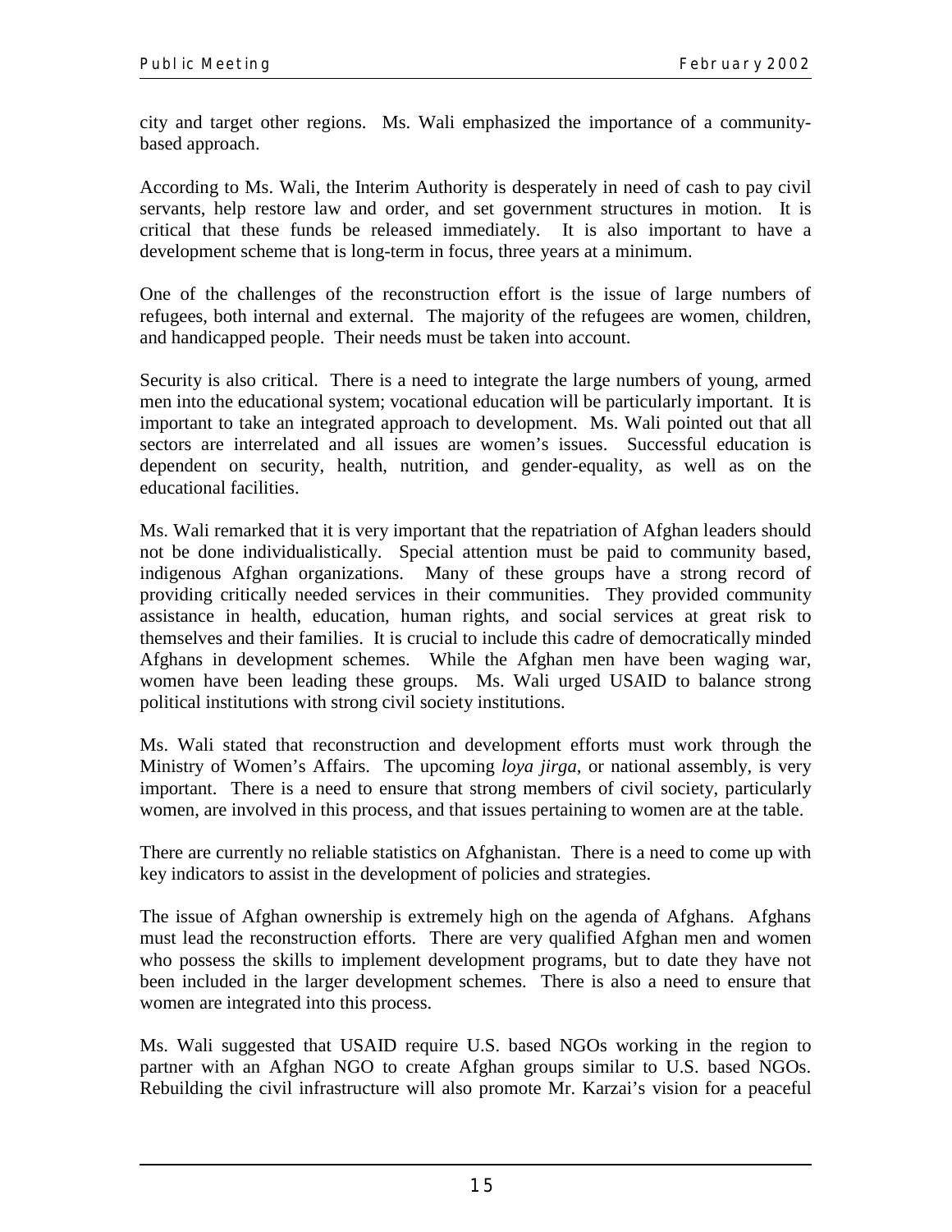city and target other regions. Ms. Wali emphasized the importance of a community-based approach.

According to Ms. Wali, the Interim Authority is desperately in need of cash to pay civil servants, help restore law and order, and set government structures in motion. It is critical that these funds be released immediately. It is also important to have a development scheme that is long-term in focus, three years at a minimum.

One of the challenges of the reconstruction effort is the issue of large numbers of refugees, both internal and external. The majority of the refugees are women, children, and handicapped people. Their needs must be taken into account.

Security is also critical. There is a need to integrate the large numbers of young, armed men into the educational system; vocational education will be particularly important. It is important to take an integrated approach to development. Ms. Wali pointed out that all sectors are interrelated and all issues are women's issues. Successful education is dependent on security, health, nutrition, and gender-equality, as well as on the educational facilities.

Ms. Wali remarked that it is very important that the repatriation of Afghan leaders should not be done individualistically. Special attention must be paid to community based, indigenous Afghan organizations. Many of these groups have a strong record of providing critically needed services in their communities. They provided community assistance in health, education, human rights, and social services at great risk to themselves and their families. It is crucial to include this cadre of democratically minded Afghans in development schemes. While the Afghan men have been waging war, women have been leading these groups. Ms. Wali urged USAID to balance strong political institutions with strong civil society institutions.

Ms. Wali stated that reconstruction and development efforts must work through the Ministry of Women's Affairs. The upcoming *loya jirga*, or national assembly, is very important. There is a need to ensure that strong members of civil society, particularly women, are involved in this process, and that issues pertaining to women are at the table.

There are currently no reliable statistics on Afghanistan. There is a need to come up with key indicators to assist in the development of policies and strategies.

The issue of Afghan ownership is extremely high on the agenda of Afghans. Afghans must lead the reconstruction efforts. There are very qualified Afghan men and women who possess the skills to implement development programs, but to date they have not been included in the larger development schemes. There is also a need to ensure that women are integrated into this process.

Ms. Wali suggested that USAID require U.S. based NGOs working in the region to partner with an Afghan NGO to create Afghan groups similar to U.S. based NGOs. Rebuilding the civil infrastructure will also promote Mr. Karzai's vision for a peaceful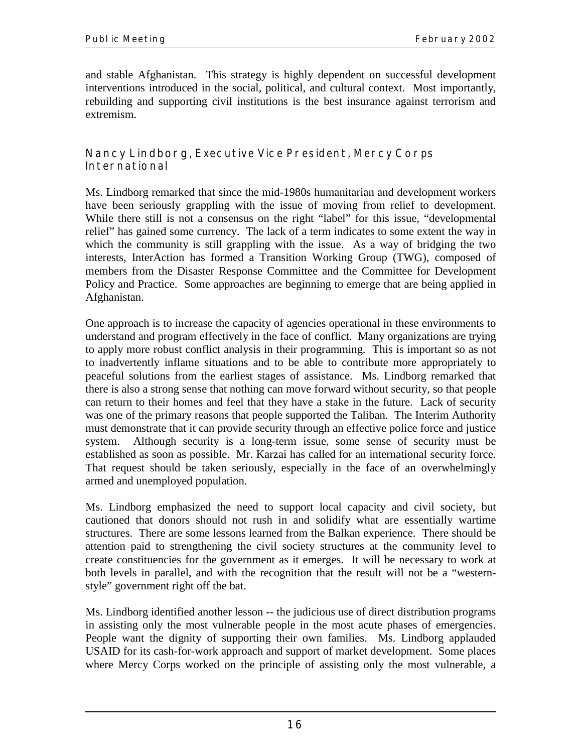and stable Afghanistan. This strategy is highly dependent on successful development interventions introduced in the social, political, and cultural context. Most importantly, rebuilding and supporting civil institutions is the best insurance against terrorism and extremism.

### Nancy Lindborg, Executive Vice President, Mercy Corps International

Ms. Lindborg remarked that since the mid-1980s humanitarian and development workers have been seriously grappling with the issue of moving from relief to development. While there still is not a consensus on the right "label" for this issue, "developmental relief" has gained some currency. The lack of a term indicates to some extent the way in which the community is still grappling with the issue. As a way of bridging the two interests, InterAction has formed a Transition Working Group (TWG), composed of members from the Disaster Response Committee and the Committee for Development Policy and Practice. Some approaches are beginning to emerge that are being applied in Afghanistan.

One approach is to increase the capacity of agencies operational in these environments to understand and program effectively in the face of conflict. Many organizations are trying to apply more robust conflict analysis in their programming. This is important so as not to inadvertently inflame situations and to be able to contribute more appropriately to peaceful solutions from the earliest stages of assistance. Ms. Lindborg remarked that there is also a strong sense that nothing can move forward without security, so that people can return to their homes and feel that they have a stake in the future. Lack of security was one of the primary reasons that people supported the Taliban. The Interim Authority must demonstrate that it can provide security through an effective police force and justice system. Although security is a long-term issue, some sense of security must be established as soon as possible. Mr. Karzai has called for an international security force. That request should be taken seriously, especially in the face of an overwhelmingly armed and unemployed population.

Ms. Lindborg emphasized the need to support local capacity and civil society, but cautioned that donors should not rush in and solidify what are essentially wartime structures. There are some lessons learned from the Balkan experience. There should be attention paid to strengthening the civil society structures at the community level to create constituencies for the government as it emerges. It will be necessary to work at both levels in parallel, and with the recognition that the result will not be a "western-style" government right off the bat.

Ms. Lindborg identified another lesson -- the judicious use of direct distribution programs in assisting only the most vulnerable people in the most acute phases of emergencies. People want the dignity of supporting their own families. Ms. Lindborg applauded USAID for its cash-for-work approach and support of market development. Some places where Mercy Corps worked on the principle of assisting only the most vulnerable, a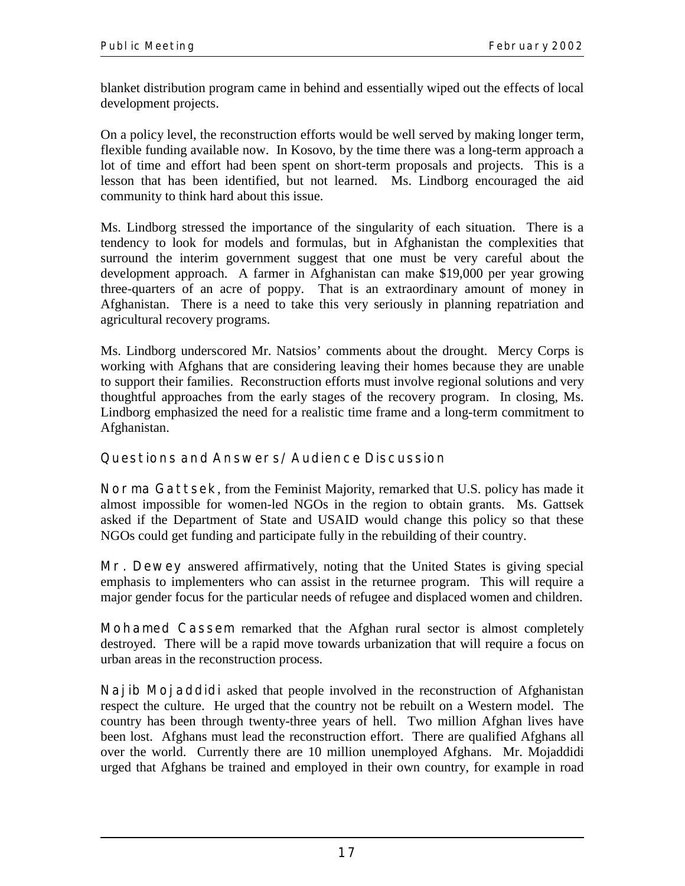blanket distribution program came in behind and essentially wiped out the effects of local development projects.

On a policy level, the reconstruction efforts would be well served by making longer term, flexible funding available now. In Kosovo, by the time there was a long-term approach a lot of time and effort had been spent on short-term proposals and projects. This is a lesson that has been identified, but not learned. Ms. Lindborg encouraged the aid community to think hard about this issue.

Ms. Lindborg stressed the importance of the singularity of each situation. There is a tendency to look for models and formulas, but in Afghanistan the complexities that surround the interim government suggest that one must be very careful about the development approach. A farmer in Afghanistan can make $19,000 per year growing three-quarters of an acre of poppy. That is an extraordinary amount of money in Afghanistan. There is a need to take this very seriously in planning repatriation and agricultural recovery programs.

Ms. Lindborg underscored Mr. Natsios' comments about the drought. Mercy Corps is working with Afghans that are considering leaving their homes because they are unable to support their families. Reconstruction efforts must involve regional solutions and very thoughtful approaches from the early stages of the recovery program. In closing, Ms. Lindborg emphasized the need for a realistic time frame and a long-term commitment to Afghanistan.

## Questions and Answers/Audience Discussion

**Norma Gattsek**, from the Feminist Majority, remarked that U.S. policy has made it almost impossible for women-led NGOs in the region to obtain grants. Ms. Gattsek asked if the Department of State and USAID would change this policy so that these NGOs could get funding and participate fully in the rebuilding of their country.

**Mr. Dewey** answered affirmatively, noting that the United States is giving special emphasis to implementers who can assist in the returnee program. This will require a major gender focus for the particular needs of refugee and displaced women and children.

**Mohamed Cassem** remarked that the Afghan rural sector is almost completely destroyed. There will be a rapid move towards urbanization that will require a focus on urban areas in the reconstruction process.

**Najib Mojaddidi** asked that people involved in the reconstruction of Afghanistan respect the culture. He urged that the country not be rebuilt on a Western model. The country has been through twenty-three years of hell. Two million Afghan lives have been lost. Afghans must lead the reconstruction effort. There are qualified Afghans all over the world. Currently there are 10 million unemployed Afghans. Mr. Mojaddidi urged that Afghans be trained and employed in their own country, for example in road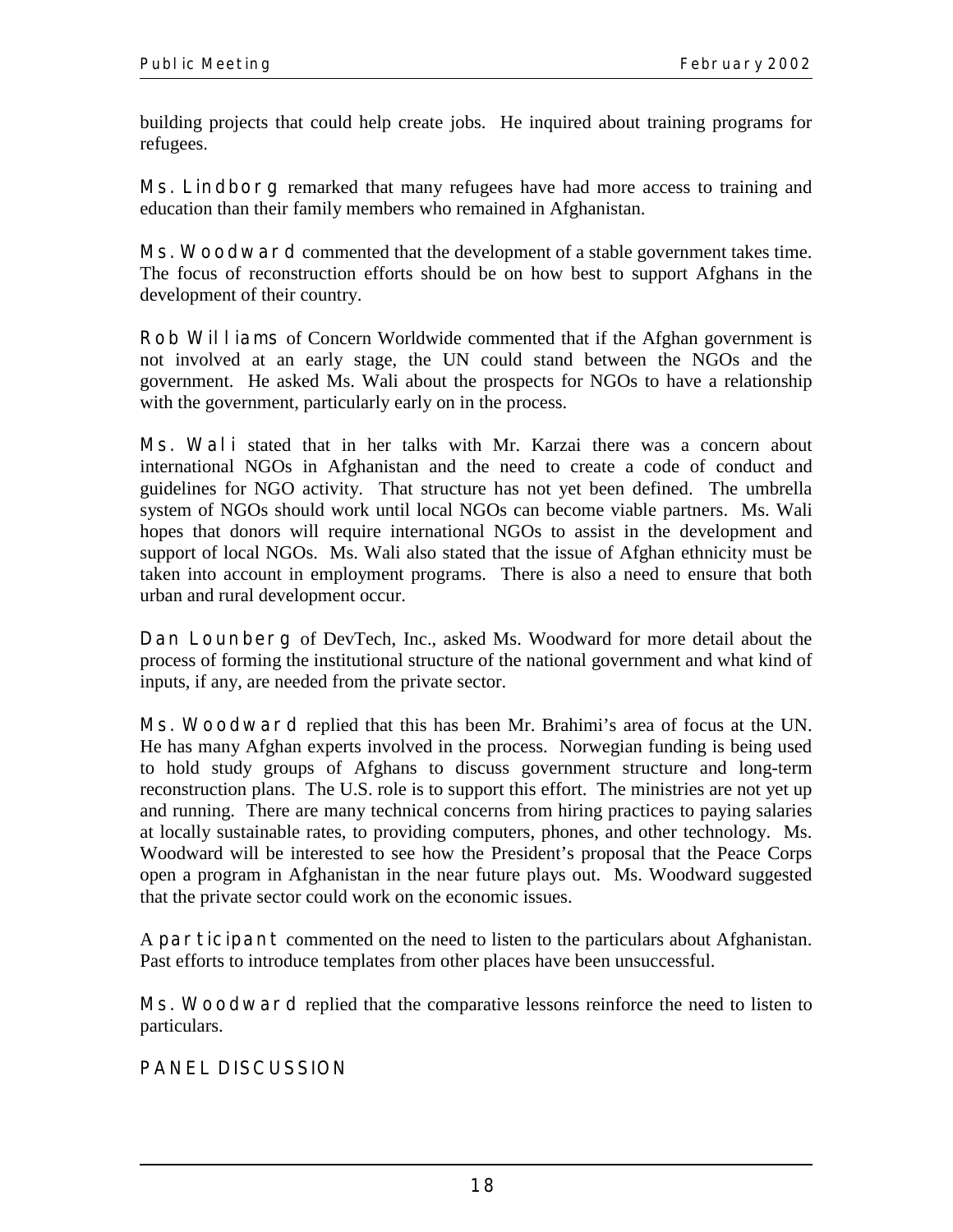building projects that could help create jobs. He inquired about training programs for refugees.

**Ms. Lindborg** remarked that many refugees have had more access to training and education than their family members who remained in Afghanistan.

**Ms. Woodward** commented that the development of a stable government takes time. The focus of reconstruction efforts should be on how best to support Afghans in the development of their country.

**Rob Williams** of Concern Worldwide commented that if the Afghan government is not involved at an early stage, the UN could stand between the NGOs and the government. He asked Ms. Wali about the prospects for NGOs to have a relationship with the government, particularly early on in the process.

**Ms. Wali** stated that in her talks with Mr. Karzai there was a concern about international NGOs in Afghanistan and the need to create a code of conduct and guidelines for NGO activity. That structure has not yet been defined. The umbrella system of NGOs should work until local NGOs can become viable partners. Ms. Wali hopes that donors will require international NGOs to assist in the development and support of local NGOs. Ms. Wali also stated that the issue of Afghan ethnicity must be taken into account in employment programs. There is also a need to ensure that both urban and rural development occur.

**Dan Lounberg** of DevTech, Inc., asked Ms. Woodward for more detail about the process of forming the institutional structure of the national government and what kind of inputs, if any, are needed from the private sector.

**Ms. Woodward** replied that this has been Mr. Brahimi's area of focus at the UN. He has many Afghan experts involved in the process. Norwegian funding is being used to hold study groups of Afghans to discuss government structure and long-term reconstruction plans. The U.S. role is to support this effort. The ministries are not yet up and running. There are many technical concerns from hiring practices to paying salaries at locally sustainable rates, to providing computers, phones, and other technology. Ms. Woodward will be interested to see how the President's proposal that the Peace Corps open a program in Afghanistan in the near future plays out. Ms. Woodward suggested that the private sector could work on the economic issues.

A **participant** commented on the need to listen to the particulars about Afghanistan. Past efforts to introduce templates from other places have been unsuccessful.

**Ms. Woodward** replied that the comparative lessons reinforce the need to listen to particulars.

## PANEL DISCUSSION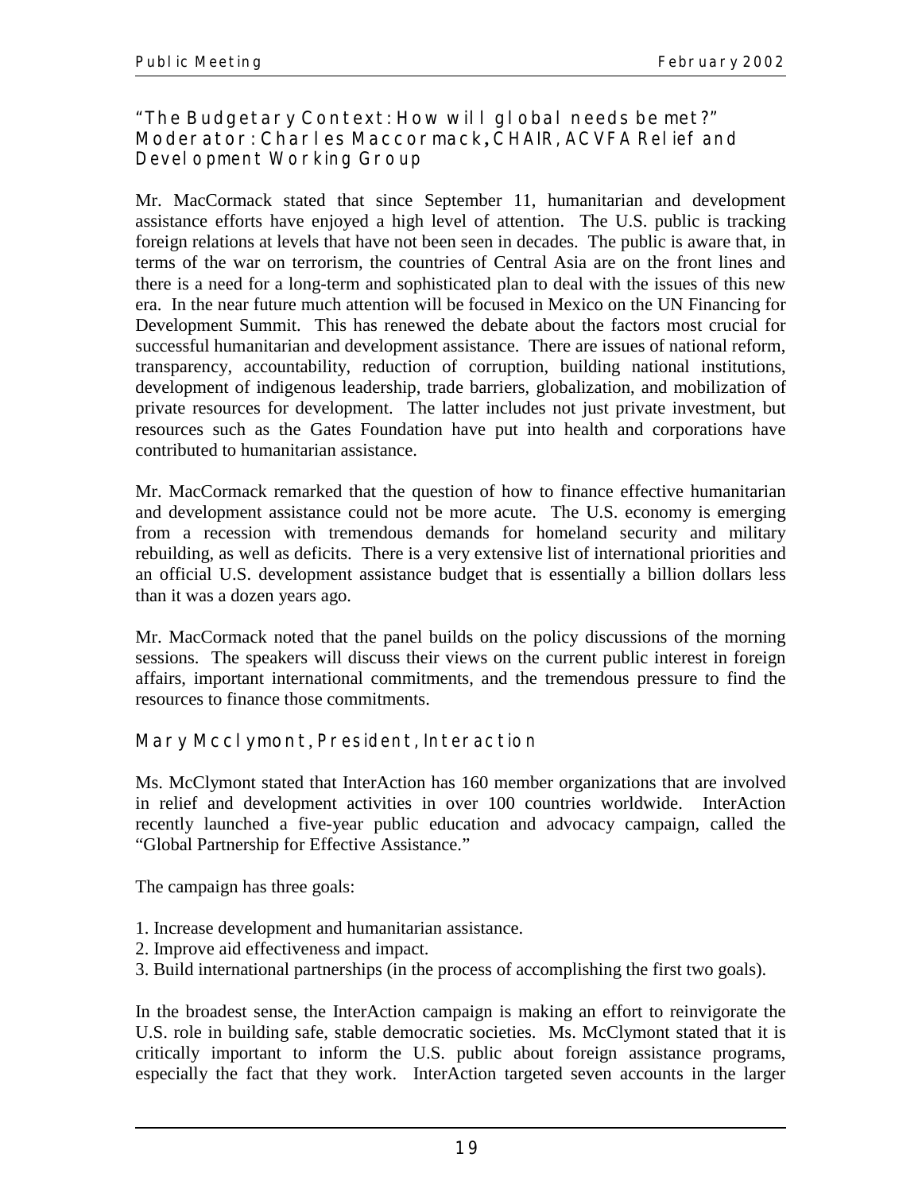## "The Budgetary Context: How will global needs be met?" Moderator: Charles Maccormack, CHAIR, ACVFA Relief and Development Working Group

Mr. MacCormack stated that since September 11, humanitarian and development assistance efforts have enjoyed a high level of attention. The U.S. public is tracking foreign relations at levels that have not been seen in decades. The public is aware that, in terms of the war on terrorism, the countries of Central Asia are on the front lines and there is a need for a long-term and sophisticated plan to deal with the issues of this new era. In the near future much attention will be focused in Mexico on the UN Financing for Development Summit. This has renewed the debate about the factors most crucial for successful humanitarian and development assistance. There are issues of national reform, transparency, accountability, reduction of corruption, building national institutions, development of indigenous leadership, trade barriers, globalization, and mobilization of private resources for development. The latter includes not just private investment, but resources such as the Gates Foundation have put into health and corporations have contributed to humanitarian assistance.

Mr. MacCormack remarked that the question of how to finance effective humanitarian and development assistance could not be more acute. The U.S. economy is emerging from a recession with tremendous demands for homeland security and military rebuilding, as well as deficits. There is a very extensive list of international priorities and an official U.S. development assistance budget that is essentially a billion dollars less than it was a dozen years ago.

Mr. MacCormack noted that the panel builds on the policy discussions of the morning sessions. The speakers will discuss their views on the current public interest in foreign affairs, important international commitments, and the tremendous pressure to find the resources to finance those commitments.

### Mary Mcclymont, President, Interaction

Ms. McClymont stated that InterAction has 160 member organizations that are involved in relief and development activities in over 100 countries worldwide. InterAction recently launched a five-year public education and advocacy campaign, called the "Global Partnership for Effective Assistance."

The campaign has three goals:

1. Increase development and humanitarian assistance.
2. Improve aid effectiveness and impact.
3. Build international partnerships (in the process of accomplishing the first two goals).

In the broadest sense, the InterAction campaign is making an effort to reinvigorate the U.S. role in building safe, stable democratic societies. Ms. McClymont stated that it is critically important to inform the U.S. public about foreign assistance programs, especially the fact that they work. InterAction targeted seven accounts in the larger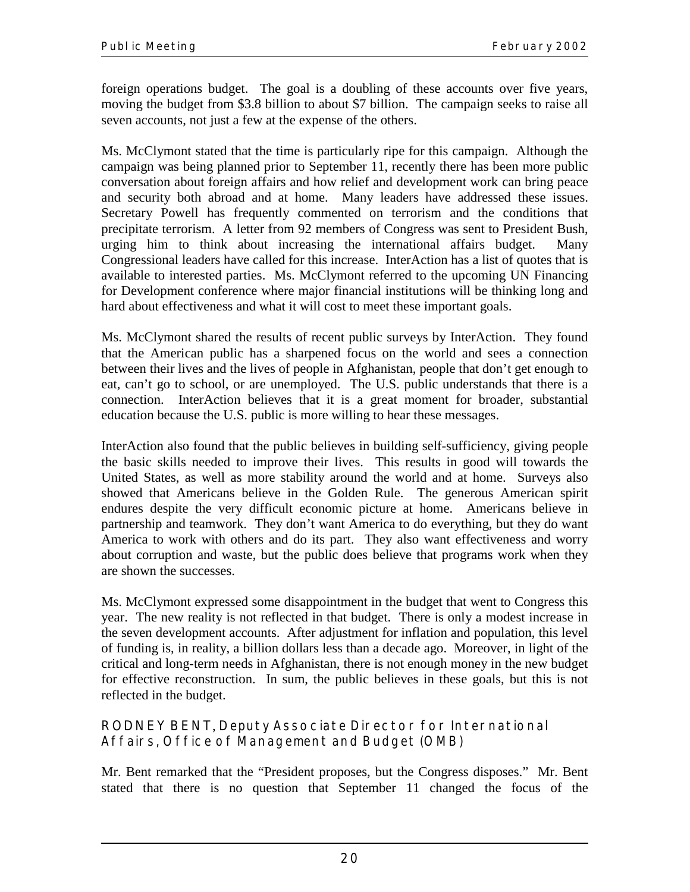foreign operations budget. The goal is a doubling of these accounts over five years, moving the budget from $3.8 billion to about $7 billion. The campaign seeks to raise all seven accounts, not just a few at the expense of the others.

Ms. McClymont stated that the time is particularly ripe for this campaign. Although the campaign was being planned prior to September 11, recently there has been more public conversation about foreign affairs and how relief and development work can bring peace and security both abroad and at home. Many leaders have addressed these issues. Secretary Powell has frequently commented on terrorism and the conditions that precipitate terrorism. A letter from 92 members of Congress was sent to President Bush, urging him to think about increasing the international affairs budget. Many Congressional leaders have called for this increase. InterAction has a list of quotes that is available to interested parties. Ms. McClymont referred to the upcoming UN Financing for Development conference where major financial institutions will be thinking long and hard about effectiveness and what it will cost to meet these important goals.

Ms. McClymont shared the results of recent public surveys by InterAction. They found that the American public has a sharpened focus on the world and sees a connection between their lives and the lives of people in Afghanistan, people that don't get enough to eat, can't go to school, or are unemployed. The U.S. public understands that there is a connection. InterAction believes that it is a great moment for broader, substantial education because the U.S. public is more willing to hear these messages.

InterAction also found that the public believes in building self-sufficiency, giving people the basic skills needed to improve their lives. This results in good will towards the United States, as well as more stability around the world and at home. Surveys also showed that Americans believe in the Golden Rule. The generous American spirit endures despite the very difficult economic picture at home. Americans believe in partnership and teamwork. They don't want America to do everything, but they do want America to work with others and do its part. They also want effectiveness and worry about corruption and waste, but the public does believe that programs work when they are shown the successes.

Ms. McClymont expressed some disappointment in the budget that went to Congress this year. The new reality is not reflected in that budget. There is only a modest increase in the seven development accounts. After adjustment for inflation and population, this level of funding is, in reality, a billion dollars less than a decade ago. Moreover, in light of the critical and long-term needs in Afghanistan, there is not enough money in the new budget for effective reconstruction. In sum, the public believes in these goals, but this is not reflected in the budget.

### RODNEY BENT, Deputy Associate Director for International Affairs, Office of Management and Budget (OMB)

Mr. Bent remarked that the "President proposes, but the Congress disposes." Mr. Bent stated that there is no question that September 11 changed the focus of the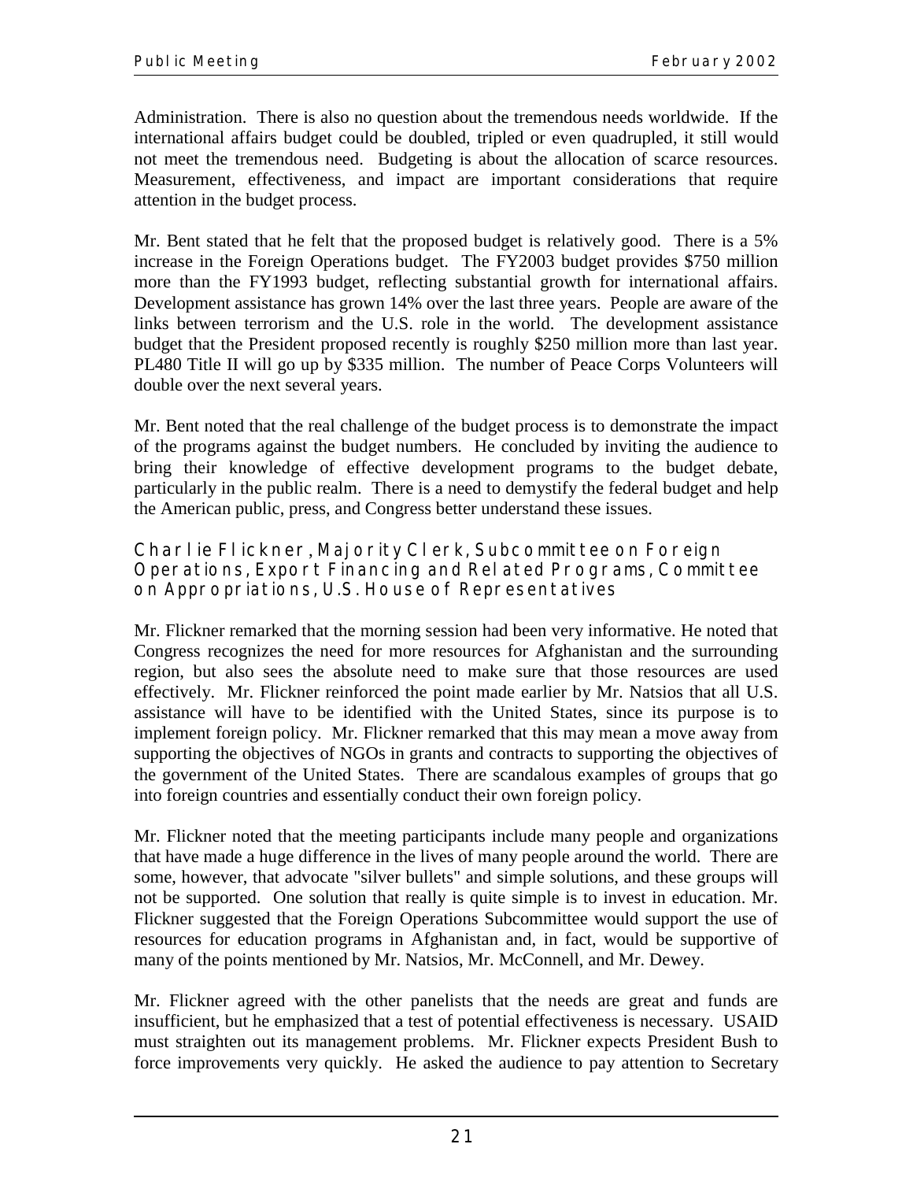Administration. There is also no question about the tremendous needs worldwide. If the international affairs budget could be doubled, tripled or even quadrupled, it still would not meet the tremendous need. Budgeting is about the allocation of scarce resources. Measurement, effectiveness, and impact are important considerations that require attention in the budget process.

Mr. Bent stated that he felt that the proposed budget is relatively good. There is a 5% increase in the Foreign Operations budget. The FY2003 budget provides $750 million more than the FY1993 budget, reflecting substantial growth for international affairs. Development assistance has grown 14% over the last three years. People are aware of the links between terrorism and the U.S. role in the world. The development assistance budget that the President proposed recently is roughly $250 million more than last year. PL480 Title II will go up by $335 million. The number of Peace Corps Volunteers will double over the next several years.

Mr. Bent noted that the real challenge of the budget process is to demonstrate the impact of the programs against the budget numbers. He concluded by inviting the audience to bring their knowledge of effective development programs to the budget debate, particularly in the public realm. There is a need to demystify the federal budget and help the American public, press, and Congress better understand these issues.

### Charlie Flickner, Majority Clerk, Subcommittee on Foreign Operations, Export Financing and Related Programs, Committee on Appropriations, U.S. House of Representatives

Mr. Flickner remarked that the morning session had been very informative. He noted that Congress recognizes the need for more resources for Afghanistan and the surrounding region, but also sees the absolute need to make sure that those resources are used effectively. Mr. Flickner reinforced the point made earlier by Mr. Natsios that all U.S. assistance will have to be identified with the United States, since its purpose is to implement foreign policy. Mr. Flickner remarked that this may mean a move away from supporting the objectives of NGOs in grants and contracts to supporting the objectives of the government of the United States. There are scandalous examples of groups that go into foreign countries and essentially conduct their own foreign policy.

Mr. Flickner noted that the meeting participants include many people and organizations that have made a huge difference in the lives of many people around the world. There are some, however, that advocate "silver bullets" and simple solutions, and these groups will not be supported. One solution that really is quite simple is to invest in education. Mr. Flickner suggested that the Foreign Operations Subcommittee would support the use of resources for education programs in Afghanistan and, in fact, would be supportive of many of the points mentioned by Mr. Natsios, Mr. McConnell, and Mr. Dewey.

Mr. Flickner agreed with the other panelists that the needs are great and funds are insufficient, but he emphasized that a test of potential effectiveness is necessary. USAID must straighten out its management problems. Mr. Flickner expects President Bush to force improvements very quickly. He asked the audience to pay attention to Secretary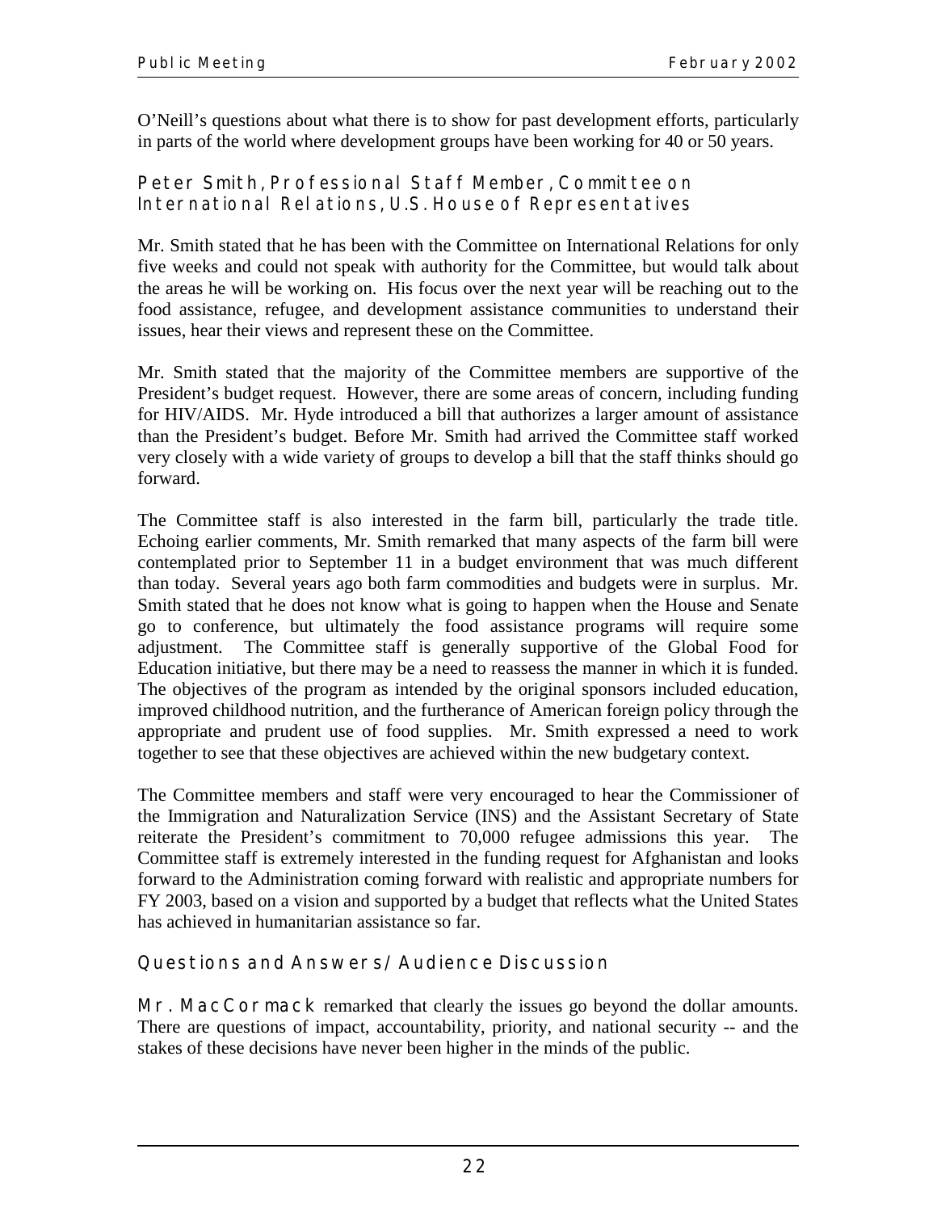O'Neill's questions about what there is to show for past development efforts, particularly in parts of the world where development groups have been working for 40 or 50 years.

### Peter Smith, Professional Staff Member, Committee on International Relations, U.S. House of Representatives

Mr. Smith stated that he has been with the Committee on International Relations for only five weeks and could not speak with authority for the Committee, but would talk about the areas he will be working on. His focus over the next year will be reaching out to the food assistance, refugee, and development assistance communities to understand their issues, hear their views and represent these on the Committee.

Mr. Smith stated that the majority of the Committee members are supportive of the President's budget request. However, there are some areas of concern, including funding for HIV/AIDS. Mr. Hyde introduced a bill that authorizes a larger amount of assistance than the President's budget. Before Mr. Smith had arrived the Committee staff worked very closely with a wide variety of groups to develop a bill that the staff thinks should go forward.

The Committee staff is also interested in the farm bill, particularly the trade title. Echoing earlier comments, Mr. Smith remarked that many aspects of the farm bill were contemplated prior to September 11 in a budget environment that was much different than today. Several years ago both farm commodities and budgets were in surplus. Mr. Smith stated that he does not know what is going to happen when the House and Senate go to conference, but ultimately the food assistance programs will require some adjustment. The Committee staff is generally supportive of the Global Food for Education initiative, but there may be a need to reassess the manner in which it is funded. The objectives of the program as intended by the original sponsors included education, improved childhood nutrition, and the furtherance of American foreign policy through the appropriate and prudent use of food supplies. Mr. Smith expressed a need to work together to see that these objectives are achieved within the new budgetary context.

The Committee members and staff were very encouraged to hear the Commissioner of the Immigration and Naturalization Service (INS) and the Assistant Secretary of State reiterate the President's commitment to 70,000 refugee admissions this year. The Committee staff is extremely interested in the funding request for Afghanistan and looks forward to the Administration coming forward with realistic and appropriate numbers for FY 2003, based on a vision and supported by a budget that reflects what the United States has achieved in humanitarian assistance so far.

### Questions and Answers/Audience Discussion

**Mr. MacCormack** remarked that clearly the issues go beyond the dollar amounts. There are questions of impact, accountability, priority, and national security -- and the stakes of these decisions have never been higher in the minds of the public.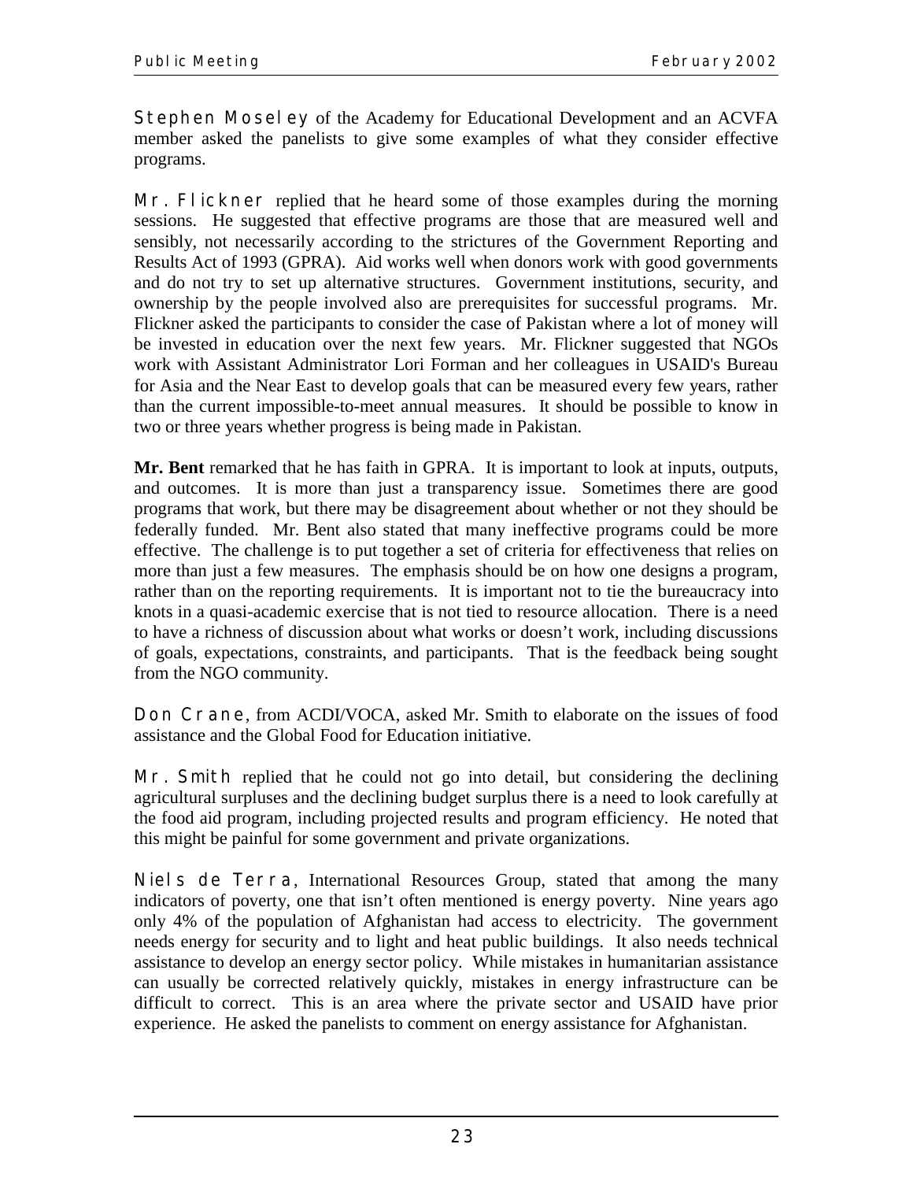**Stephen Moseley** of the Academy for Educational Development and an ACVFA member asked the panelists to give some examples of what they consider effective programs.

**Mr. Flickner** replied that he heard some of those examples during the morning sessions. He suggested that effective programs are those that are measured well and sensibly, not necessarily according to the strictures of the Government Reporting and Results Act of 1993 (GPRA). Aid works well when donors work with good governments and do not try to set up alternative structures. Government institutions, security, and ownership by the people involved also are prerequisites for successful programs. Mr. Flickner asked the participants to consider the case of Pakistan where a lot of money will be invested in education over the next few years. Mr. Flickner suggested that NGOs work with Assistant Administrator Lori Forman and her colleagues in USAID's Bureau for Asia and the Near East to develop goals that can be measured every few years, rather than the current impossible-to-meet annual measures. It should be possible to know in two or three years whether progress is being made in Pakistan.

**Mr. Bent** remarked that he has faith in GPRA. It is important to look at inputs, outputs, and outcomes. It is more than just a transparency issue. Sometimes there are good programs that work, but there may be disagreement about whether or not they should be federally funded. Mr. Bent also stated that many ineffective programs could be more effective. The challenge is to put together a set of criteria for effectiveness that relies on more than just a few measures. The emphasis should be on how one designs a program, rather than on the reporting requirements. It is important not to tie the bureaucracy into knots in a quasi-academic exercise that is not tied to resource allocation. There is a need to have a richness of discussion about what works or doesn't work, including discussions of goals, expectations, constraints, and participants. That is the feedback being sought from the NGO community.

**Don Crane**, from ACDI/VOCA, asked Mr. Smith to elaborate on the issues of food assistance and the Global Food for Education initiative.

**Mr. Smith** replied that he could not go into detail, but considering the declining agricultural surpluses and the declining budget surplus there is a need to look carefully at the food aid program, including projected results and program efficiency. He noted that this might be painful for some government and private organizations.

**Niels de Terra**, International Resources Group, stated that among the many indicators of poverty, one that isn't often mentioned is energy poverty. Nine years ago only 4% of the population of Afghanistan had access to electricity. The government needs energy for security and to light and heat public buildings. It also needs technical assistance to develop an energy sector policy. While mistakes in humanitarian assistance can usually be corrected relatively quickly, mistakes in energy infrastructure can be difficult to correct. This is an area where the private sector and USAID have prior experience. He asked the panelists to comment on energy assistance for Afghanistan.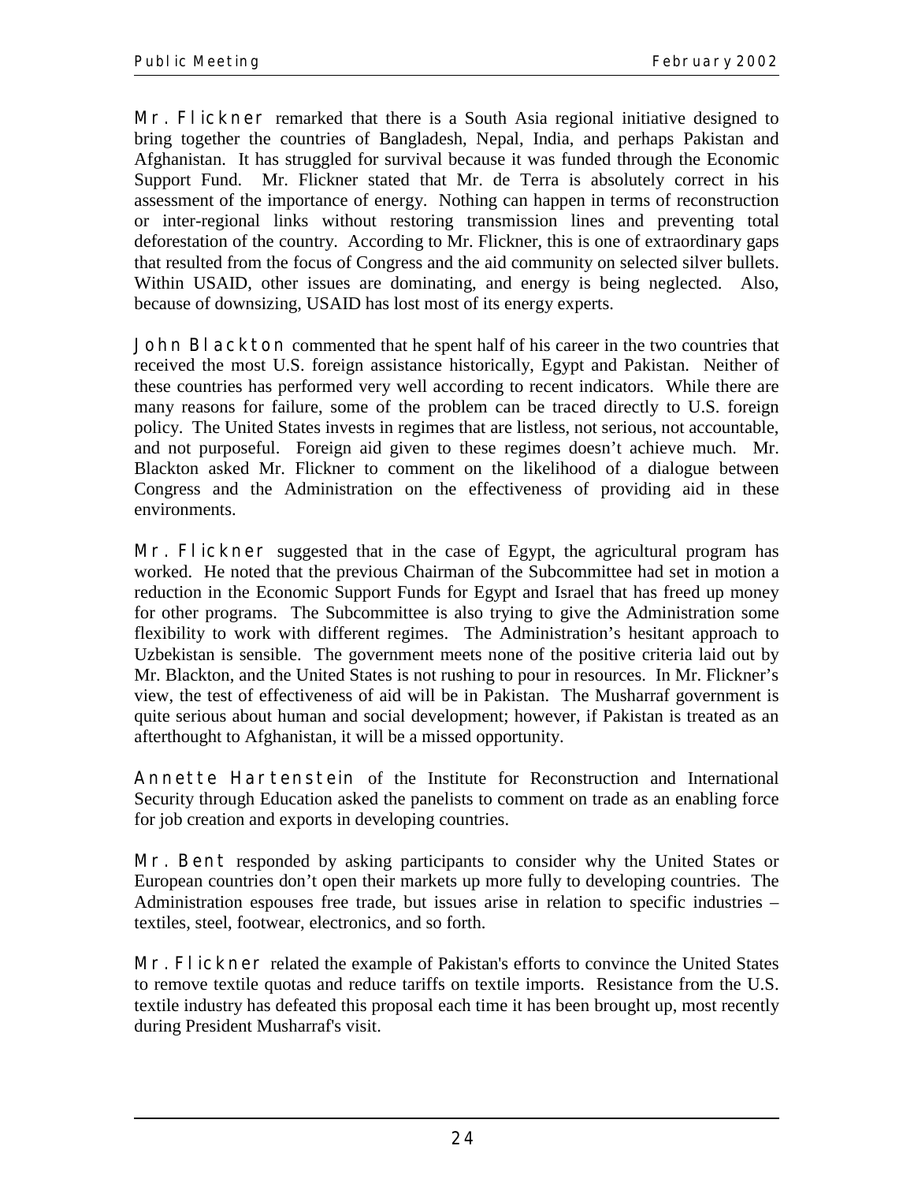**Mr. Flickner** remarked that there is a South Asia regional initiative designed to bring together the countries of Bangladesh, Nepal, India, and perhaps Pakistan and Afghanistan. It has struggled for survival because it was funded through the Economic Support Fund. Mr. Flickner stated that Mr. de Terra is absolutely correct in his assessment of the importance of energy. Nothing can happen in terms of reconstruction or inter-regional links without restoring transmission lines and preventing total deforestation of the country. According to Mr. Flickner, this is one of extraordinary gaps that resulted from the focus of Congress and the aid community on selected silver bullets. Within USAID, other issues are dominating, and energy is being neglected. Also, because of downsizing, USAID has lost most of its energy experts.

**John Blackton** commented that he spent half of his career in the two countries that received the most U.S. foreign assistance historically, Egypt and Pakistan. Neither of these countries has performed very well according to recent indicators. While there are many reasons for failure, some of the problem can be traced directly to U.S. foreign policy. The United States invests in regimes that are listless, not serious, not accountable, and not purposeful. Foreign aid given to these regimes doesn't achieve much. Mr. Blackton asked Mr. Flickner to comment on the likelihood of a dialogue between Congress and the Administration on the effectiveness of providing aid in these environments.

**Mr. Flickner** suggested that in the case of Egypt, the agricultural program has worked. He noted that the previous Chairman of the Subcommittee had set in motion a reduction in the Economic Support Funds for Egypt and Israel that has freed up money for other programs. The Subcommittee is also trying to give the Administration some flexibility to work with different regimes. The Administration's hesitant approach to Uzbekistan is sensible. The government meets none of the positive criteria laid out by Mr. Blackton, and the United States is not rushing to pour in resources. In Mr. Flickner's view, the test of effectiveness of aid will be in Pakistan. The Musharraf government is quite serious about human and social development; however, if Pakistan is treated as an afterthought to Afghanistan, it will be a missed opportunity.

**Annette Hartenstein** of the Institute for Reconstruction and International Security through Education asked the panelists to comment on trade as an enabling force for job creation and exports in developing countries.

**Mr. Bent** responded by asking participants to consider why the United States or European countries don't open their markets up more fully to developing countries. The Administration espouses free trade, but issues arise in relation to specific industries – textiles, steel, footwear, electronics, and so forth.

**Mr. Flickner** related the example of Pakistan's efforts to convince the United States to remove textile quotas and reduce tariffs on textile imports. Resistance from the U.S. textile industry has defeated this proposal each time it has been brought up, most recently during President Musharraf's visit.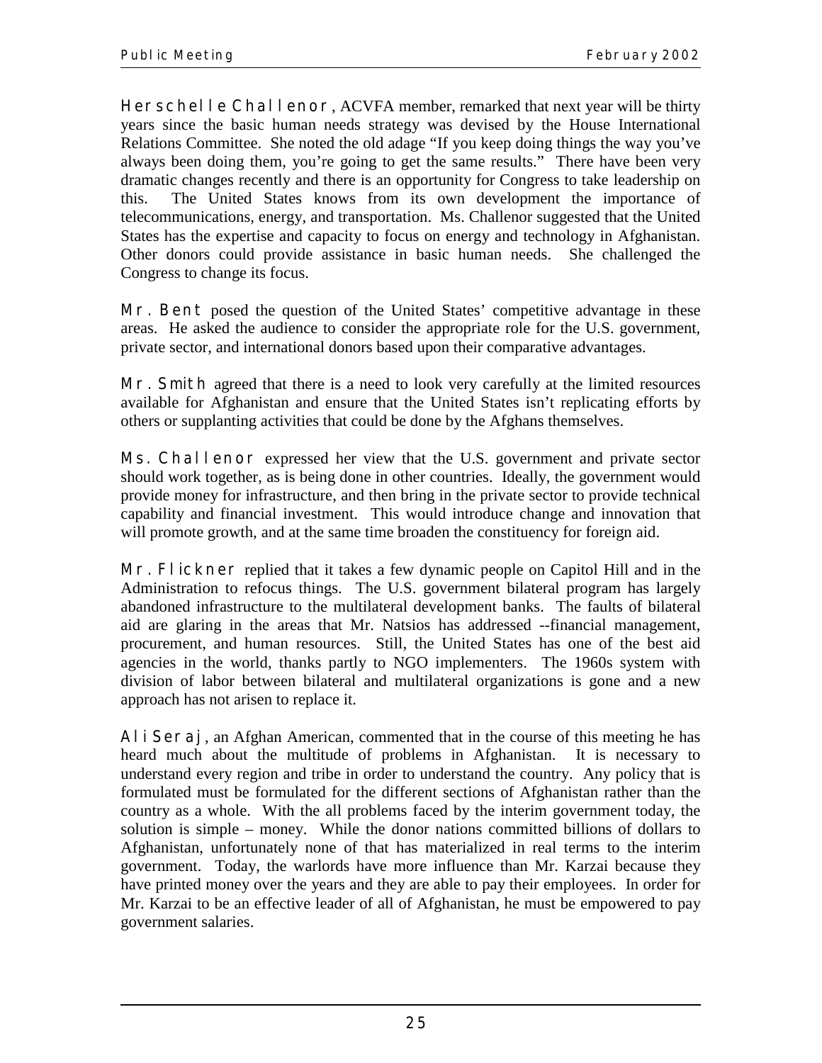**Herschelle Challenor**, ACVFA member, remarked that next year will be thirty years since the basic human needs strategy was devised by the House International Relations Committee. She noted the old adage "If you keep doing things the way you've always been doing them, you're going to get the same results." There have been very dramatic changes recently and there is an opportunity for Congress to take leadership on this. The United States knows from its own development the importance of telecommunications, energy, and transportation. Ms. Challenor suggested that the United States has the expertise and capacity to focus on energy and technology in Afghanistan. Other donors could provide assistance in basic human needs. She challenged the Congress to change its focus.

**Mr. Bent** posed the question of the United States' competitive advantage in these areas. He asked the audience to consider the appropriate role for the U.S. government, private sector, and international donors based upon their comparative advantages.

**Mr. Smith** agreed that there is a need to look very carefully at the limited resources available for Afghanistan and ensure that the United States isn't replicating efforts by others or supplanting activities that could be done by the Afghans themselves.

**Ms. Challenor** expressed her view that the U.S. government and private sector should work together, as is being done in other countries. Ideally, the government would provide money for infrastructure, and then bring in the private sector to provide technical capability and financial investment. This would introduce change and innovation that will promote growth, and at the same time broaden the constituency for foreign aid.

**Mr. Flickner** replied that it takes a few dynamic people on Capitol Hill and in the Administration to refocus things. The U.S. government bilateral program has largely abandoned infrastructure to the multilateral development banks. The faults of bilateral aid are glaring in the areas that Mr. Natsios has addressed --financial management, procurement, and human resources. Still, the United States has one of the best aid agencies in the world, thanks partly to NGO implementers. The 1960s system with division of labor between bilateral and multilateral organizations is gone and a new approach has not arisen to replace it.

**Ali Seraj**, an Afghan American, commented that in the course of this meeting he has heard much about the multitude of problems in Afghanistan. It is necessary to understand every region and tribe in order to understand the country. Any policy that is formulated must be formulated for the different sections of Afghanistan rather than the country as a whole. With the all problems faced by the interim government today, the solution is simple – money. While the donor nations committed billions of dollars to Afghanistan, unfortunately none of that has materialized in real terms to the interim government. Today, the warlords have more influence than Mr. Karzai because they have printed money over the years and they are able to pay their employees. In order for Mr. Karzai to be an effective leader of all of Afghanistan, he must be empowered to pay government salaries.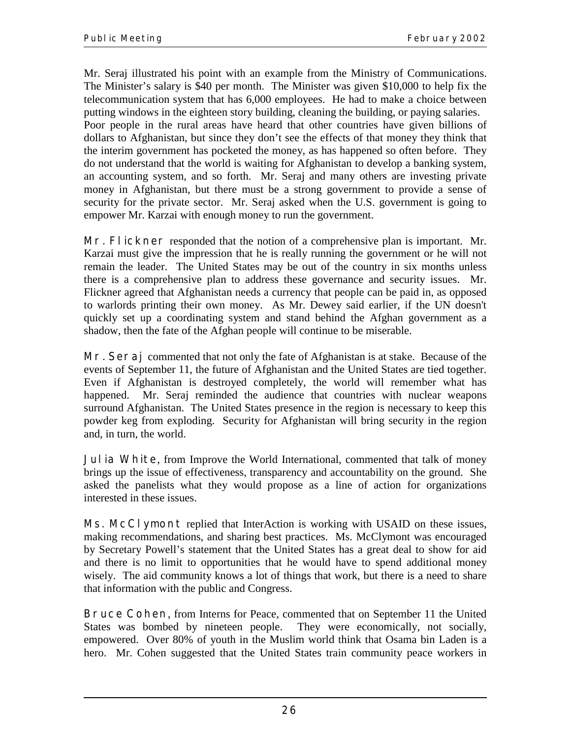Mr. Seraj illustrated his point with an example from the Ministry of Communications. The Minister's salary is $40 per month. The Minister was given $10,000 to help fix the telecommunication system that has 6,000 employees. He had to make a choice between putting windows in the eighteen story building, cleaning the building, or paying salaries. Poor people in the rural areas have heard that other countries have given billions of dollars to Afghanistan, but since they don't see the effects of that money they think that the interim government has pocketed the money, as has happened so often before. They do not understand that the world is waiting for Afghanistan to develop a banking system, an accounting system, and so forth. Mr. Seraj and many others are investing private money in Afghanistan, but there must be a strong government to provide a sense of security for the private sector. Mr. Seraj asked when the U.S. government is going to empower Mr. Karzai with enough money to run the government.

**Mr. Flickner** responded that the notion of a comprehensive plan is important. Mr. Karzai must give the impression that he is really running the government or he will not remain the leader. The United States may be out of the country in six months unless there is a comprehensive plan to address these governance and security issues. Mr. Flickner agreed that Afghanistan needs a currency that people can be paid in, as opposed to warlords printing their own money. As Mr. Dewey said earlier, if the UN doesn't quickly set up a coordinating system and stand behind the Afghan government as a shadow, then the fate of the Afghan people will continue to be miserable.

**Mr. Seraj** commented that not only the fate of Afghanistan is at stake. Because of the events of September 11, the future of Afghanistan and the United States are tied together. Even if Afghanistan is destroyed completely, the world will remember what has happened. Mr. Seraj reminded the audience that countries with nuclear weapons surround Afghanistan. The United States presence in the region is necessary to keep this powder keg from exploding. Security for Afghanistan will bring security in the region and, in turn, the world.

**Julia White**, from Improve the World International, commented that talk of money brings up the issue of effectiveness, transparency and accountability on the ground. She asked the panelists what they would propose as a line of action for organizations interested in these issues.

**Ms. McClymont** replied that InterAction is working with USAID on these issues, making recommendations, and sharing best practices. Ms. McClymont was encouraged by Secretary Powell's statement that the United States has a great deal to show for aid and there is no limit to opportunities that he would have to spend additional money wisely. The aid community knows a lot of things that work, but there is a need to share that information with the public and Congress.

**Bruce Cohen**, from Interns for Peace, commented that on September 11 the United States was bombed by nineteen people. They were economically, not socially, empowered. Over 80% of youth in the Muslim world think that Osama bin Laden is a hero. Mr. Cohen suggested that the United States train community peace workers in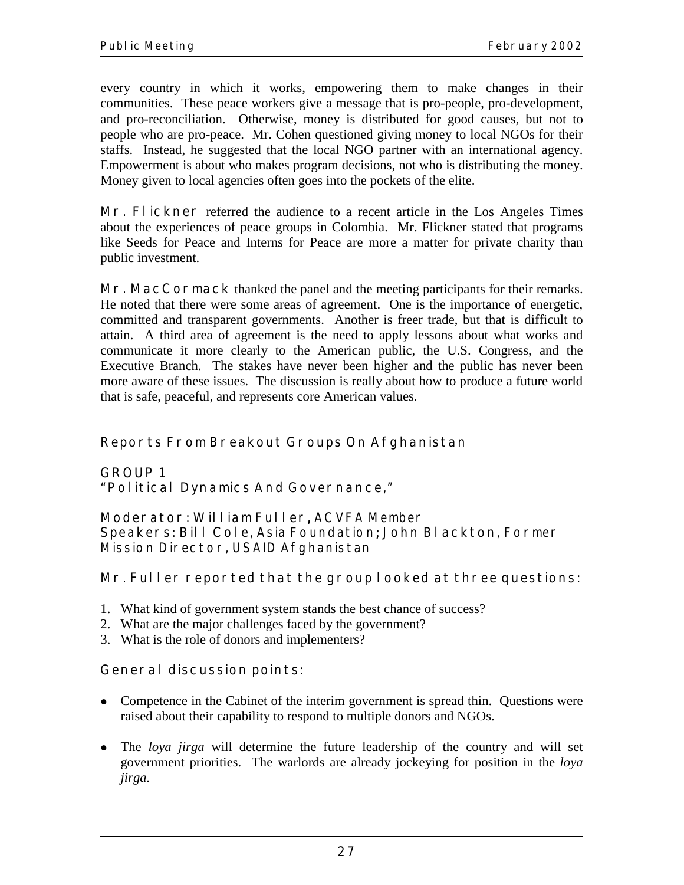every country in which it works, empowering them to make changes in their communities. These peace workers give a message that is pro-people, pro-development, and pro-reconciliation. Otherwise, money is distributed for good causes, but not to people who are pro-peace. Mr. Cohen questioned giving money to local NGOs for their staffs. Instead, he suggested that the local NGO partner with an international agency. Empowerment is about who makes program decisions, not who is distributing the money. Money given to local agencies often goes into the pockets of the elite.

**Mr. Flickner** referred the audience to a recent article in the Los Angeles Times about the experiences of peace groups in Colombia. Mr. Flickner stated that programs like Seeds for Peace and Interns for Peace are more a matter for private charity than public investment.

**Mr. MacCormack** thanked the panel and the meeting participants for their remarks. He noted that there were some areas of agreement. One is the importance of energetic, committed and transparent governments. Another is freer trade, but that is difficult to attain. A third area of agreement is the need to apply lessons about what works and communicate it more clearly to the American public, the U.S. Congress, and the Executive Branch. The stakes have never been higher and the public has never been more aware of these issues. The discussion is really about how to produce a future world that is safe, peaceful, and represents core American values.

## Reports From Breakout Groups On Afghanistan

### GROUP 1
### "Political Dynamics And Governance,"

**Moderator: William Fuller, ACVFA Member**
**Speakers: Bill Cole, Asia Foundation; John Blackton, Former Mission Director, USAID Afghanistan**

**Mr. Fuller reported that the group looked at three questions:**

1. What kind of government system stands the best chance of success?
2. What are the major challenges faced by the government?
3. What is the role of donors and implementers?

**General discussion points:**

- Competence in the Cabinet of the interim government is spread thin. Questions were raised about their capability to respond to multiple donors and NGOs.

- The *loya jirga* will determine the future leadership of the country and will set government priorities. The warlords are already jockeying for position in the *loya jirga*.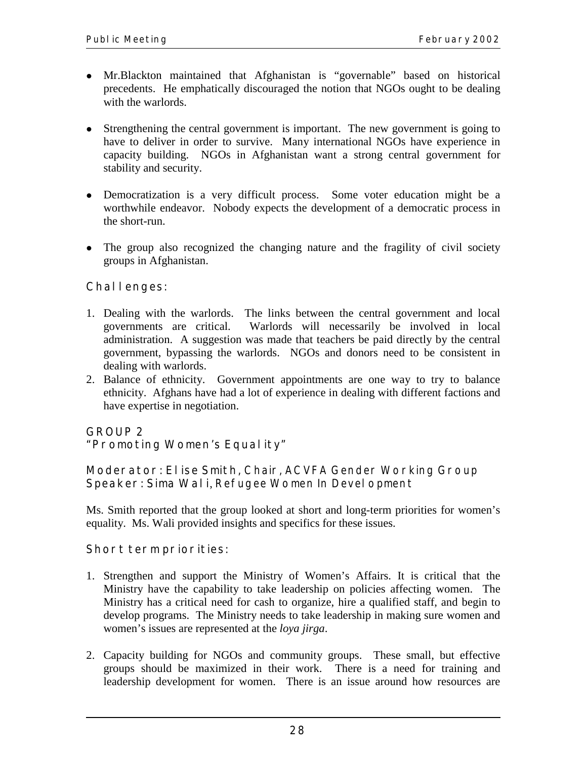- Mr.Blackton maintained that Afghanistan is "governable" based on historical precedents. He emphatically discouraged the notion that NGOs ought to be dealing with the warlords.

- Strengthening the central government is important. The new government is going to have to deliver in order to survive. Many international NGOs have experience in capacity building. NGOs in Afghanistan want a strong central government for stability and security.

- Democratization is a very difficult process. Some voter education might be a worthwhile endeavor. Nobody expects the development of a democratic process in the short-run.

- The group also recognized the changing nature and the fragility of civil society groups in Afghanistan.

### Challenges:

1. Dealing with the warlords. The links between the central government and local governments are critical. Warlords will necessarily be involved in local administration. A suggestion was made that teachers be paid directly by the central government, bypassing the warlords. NGOs and donors need to be consistent in dealing with warlords.
2. Balance of ethnicity. Government appointments are one way to try to balance ethnicity. Afghans have had a lot of experience in dealing with different factions and have expertise in negotiation.

## GROUP 2
## "Promoting Women's Equality"

### Moderator: Elise Smith, Chair, ACVFA Gender Working Group
### Speaker: Sima Wali, Refugee Women In Development

Ms. Smith reported that the group looked at short and long-term priorities for women's equality. Ms. Wali provided insights and specifics for these issues.

### Short term priorities:

1. Strengthen and support the Ministry of Women's Affairs. It is critical that the Ministry have the capability to take leadership on policies affecting women. The Ministry has a critical need for cash to organize, hire a qualified staff, and begin to develop programs. The Ministry needs to take leadership in making sure women and women's issues are represented at the *loya jirga*.

2. Capacity building for NGOs and community groups. These small, but effective groups should be maximized in their work. There is a need for training and leadership development for women. There is an issue around how resources are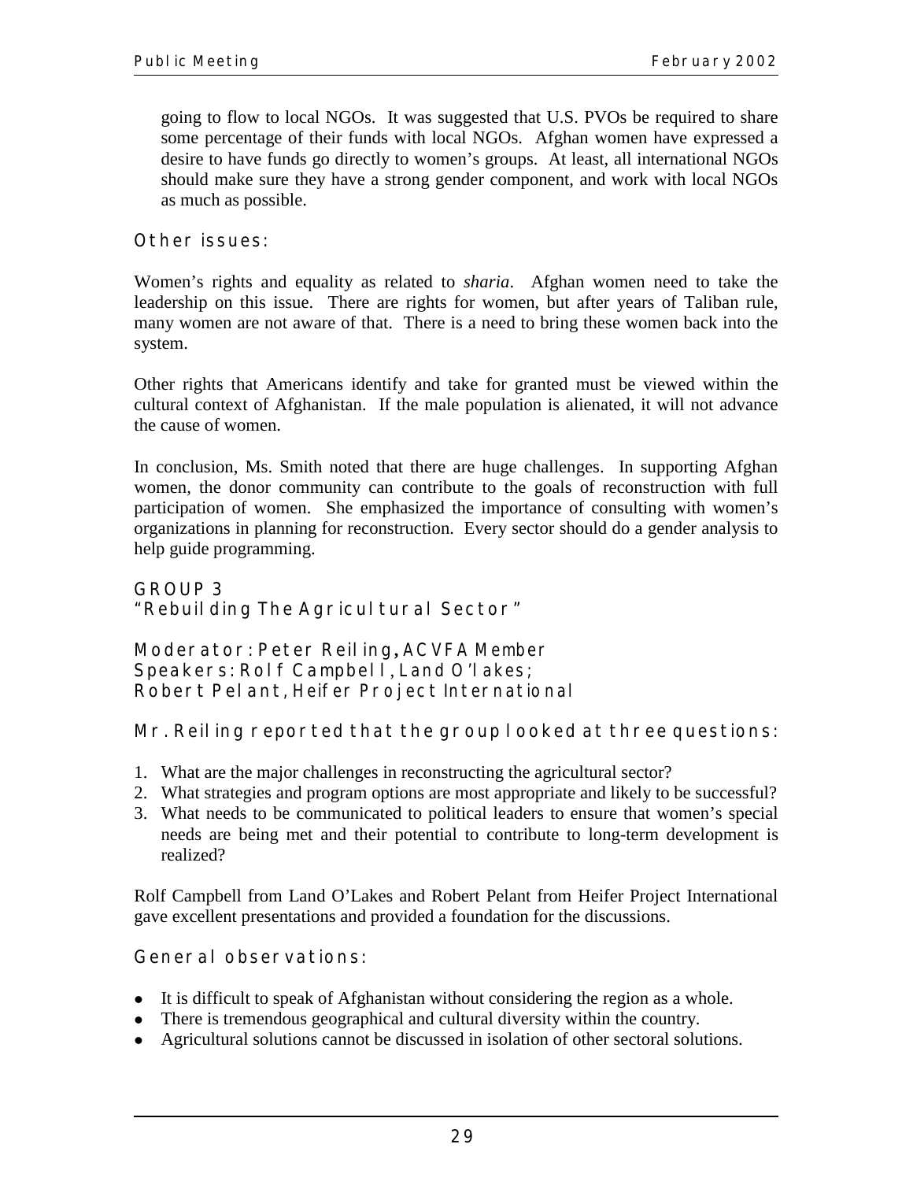going to flow to local NGOs. It was suggested that U.S. PVOs be required to share some percentage of their funds with local NGOs. Afghan women have expressed a desire to have funds go directly to women's groups. At least, all international NGOs should make sure they have a strong gender component, and work with local NGOs as much as possible.

### Other issues:

Women's rights and equality as related to *sharia*. Afghan women need to take the leadership on this issue. There are rights for women, but after years of Taliban rule, many women are not aware of that. There is a need to bring these women back into the system.

Other rights that Americans identify and take for granted must be viewed within the cultural context of Afghanistan. If the male population is alienated, it will not advance the cause of women.

In conclusion, Ms. Smith noted that there are huge challenges. In supporting Afghan women, the donor community can contribute to the goals of reconstruction with full participation of women. She emphasized the importance of consulting with women's organizations in planning for reconstruction. Every sector should do a gender analysis to help guide programming.

## GROUP 3
## "Rebuilding The Agricultural Sector"

Moderator: Peter Reiling, ACVFA Member
Speakers: Rolf Campbell, Land O'lakes;
Robert Pelant, Heifer Project International

### Mr. Reiling reported that the group looked at three questions:

1. What are the major challenges in reconstructing the agricultural sector?
2. What strategies and program options are most appropriate and likely to be successful?
3. What needs to be communicated to political leaders to ensure that women's special needs are being met and their potential to contribute to long-term development is realized?

Rolf Campbell from Land O'Lakes and Robert Pelant from Heifer Project International gave excellent presentations and provided a foundation for the discussions.

### General observations:

- It is difficult to speak of Afghanistan without considering the region as a whole.
- There is tremendous geographical and cultural diversity within the country.
- Agricultural solutions cannot be discussed in isolation of other sectoral solutions.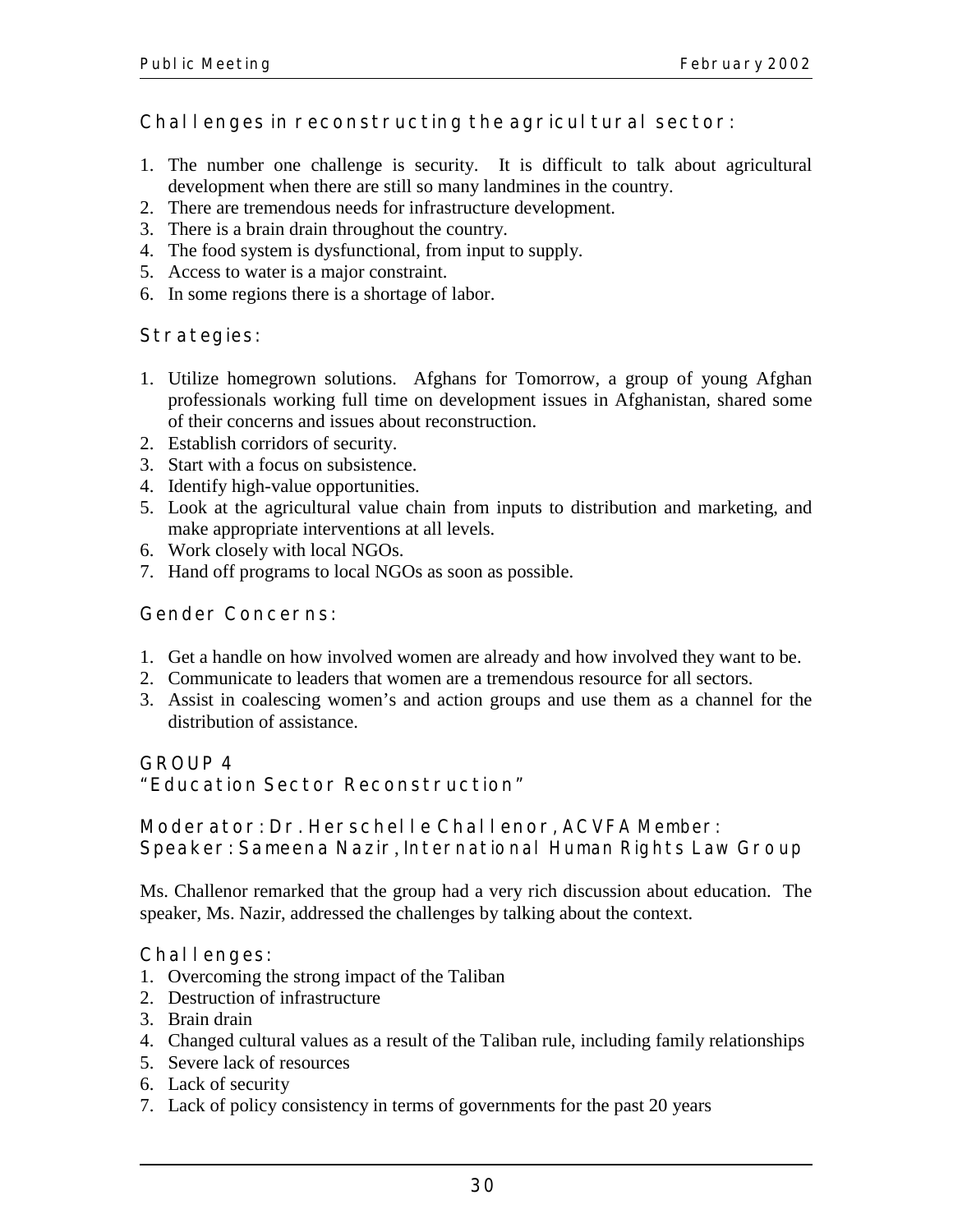### Challenges in reconstructing the agricultural sector:

1. The number one challenge is security. It is difficult to talk about agricultural development when there are still so many landmines in the country.
2. There are tremendous needs for infrastructure development.
3. There is a brain drain throughout the country.
4. The food system is dysfunctional, from input to supply.
5. Access to water is a major constraint.
6. In some regions there is a shortage of labor.

### Strategies:

1. Utilize homegrown solutions. Afghans for Tomorrow, a group of young Afghan professionals working full time on development issues in Afghanistan, shared some of their concerns and issues about reconstruction.
2. Establish corridors of security.
3. Start with a focus on subsistence.
4. Identify high-value opportunities.
5. Look at the agricultural value chain from inputs to distribution and marketing, and make appropriate interventions at all levels.
6. Work closely with local NGOs.
7. Hand off programs to local NGOs as soon as possible.

### Gender Concerns:

1. Get a handle on how involved women are already and how involved they want to be.
2. Communicate to leaders that women are a tremendous resource for all sectors.
3. Assist in coalescing women's and action groups and use them as a channel for the distribution of assistance.

### GROUP 4
### "Education Sector Reconstruction"

Moderator: Dr. Herschelle Challenor, ACVFA Member:
Speaker: Sameena Nazir, International Human Rights Law Group

Ms. Challenor remarked that the group had a very rich discussion about education. The speaker, Ms. Nazir, addressed the challenges by talking about the context.

### Challenges:

1. Overcoming the strong impact of the Taliban
2. Destruction of infrastructure
3. Brain drain
4. Changed cultural values as a result of the Taliban rule, including family relationships
5. Severe lack of resources
6. Lack of security
7. Lack of policy consistency in terms of governments for the past 20 years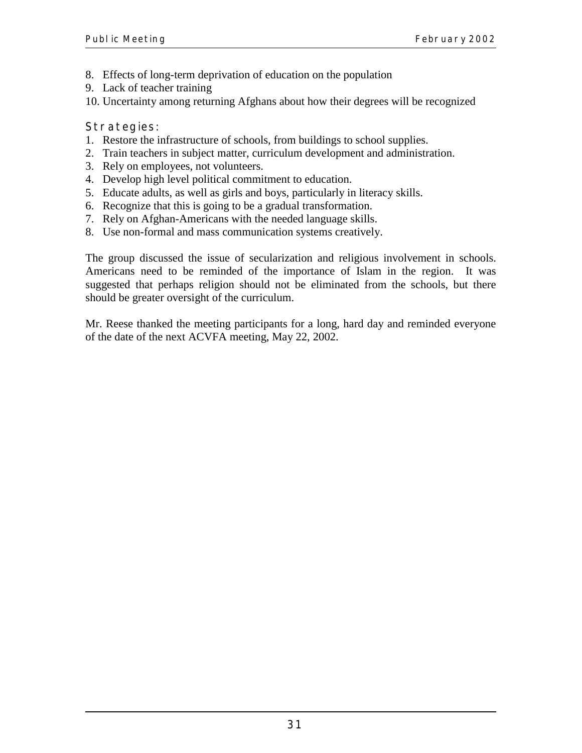8. Effects of long-term deprivation of education on the population
9. Lack of teacher training
10. Uncertainty among returning Afghans about how their degrees will be recognized

### Strategies:

1. Restore the infrastructure of schools, from buildings to school supplies.
2. Train teachers in subject matter, curriculum development and administration.
3. Rely on employees, not volunteers.
4. Develop high level political commitment to education.
5. Educate adults, as well as girls and boys, particularly in literacy skills.
6. Recognize that this is going to be a gradual transformation.
7. Rely on Afghan-Americans with the needed language skills.
8. Use non-formal and mass communication systems creatively.

The group discussed the issue of secularization and religious involvement in schools. Americans need to be reminded of the importance of Islam in the region. It was suggested that perhaps religion should not be eliminated from the schools, but there should be greater oversight of the curriculum.

Mr. Reese thanked the meeting participants for a long, hard day and reminded everyone of the date of the next ACVFA meeting, May 22, 2002.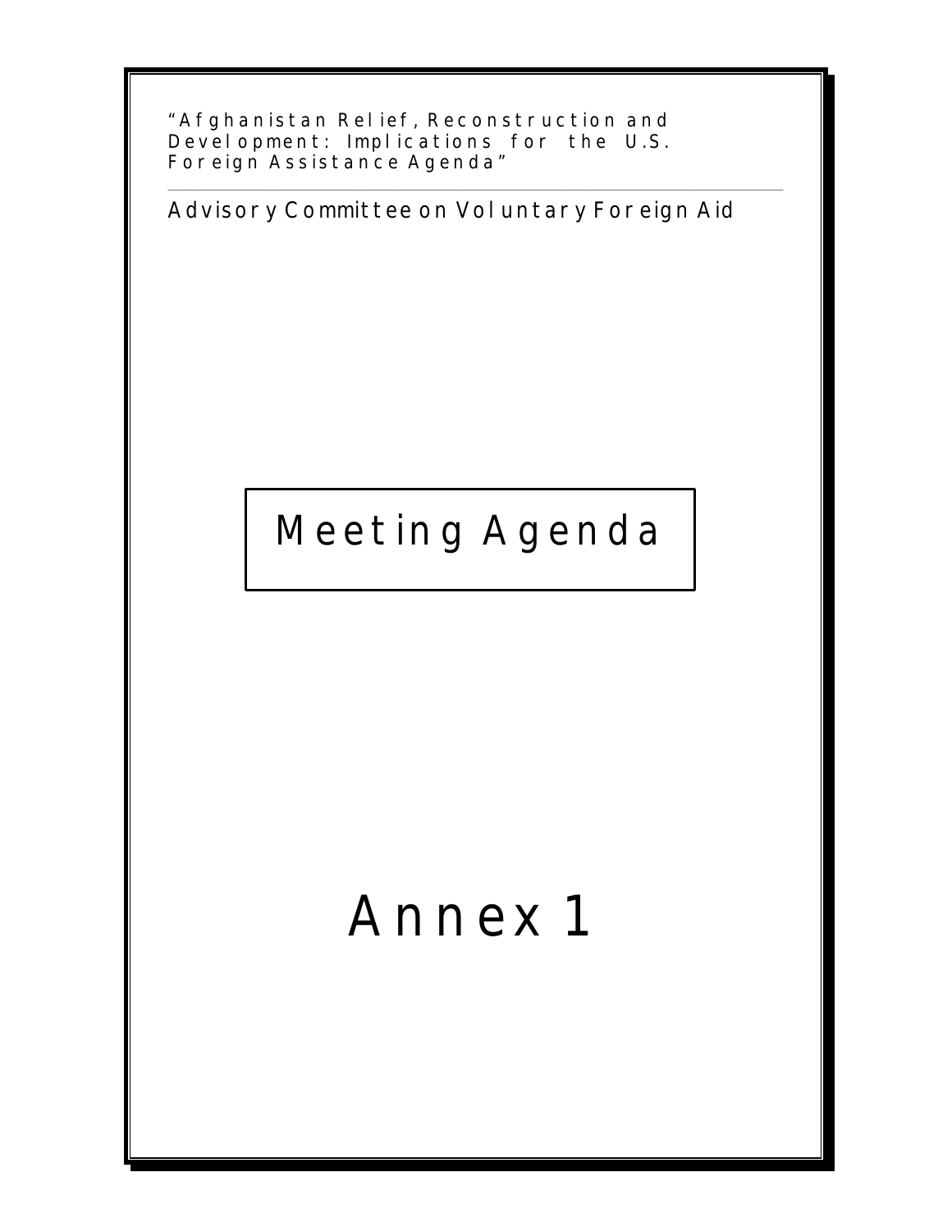"Afghanistan Relief, Reconstruction and Development: Implications for the U.S. Foreign Assistance Agenda"

---

Advisory Committee on Voluntary Foreign Aid

# Meeting Agenda

# Annex 1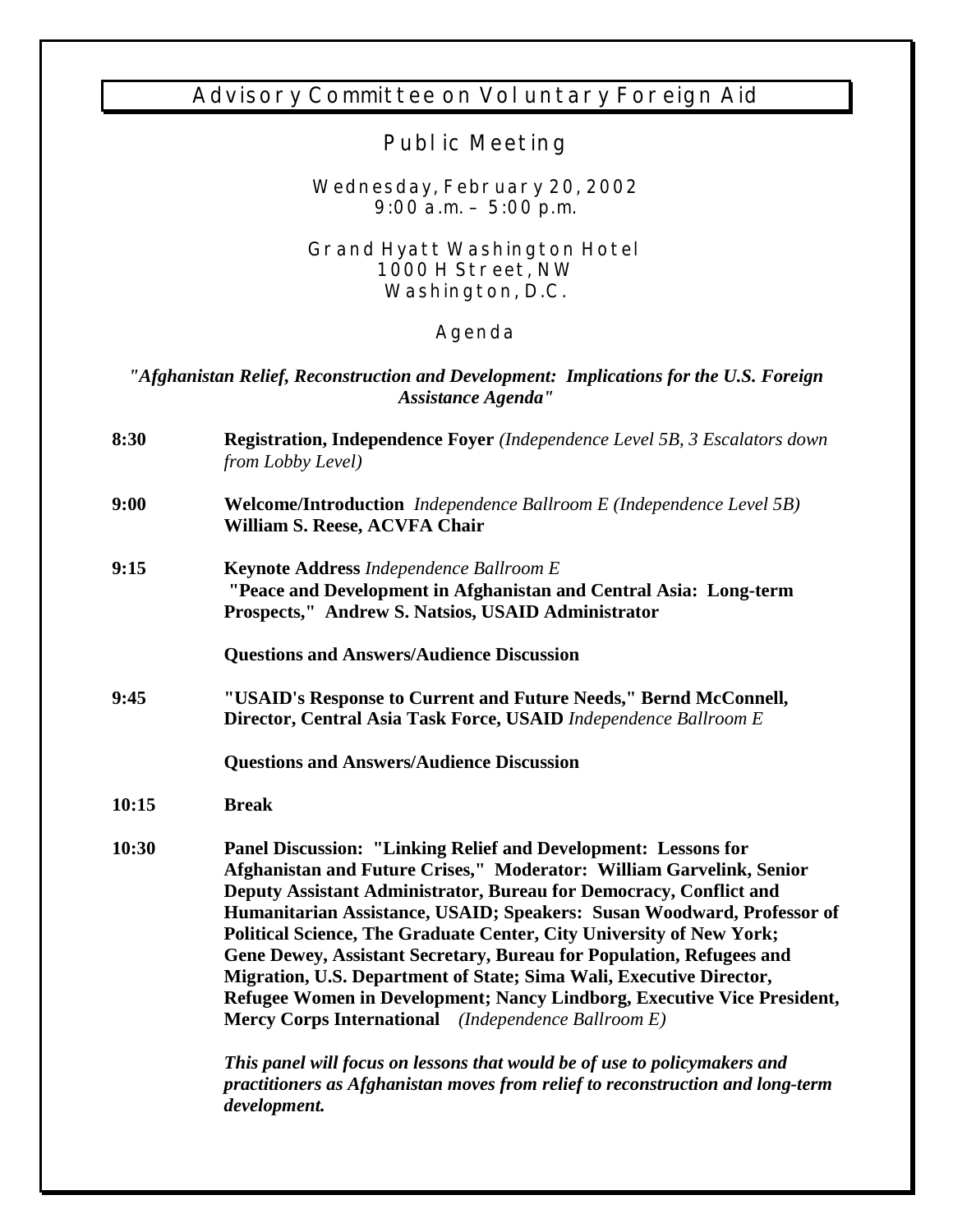# Advisory Committee on Voluntary Foreign Aid

## Public Meeting

Wednesday, February 20, 2002
9:00 a.m. – 5:00 p.m.

Grand Hyatt Washington Hotel
1000 H Street, NW
Washington, D.C.

### Agenda

***"Afghanistan Relief, Reconstruction and Development: Implications for the U.S. Foreign Assistance Agenda"***

**8:30** **Registration, Independence Foyer** *(Independence Level 5B, 3 Escalators down from Lobby Level)*

**9:00** **Welcome/Introduction** *Independence Ballroom E (Independence Level 5B)*
**William S. Reese, ACVFA Chair**

**9:15** **Keynote Address** *Independence Ballroom E*
**"Peace and Development in Afghanistan and Central Asia: Long-term Prospects," Andrew S. Natsios, USAID Administrator**

**Questions and Answers/Audience Discussion**

**9:45** **"USAID's Response to Current and Future Needs," Bernd McConnell, Director, Central Asia Task Force, USAID** *Independence Ballroom E*

**Questions and Answers/Audience Discussion**

**10:15** **Break**

**10:30** **Panel Discussion: "Linking Relief and Development: Lessons for Afghanistan and Future Crises," Moderator: William Garvelink, Senior Deputy Assistant Administrator, Bureau for Democracy, Conflict and Humanitarian Assistance, USAID; Speakers: Susan Woodward, Professor of Political Science, The Graduate Center, City University of New York; Gene Dewey, Assistant Secretary, Bureau for Population, Refugees and Migration, U.S. Department of State; Sima Wali, Executive Director, Refugee Women in Development; Nancy Lindborg, Executive Vice President, Mercy Corps International** *(Independence Ballroom E)*

***This panel will focus on lessons that would be of use to policymakers and practitioners as Afghanistan moves from relief to reconstruction and long-term development.***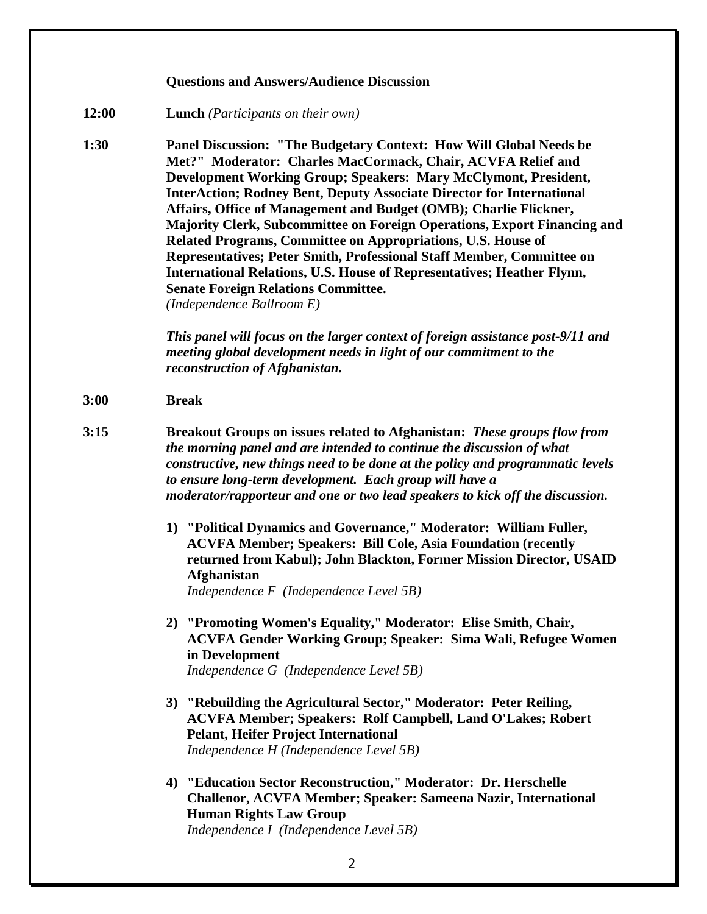**Questions and Answers/Audience Discussion**

**12:00** **Lunch** *(Participants on their own)*

**1:30** **Panel Discussion: "The Budgetary Context: How Will Global Needs be Met?" Moderator: Charles MacCormack, Chair, ACVFA Relief and Development Working Group; Speakers: Mary McClymont, President, InterAction; Rodney Bent, Deputy Associate Director for International Affairs, Office of Management and Budget (OMB); Charlie Flickner, Majority Clerk, Subcommittee on Foreign Operations, Export Financing and Related Programs, Committee on Appropriations, U.S. House of Representatives; Peter Smith, Professional Staff Member, Committee on International Relations, U.S. House of Representatives; Heather Flynn, Senate Foreign Relations Committee.**
*(Independence Ballroom E)*

***This panel will focus on the larger context of foreign assistance post-9/11 and meeting global development needs in light of our commitment to the reconstruction of Afghanistan.***

**3:00** **Break**

**3:15** **Breakout Groups on issues related to Afghanistan:** ***These groups flow from the morning panel and are intended to continue the discussion of what constructive, new things need to be done at the policy and programmatic levels to ensure long-term development. Each group will have a moderator/rapporteur and one or two lead speakers to kick off the discussion.***

1) **"Political Dynamics and Governance," Moderator: William Fuller, ACVFA Member; Speakers: Bill Cole, Asia Foundation (recently returned from Kabul); John Blackton, Former Mission Director, USAID Afghanistan**
   *Independence F (Independence Level 5B)*

2) **"Promoting Women's Equality," Moderator: Elise Smith, Chair, ACVFA Gender Working Group; Speaker: Sima Wali, Refugee Women in Development**
   *Independence G (Independence Level 5B)*

3) **"Rebuilding the Agricultural Sector," Moderator: Peter Reiling, ACVFA Member; Speakers: Rolf Campbell, Land O'Lakes; Robert Pelant, Heifer Project International**
   *Independence H (Independence Level 5B)*

4) **"Education Sector Reconstruction," Moderator: Dr. Herschelle Challenor, ACVFA Member; Speaker: Sameena Nazir, International Human Rights Law Group**
   *Independence I (Independence Level 5B)*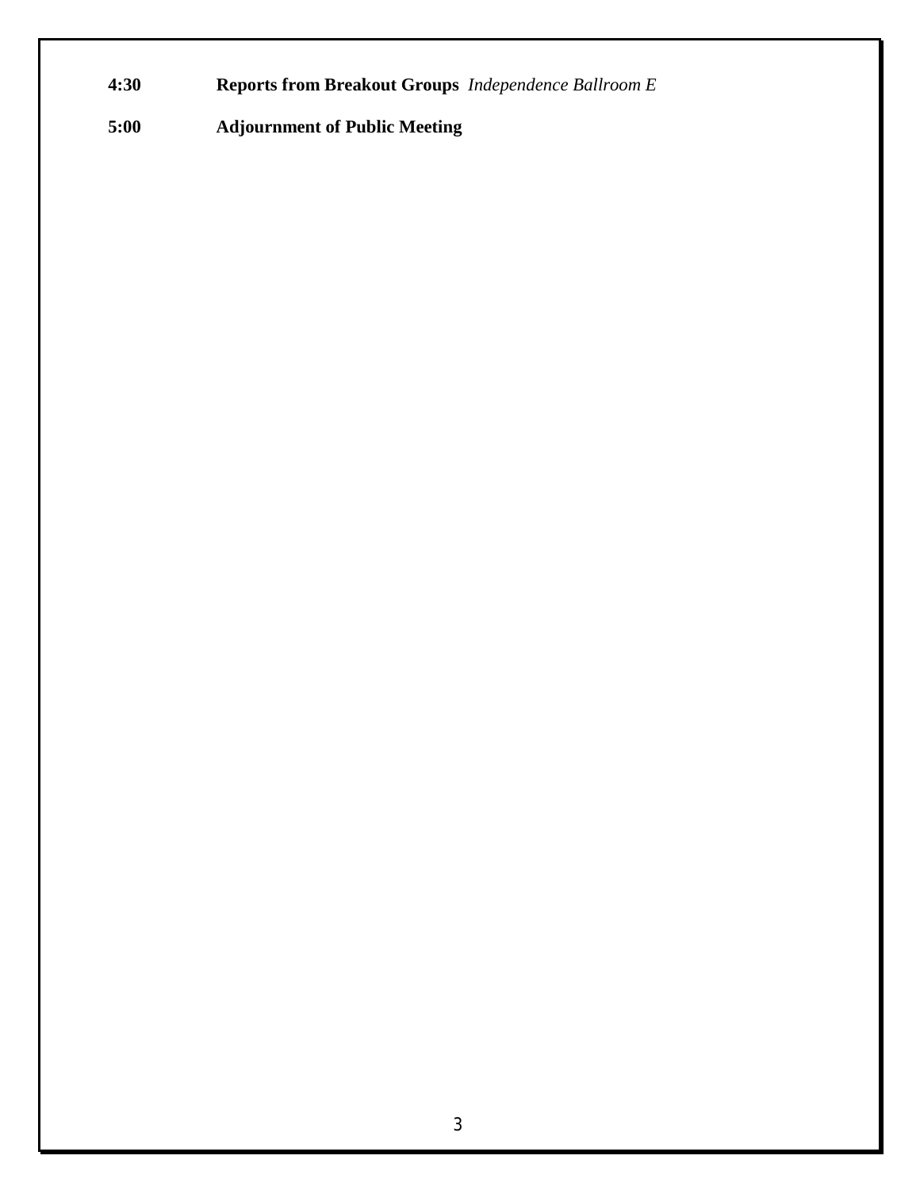**4:30** **Reports from Breakout Groups** *Independence Ballroom E*

**5:00** **Adjournment of Public Meeting**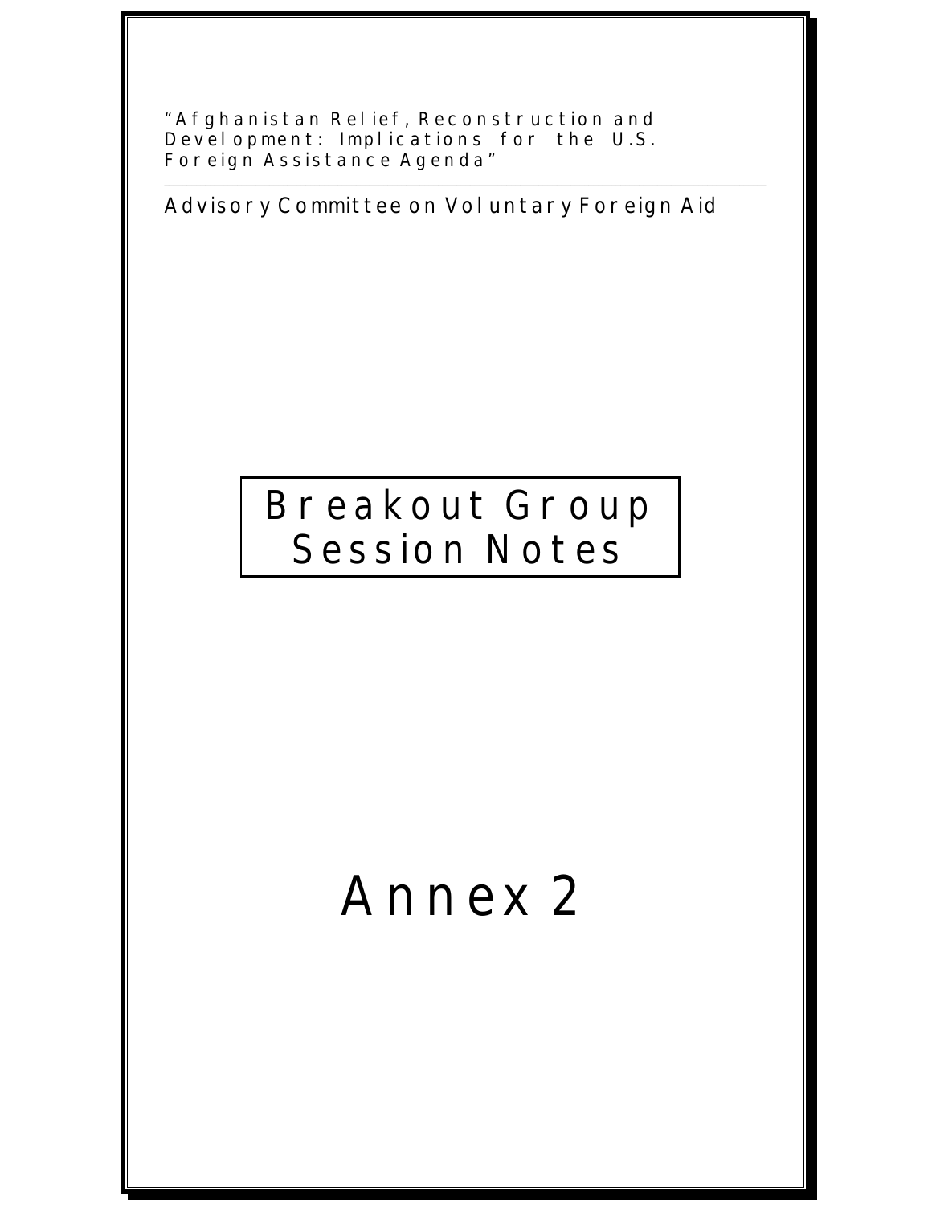"Afghanistan Relief, Reconstruction and Development: Implications for the U.S. Foreign Assistance Agenda"

---

Advisory Committee on Voluntary Foreign Aid

# Breakout Group Session Notes

# Annex 2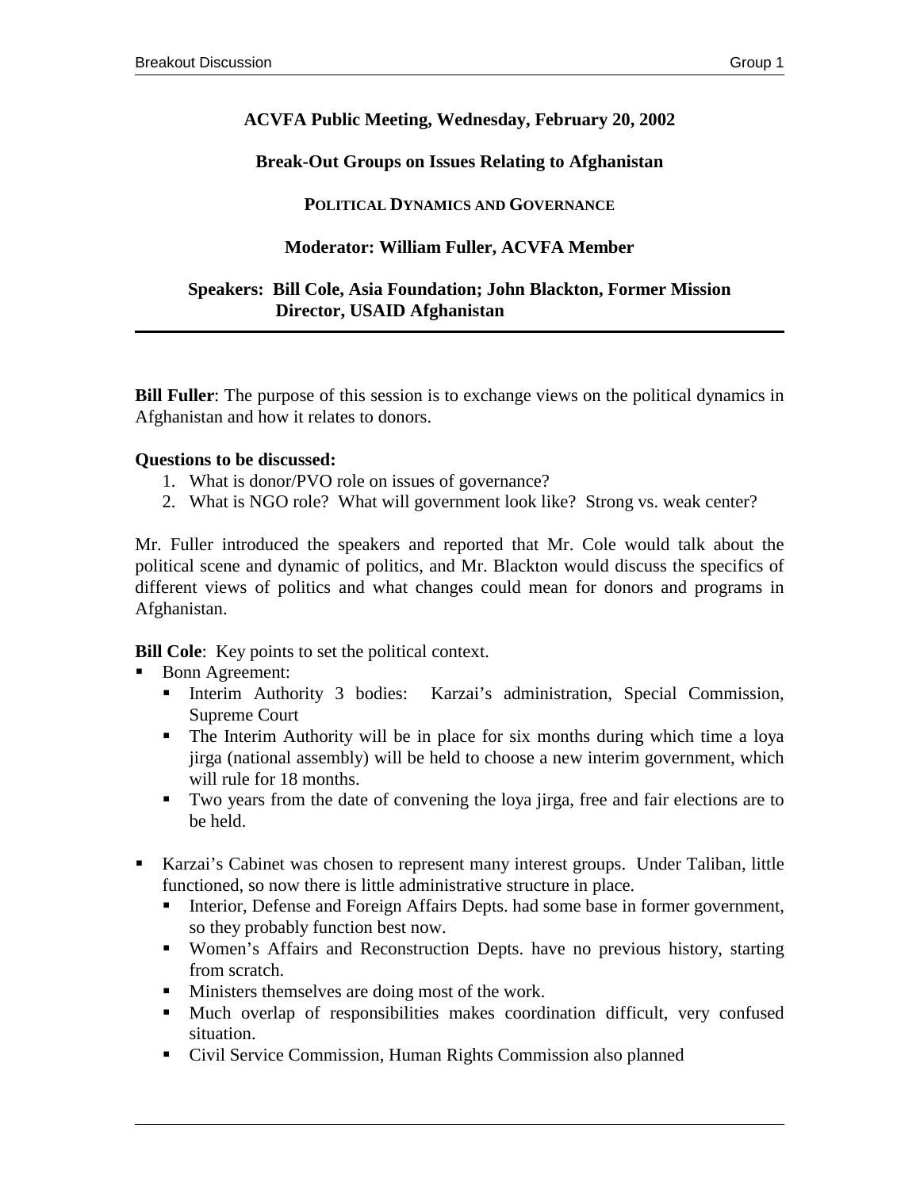**ACVFA Public Meeting, Wednesday, February 20, 2002**

**Break-Out Groups on Issues Relating to Afghanistan**

**POLITICAL DYNAMICS AND GOVERNANCE**

**Moderator: William Fuller, ACVFA Member**

**Speakers: Bill Cole, Asia Foundation; John Blackton, Former Mission Director, USAID Afghanistan**

---

**Bill Fuller**: The purpose of this session is to exchange views on the political dynamics in Afghanistan and how it relates to donors.

**Questions to be discussed:**

1. What is donor/PVO role on issues of governance?
2. What is NGO role? What will government look like? Strong vs. weak center?

Mr. Fuller introduced the speakers and reported that Mr. Cole would talk about the political scene and dynamic of politics, and Mr. Blackton would discuss the specifics of different views of politics and what changes could mean for donors and programs in Afghanistan.

**Bill Cole**: Key points to set the political context.

- Bonn Agreement:
  - Interim Authority 3 bodies: Karzai's administration, Special Commission, Supreme Court
  - The Interim Authority will be in place for six months during which time a loya jirga (national assembly) will be held to choose a new interim government, which will rule for 18 months.
  - Two years from the date of convening the loya jirga, free and fair elections are to be held.

- Karzai's Cabinet was chosen to represent many interest groups. Under Taliban, little functioned, so now there is little administrative structure in place.
  - Interior, Defense and Foreign Affairs Depts. had some base in former government, so they probably function best now.
  - Women's Affairs and Reconstruction Depts. have no previous history, starting from scratch.
  - Ministers themselves are doing most of the work.
  - Much overlap of responsibilities makes coordination difficult, very confused situation.
  - Civil Service Commission, Human Rights Commission also planned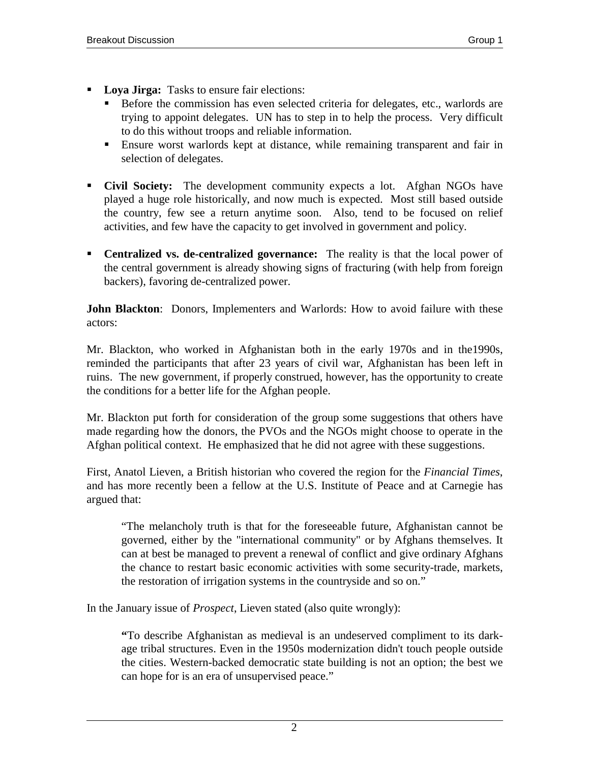- **Loya Jirga:** Tasks to ensure fair elections:
  - Before the commission has even selected criteria for delegates, etc., warlords are trying to appoint delegates. UN has to step in to help the process. Very difficult to do this without troops and reliable information.
  - Ensure worst warlords kept at distance, while remaining transparent and fair in selection of delegates.

- **Civil Society:** The development community expects a lot. Afghan NGOs have played a huge role historically, and now much is expected. Most still based outside the country, few see a return anytime soon. Also, tend to be focused on relief activities, and few have the capacity to get involved in government and policy.

- **Centralized vs. de-centralized governance:** The reality is that the local power of the central government is already showing signs of fracturing (with help from foreign backers), favoring de-centralized power.

**John Blackton**: Donors, Implementers and Warlords: How to avoid failure with these actors:

Mr. Blackton, who worked in Afghanistan both in the early 1970s and in the1990s, reminded the participants that after 23 years of civil war, Afghanistan has been left in ruins. The new government, if properly construed, however, has the opportunity to create the conditions for a better life for the Afghan people.

Mr. Blackton put forth for consideration of the group some suggestions that others have made regarding how the donors, the PVOs and the NGOs might choose to operate in the Afghan political context. He emphasized that he did not agree with these suggestions.

First, Anatol Lieven, a British historian who covered the region for the *Financial Times*, and has more recently been a fellow at the U.S. Institute of Peace and at Carnegie has argued that:

> "The melancholy truth is that for the foreseeable future, Afghanistan cannot be governed, either by the "international community" or by Afghans themselves. It can at best be managed to prevent a renewal of conflict and give ordinary Afghans the chance to restart basic economic activities with some security-trade, markets, the restoration of irrigation systems in the countryside and so on."

In the January issue of *Prospect*, Lieven stated (also quite wrongly):

> **"**To describe Afghanistan as medieval is an undeserved compliment to its dark-age tribal structures. Even in the 1950s modernization didn't touch people outside the cities. Western-backed democratic state building is not an option; the best we can hope for is an era of unsupervised peace."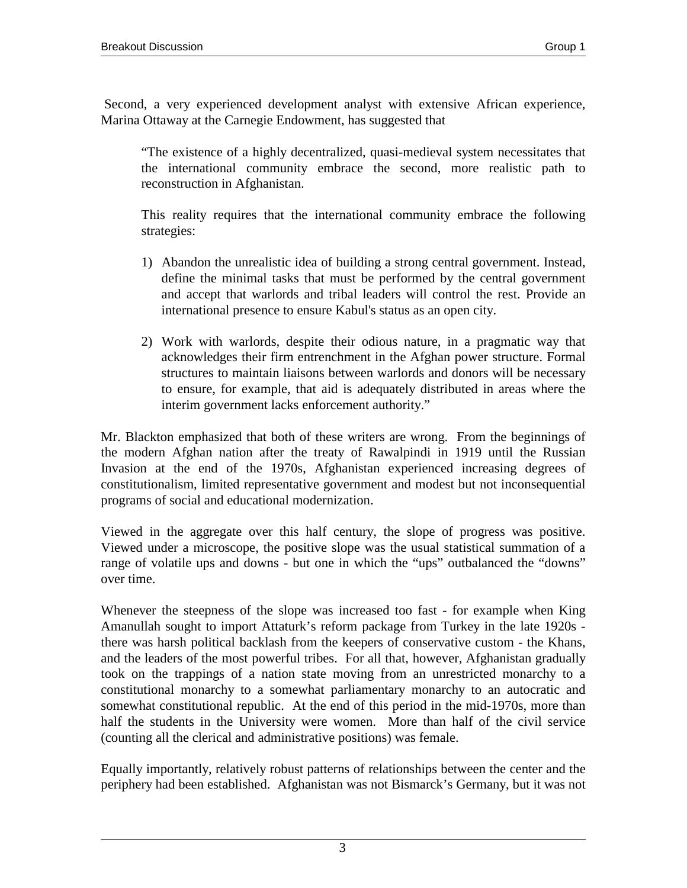Second, a very experienced development analyst with extensive African experience, Marina Ottaway at the Carnegie Endowment, has suggested that

> "The existence of a highly decentralized, quasi-medieval system necessitates that the international community embrace the second, more realistic path to reconstruction in Afghanistan.
>
> This reality requires that the international community embrace the following strategies:
>
> 1) Abandon the unrealistic idea of building a strong central government. Instead, define the minimal tasks that must be performed by the central government and accept that warlords and tribal leaders will control the rest. Provide an international presence to ensure Kabul's status as an open city.
>
> 2) Work with warlords, despite their odious nature, in a pragmatic way that acknowledges their firm entrenchment in the Afghan power structure. Formal structures to maintain liaisons between warlords and donors will be necessary to ensure, for example, that aid is adequately distributed in areas where the interim government lacks enforcement authority."

Mr. Blackton emphasized that both of these writers are wrong. From the beginnings of the modern Afghan nation after the treaty of Rawalpindi in 1919 until the Russian Invasion at the end of the 1970s, Afghanistan experienced increasing degrees of constitutionalism, limited representative government and modest but not inconsequential programs of social and educational modernization.

Viewed in the aggregate over this half century, the slope of progress was positive. Viewed under a microscope, the positive slope was the usual statistical summation of a range of volatile ups and downs - but one in which the "ups" outbalanced the "downs" over time.

Whenever the steepness of the slope was increased too fast - for example when King Amanullah sought to import Attaturk's reform package from Turkey in the late 1920s - there was harsh political backlash from the keepers of conservative custom - the Khans, and the leaders of the most powerful tribes. For all that, however, Afghanistan gradually took on the trappings of a nation state moving from an unrestricted monarchy to a constitutional monarchy to a somewhat parliamentary monarchy to an autocratic and somewhat constitutional republic. At the end of this period in the mid-1970s, more than half the students in the University were women. More than half of the civil service (counting all the clerical and administrative positions) was female.

Equally importantly, relatively robust patterns of relationships between the center and the periphery had been established. Afghanistan was not Bismarck's Germany, but it was not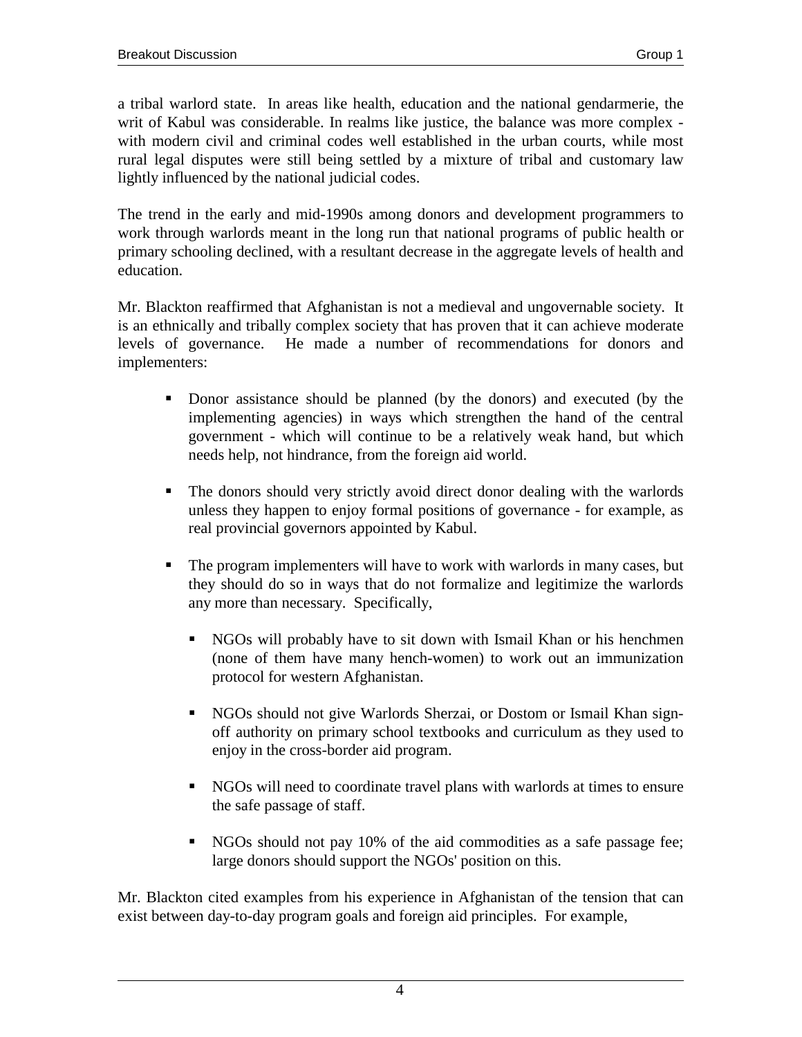a tribal warlord state. In areas like health, education and the national gendarmerie, the writ of Kabul was considerable. In realms like justice, the balance was more complex - with modern civil and criminal codes well established in the urban courts, while most rural legal disputes were still being settled by a mixture of tribal and customary law lightly influenced by the national judicial codes.

The trend in the early and mid-1990s among donors and development programmers to work through warlords meant in the long run that national programs of public health or primary schooling declined, with a resultant decrease in the aggregate levels of health and education.

Mr. Blackton reaffirmed that Afghanistan is not a medieval and ungovernable society. It is an ethnically and tribally complex society that has proven that it can achieve moderate levels of governance. He made a number of recommendations for donors and implementers:

- Donor assistance should be planned (by the donors) and executed (by the implementing agencies) in ways which strengthen the hand of the central government - which will continue to be a relatively weak hand, but which needs help, not hindrance, from the foreign aid world.

- The donors should very strictly avoid direct donor dealing with the warlords unless they happen to enjoy formal positions of governance - for example, as real provincial governors appointed by Kabul.

- The program implementers will have to work with warlords in many cases, but they should do so in ways that do not formalize and legitimize the warlords any more than necessary. Specifically,

  - NGOs will probably have to sit down with Ismail Khan or his henchmen (none of them have many hench-women) to work out an immunization protocol for western Afghanistan.

  - NGOs should not give Warlords Sherzai, or Dostom or Ismail Khan sign-off authority on primary school textbooks and curriculum as they used to enjoy in the cross-border aid program.

  - NGOs will need to coordinate travel plans with warlords at times to ensure the safe passage of staff.

  - NGOs should not pay 10% of the aid commodities as a safe passage fee; large donors should support the NGOs' position on this.

Mr. Blackton cited examples from his experience in Afghanistan of the tension that can exist between day-to-day program goals and foreign aid principles. For example,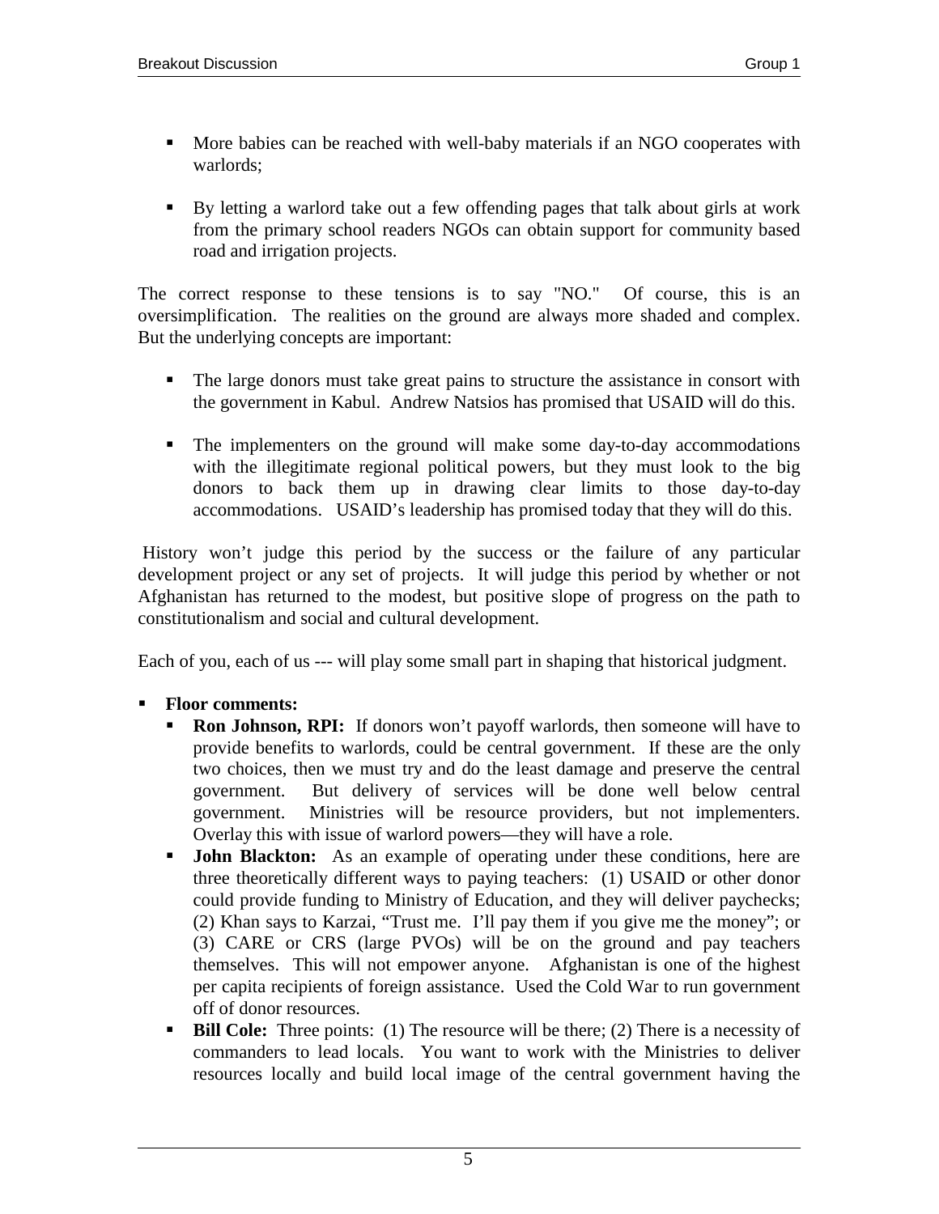- More babies can be reached with well-baby materials if an NGO cooperates with warlords;

- By letting a warlord take out a few offending pages that talk about girls at work from the primary school readers NGOs can obtain support for community based road and irrigation projects.

The correct response to these tensions is to say "NO." Of course, this is an oversimplification. The realities on the ground are always more shaded and complex. But the underlying concepts are important:

- The large donors must take great pains to structure the assistance in consort with the government in Kabul. Andrew Natsios has promised that USAID will do this.

- The implementers on the ground will make some day-to-day accommodations with the illegitimate regional political powers, but they must look to the big donors to back them up in drawing clear limits to those day-to-day accommodations. USAID's leadership has promised today that they will do this.

History won't judge this period by the success or the failure of any particular development project or any set of projects. It will judge this period by whether or not Afghanistan has returned to the modest, but positive slope of progress on the path to constitutionalism and social and cultural development.

Each of you, each of us --- will play some small part in shaping that historical judgment.

- **Floor comments:**
  - **Ron Johnson, RPI:** If donors won't payoff warlords, then someone will have to provide benefits to warlords, could be central government. If these are the only two choices, then we must try and do the least damage and preserve the central government. But delivery of services will be done well below central government. Ministries will be resource providers, but not implementers. Overlay this with issue of warlord powers—they will have a role.
  - **John Blackton:** As an example of operating under these conditions, here are three theoretically different ways to paying teachers: (1) USAID or other donor could provide funding to Ministry of Education, and they will deliver paychecks; (2) Khan says to Karzai, "Trust me. I'll pay them if you give me the money"; or (3) CARE or CRS (large PVOs) will be on the ground and pay teachers themselves. This will not empower anyone. Afghanistan is one of the highest per capita recipients of foreign assistance. Used the Cold War to run government off of donor resources.
  - **Bill Cole:** Three points: (1) The resource will be there; (2) There is a necessity of commanders to lead locals. You want to work with the Ministries to deliver resources locally and build local image of the central government having the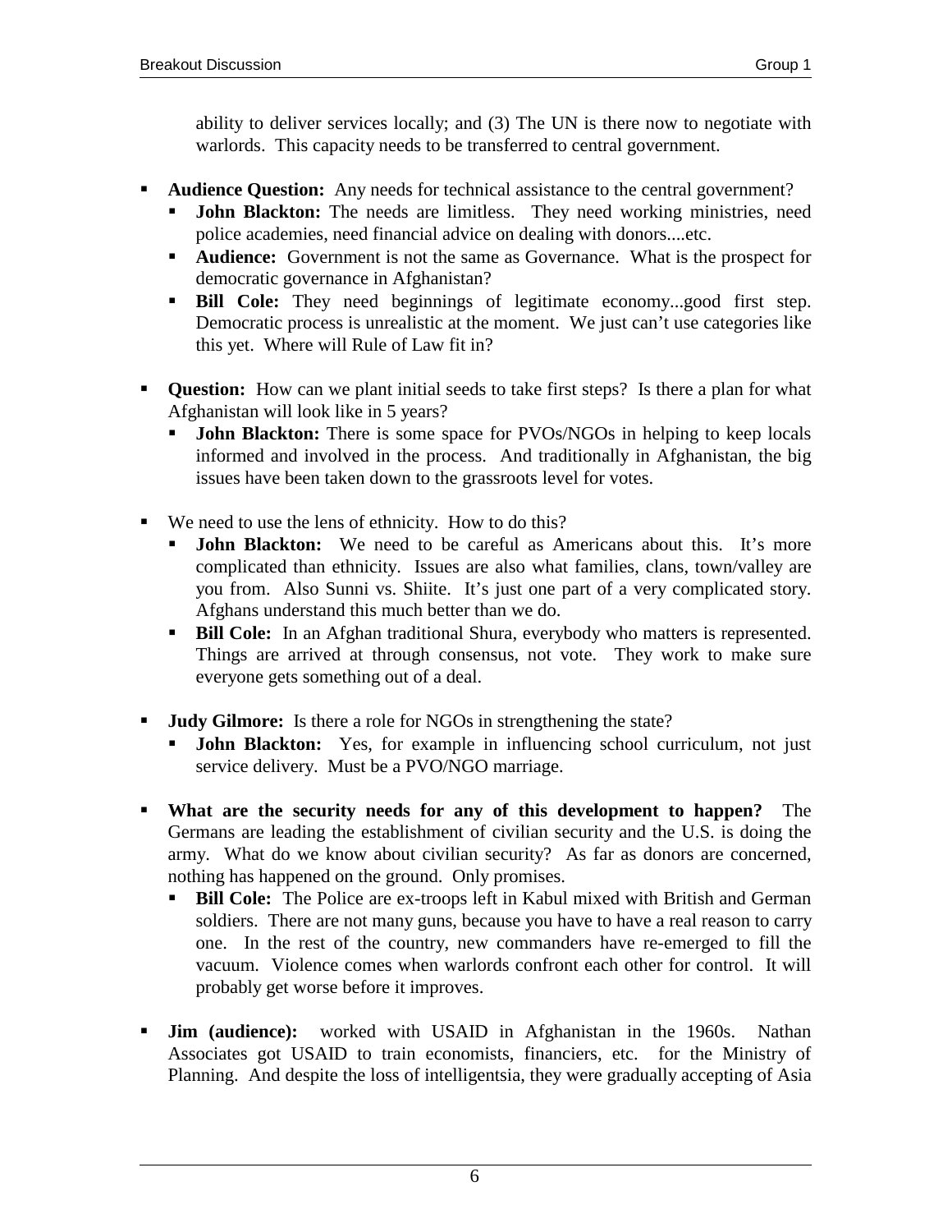ability to deliver services locally; and (3) The UN is there now to negotiate with warlords. This capacity needs to be transferred to central government.

- **Audience Question:** Any needs for technical assistance to the central government?
  - **John Blackton:** The needs are limitless. They need working ministries, need police academies, need financial advice on dealing with donors....etc.
  - **Audience:** Government is not the same as Governance. What is the prospect for democratic governance in Afghanistan?
  - **Bill Cole:** They need beginnings of legitimate economy...good first step. Democratic process is unrealistic at the moment. We just can't use categories like this yet. Where will Rule of Law fit in?

- **Question:** How can we plant initial seeds to take first steps? Is there a plan for what Afghanistan will look like in 5 years?
  - **John Blackton:** There is some space for PVOs/NGOs in helping to keep locals informed and involved in the process. And traditionally in Afghanistan, the big issues have been taken down to the grassroots level for votes.

- We need to use the lens of ethnicity. How to do this?
  - **John Blackton:** We need to be careful as Americans about this. It's more complicated than ethnicity. Issues are also what families, clans, town/valley are you from. Also Sunni vs. Shiite. It's just one part of a very complicated story. Afghans understand this much better than we do.
  - **Bill Cole:** In an Afghan traditional Shura, everybody who matters is represented. Things are arrived at through consensus, not vote. They work to make sure everyone gets something out of a deal.

- **Judy Gilmore:** Is there a role for NGOs in strengthening the state?
  - **John Blackton:** Yes, for example in influencing school curriculum, not just service delivery. Must be a PVO/NGO marriage.

- **What are the security needs for any of this development to happen?** The Germans are leading the establishment of civilian security and the U.S. is doing the army. What do we know about civilian security? As far as donors are concerned, nothing has happened on the ground. Only promises.
  - **Bill Cole:** The Police are ex-troops left in Kabul mixed with British and German soldiers. There are not many guns, because you have to have a real reason to carry one. In the rest of the country, new commanders have re-emerged to fill the vacuum. Violence comes when warlords confront each other for control. It will probably get worse before it improves.

- **Jim (audience):** worked with USAID in Afghanistan in the 1960s. Nathan Associates got USAID to train economists, financiers, etc. for the Ministry of Planning. And despite the loss of intelligentsia, they were gradually accepting of Asia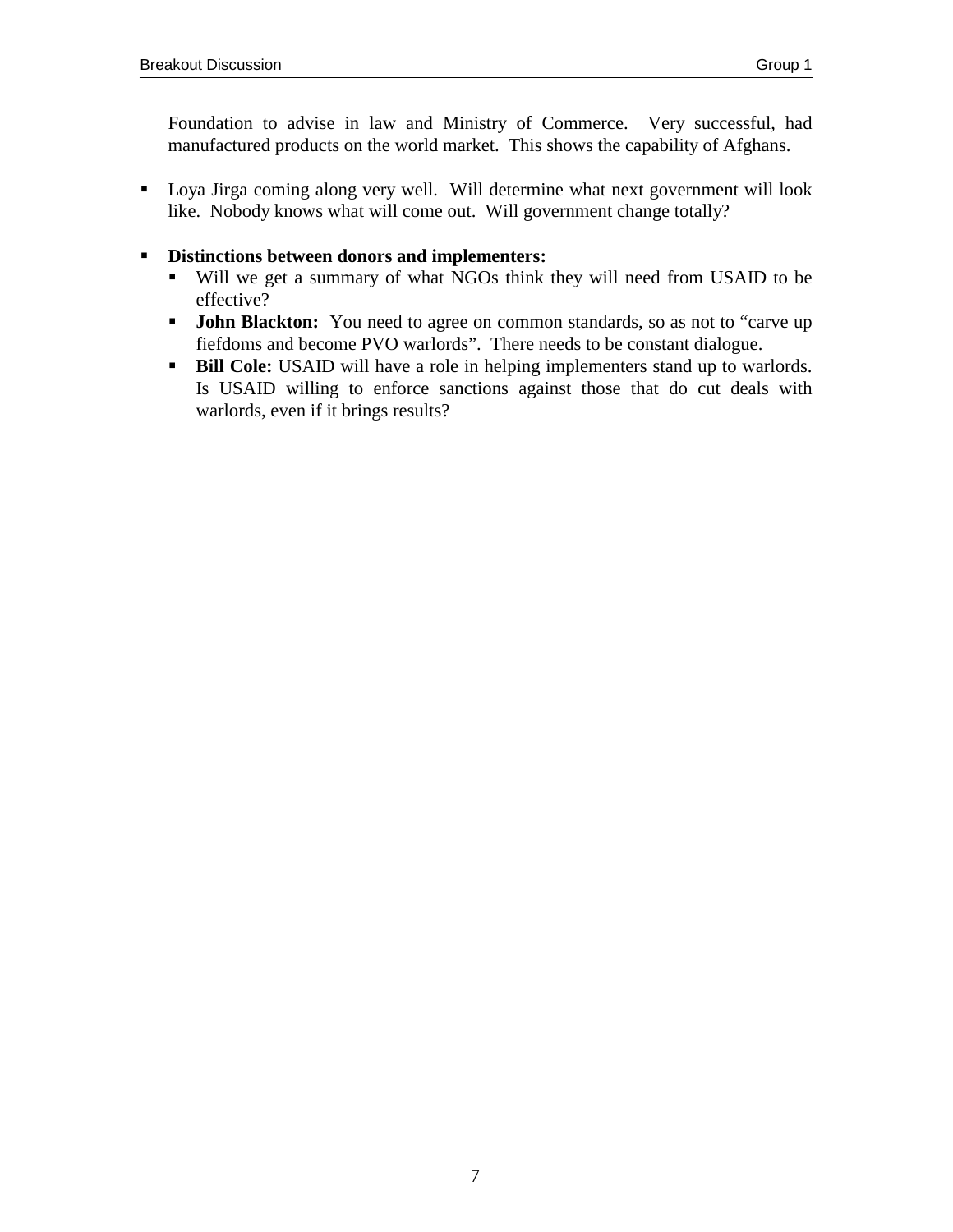Foundation to advise in law and Ministry of Commerce. Very successful, had manufactured products on the world market. This shows the capability of Afghans.

- Loya Jirga coming along very well. Will determine what next government will look like. Nobody knows what will come out. Will government change totally?

- **Distinctions between donors and implementers:**
  - Will we get a summary of what NGOs think they will need from USAID to be effective?
  - **John Blackton:** You need to agree on common standards, so as not to "carve up fiefdoms and become PVO warlords". There needs to be constant dialogue.
  - **Bill Cole:** USAID will have a role in helping implementers stand up to warlords. Is USAID willing to enforce sanctions against those that do cut deals with warlords, even if it brings results?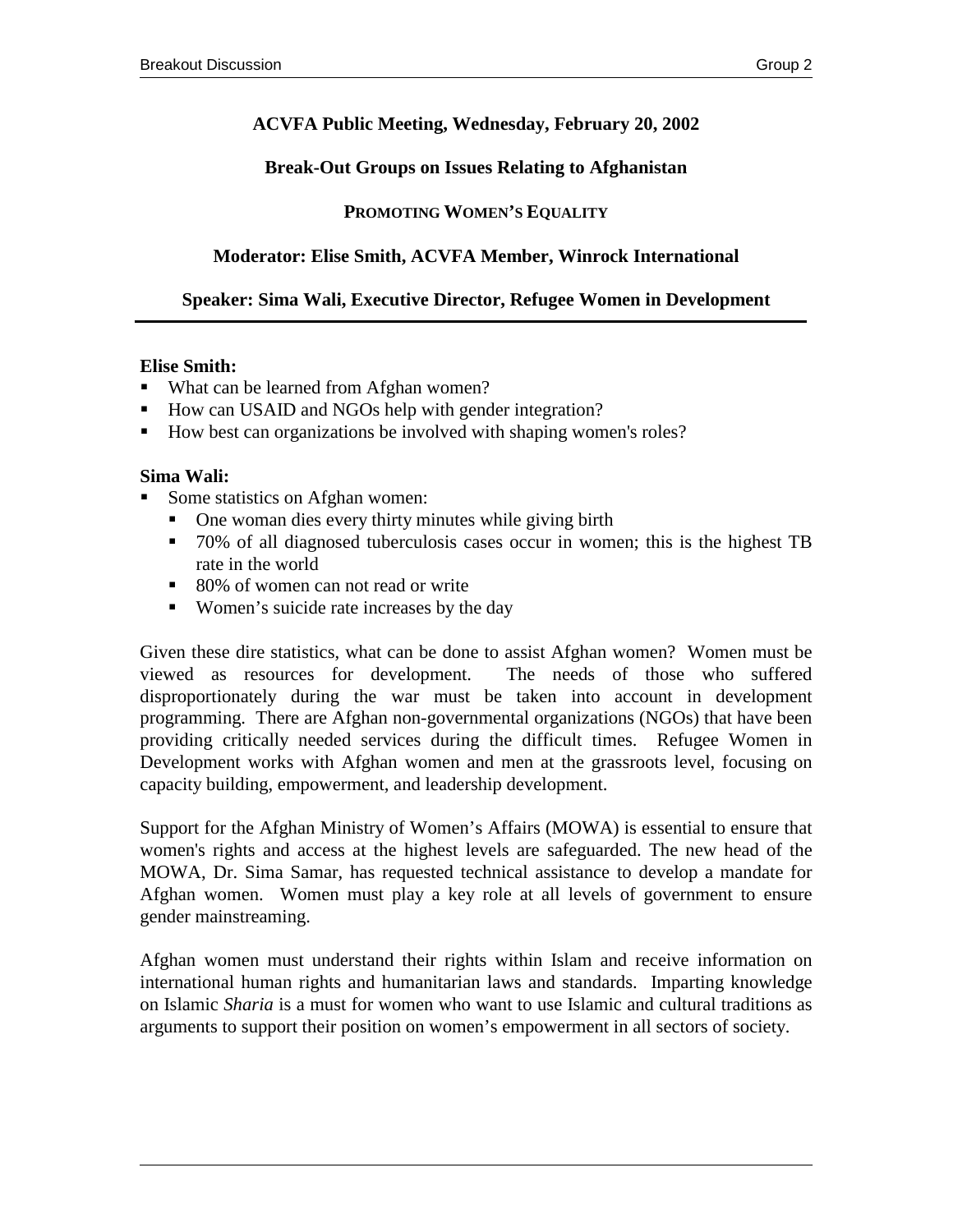**ACVFA Public Meeting, Wednesday, February 20, 2002**

**Break-Out Groups on Issues Relating to Afghanistan**

**PROMOTING WOMEN'S EQUALITY**

**Moderator: Elise Smith, ACVFA Member, Winrock International**

**Speaker: Sima Wali, Executive Director, Refugee Women in Development**

---

**Elise Smith:**

- What can be learned from Afghan women?
- How can USAID and NGOs help with gender integration?
- How best can organizations be involved with shaping women's roles?

**Sima Wali:**

- Some statistics on Afghan women:
  - One woman dies every thirty minutes while giving birth
  - 70% of all diagnosed tuberculosis cases occur in women; this is the highest TB rate in the world
  - 80% of women can not read or write
  - Women's suicide rate increases by the day

Given these dire statistics, what can be done to assist Afghan women? Women must be viewed as resources for development. The needs of those who suffered disproportionately during the war must be taken into account in development programming. There are Afghan non-governmental organizations (NGOs) that have been providing critically needed services during the difficult times. Refugee Women in Development works with Afghan women and men at the grassroots level, focusing on capacity building, empowerment, and leadership development.

Support for the Afghan Ministry of Women's Affairs (MOWA) is essential to ensure that women's rights and access at the highest levels are safeguarded. The new head of the MOWA, Dr. Sima Samar, has requested technical assistance to develop a mandate for Afghan women. Women must play a key role at all levels of government to ensure gender mainstreaming.

Afghan women must understand their rights within Islam and receive information on international human rights and humanitarian laws and standards. Imparting knowledge on Islamic *Sharia* is a must for women who want to use Islamic and cultural traditions as arguments to support their position on women's empowerment in all sectors of society.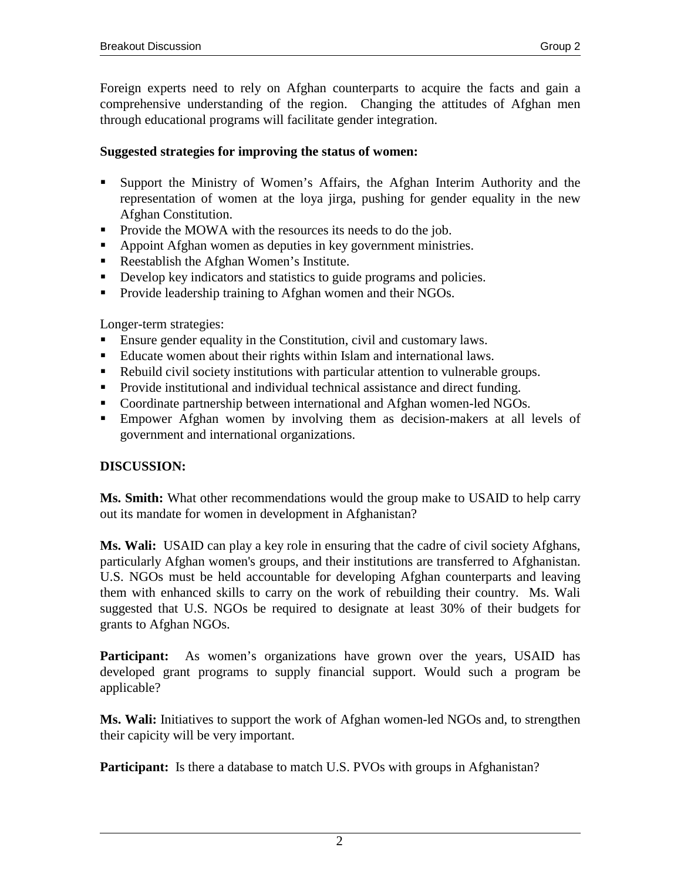Foreign experts need to rely on Afghan counterparts to acquire the facts and gain a comprehensive understanding of the region. Changing the attitudes of Afghan men through educational programs will facilitate gender integration.

**Suggested strategies for improving the status of women:**

- Support the Ministry of Women's Affairs, the Afghan Interim Authority and the representation of women at the loya jirga, pushing for gender equality in the new Afghan Constitution.
- Provide the MOWA with the resources its needs to do the job.
- Appoint Afghan women as deputies in key government ministries.
- Reestablish the Afghan Women's Institute.
- Develop key indicators and statistics to guide programs and policies.
- Provide leadership training to Afghan women and their NGOs.

Longer-term strategies:

- Ensure gender equality in the Constitution, civil and customary laws.
- Educate women about their rights within Islam and international laws.
- Rebuild civil society institutions with particular attention to vulnerable groups.
- Provide institutional and individual technical assistance and direct funding.
- Coordinate partnership between international and Afghan women-led NGOs.
- Empower Afghan women by involving them as decision-makers at all levels of government and international organizations.

**DISCUSSION:**

**Ms. Smith:** What other recommendations would the group make to USAID to help carry out its mandate for women in development in Afghanistan?

**Ms. Wali:** USAID can play a key role in ensuring that the cadre of civil society Afghans, particularly Afghan women's groups, and their institutions are transferred to Afghanistan. U.S. NGOs must be held accountable for developing Afghan counterparts and leaving them with enhanced skills to carry on the work of rebuilding their country. Ms. Wali suggested that U.S. NGOs be required to designate at least 30% of their budgets for grants to Afghan NGOs.

**Participant:** As women's organizations have grown over the years, USAID has developed grant programs to supply financial support. Would such a program be applicable?

**Ms. Wali:** Initiatives to support the work of Afghan women-led NGOs and, to strengthen their capicity will be very important.

**Participant:** Is there a database to match U.S. PVOs with groups in Afghanistan?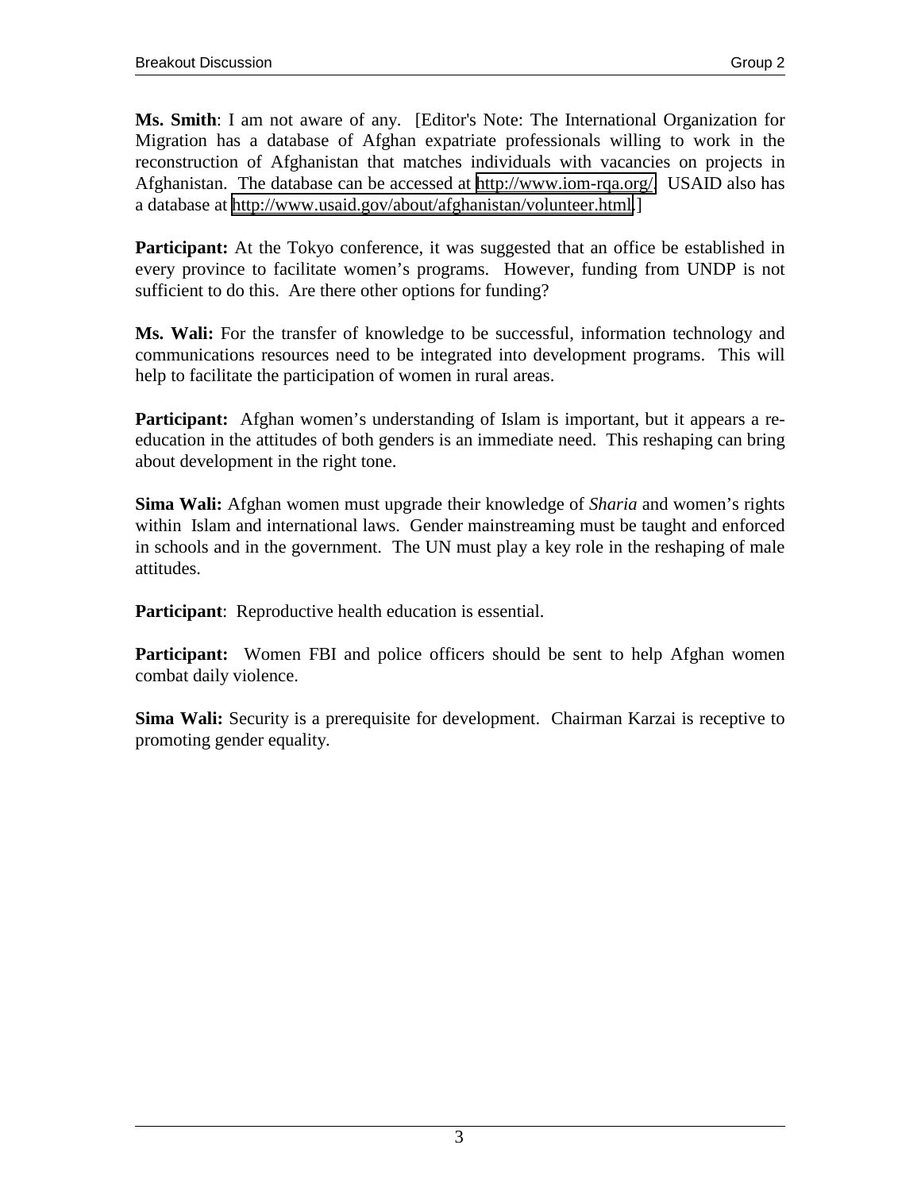**Ms. Smith**: I am not aware of any. [Editor's Note: The International Organization for Migration has a database of Afghan expatriate professionals willing to work in the reconstruction of Afghanistan that matches individuals with vacancies on projects in Afghanistan. The database can be accessed at http://www.iom-rqa.org/. USAID also has a database at http://www.usaid.gov/about/afghanistan/volunteer.html.]

**Participant:** At the Tokyo conference, it was suggested that an office be established in every province to facilitate women's programs. However, funding from UNDP is not sufficient to do this. Are there other options for funding?

**Ms. Wali:** For the transfer of knowledge to be successful, information technology and communications resources need to be integrated into development programs. This will help to facilitate the participation of women in rural areas.

**Participant:** Afghan women's understanding of Islam is important, but it appears a re-education in the attitudes of both genders is an immediate need. This reshaping can bring about development in the right tone.

**Sima Wali:** Afghan women must upgrade their knowledge of *Sharia* and women's rights within Islam and international laws. Gender mainstreaming must be taught and enforced in schools and in the government. The UN must play a key role in the reshaping of male attitudes.

**Participant**: Reproductive health education is essential.

**Participant:** Women FBI and police officers should be sent to help Afghan women combat daily violence.

**Sima Wali:** Security is a prerequisite for development. Chairman Karzai is receptive to promoting gender equality.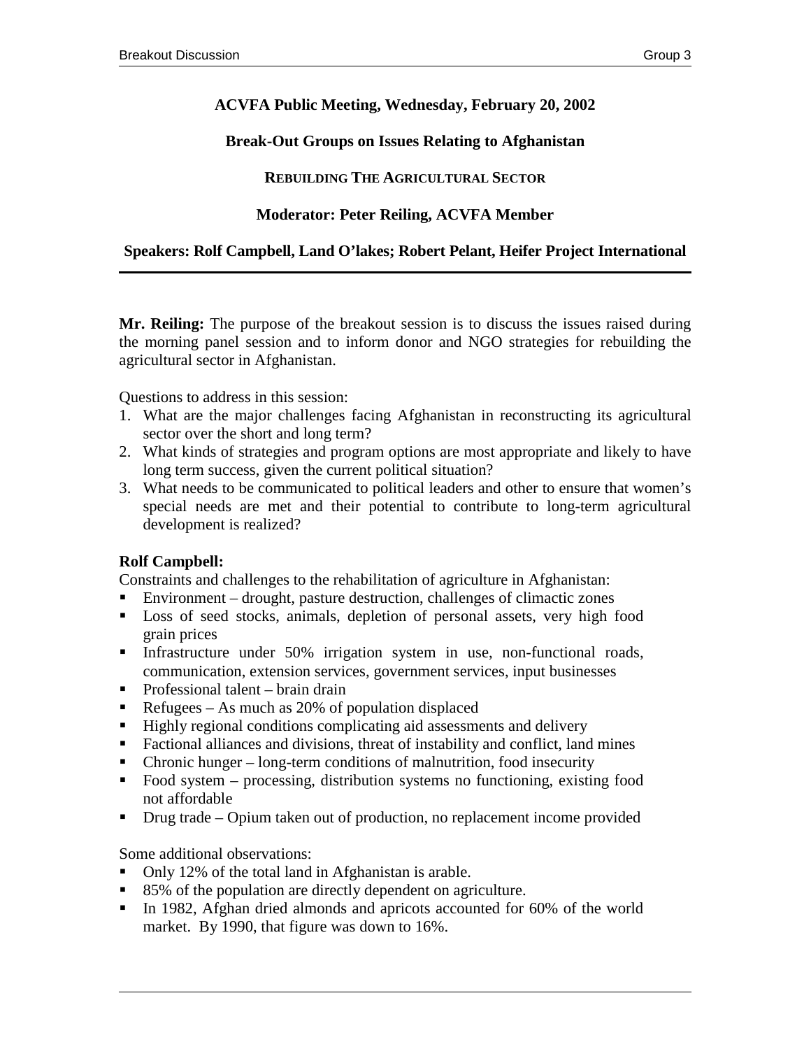**ACVFA Public Meeting, Wednesday, February 20, 2002**

**Break-Out Groups on Issues Relating to Afghanistan**

**REBUILDING THE AGRICULTURAL SECTOR**

**Moderator: Peter Reiling, ACVFA Member**

**Speakers: Rolf Campbell, Land O'lakes; Robert Pelant, Heifer Project International**

---

**Mr. Reiling:** The purpose of the breakout session is to discuss the issues raised during the morning panel session and to inform donor and NGO strategies for rebuilding the agricultural sector in Afghanistan.

Questions to address in this session:

1. What are the major challenges facing Afghanistan in reconstructing its agricultural sector over the short and long term?
2. What kinds of strategies and program options are most appropriate and likely to have long term success, given the current political situation?
3. What needs to be communicated to political leaders and other to ensure that women's special needs are met and their potential to contribute to long-term agricultural development is realized?

**Rolf Campbell:**

Constraints and challenges to the rehabilitation of agriculture in Afghanistan:

- Environment – drought, pasture destruction, challenges of climactic zones
- Loss of seed stocks, animals, depletion of personal assets, very high food grain prices
- Infrastructure under 50% irrigation system in use, non-functional roads, communication, extension services, government services, input businesses
- Professional talent – brain drain
- Refugees – As much as 20% of population displaced
- Highly regional conditions complicating aid assessments and delivery
- Factional alliances and divisions, threat of instability and conflict, land mines
- Chronic hunger – long-term conditions of malnutrition, food insecurity
- Food system – processing, distribution systems no functioning, existing food not affordable
- Drug trade – Opium taken out of production, no replacement income provided

Some additional observations:

- Only 12% of the total land in Afghanistan is arable.
- 85% of the population are directly dependent on agriculture.
- In 1982, Afghan dried almonds and apricots accounted for 60% of the world market. By 1990, that figure was down to 16%.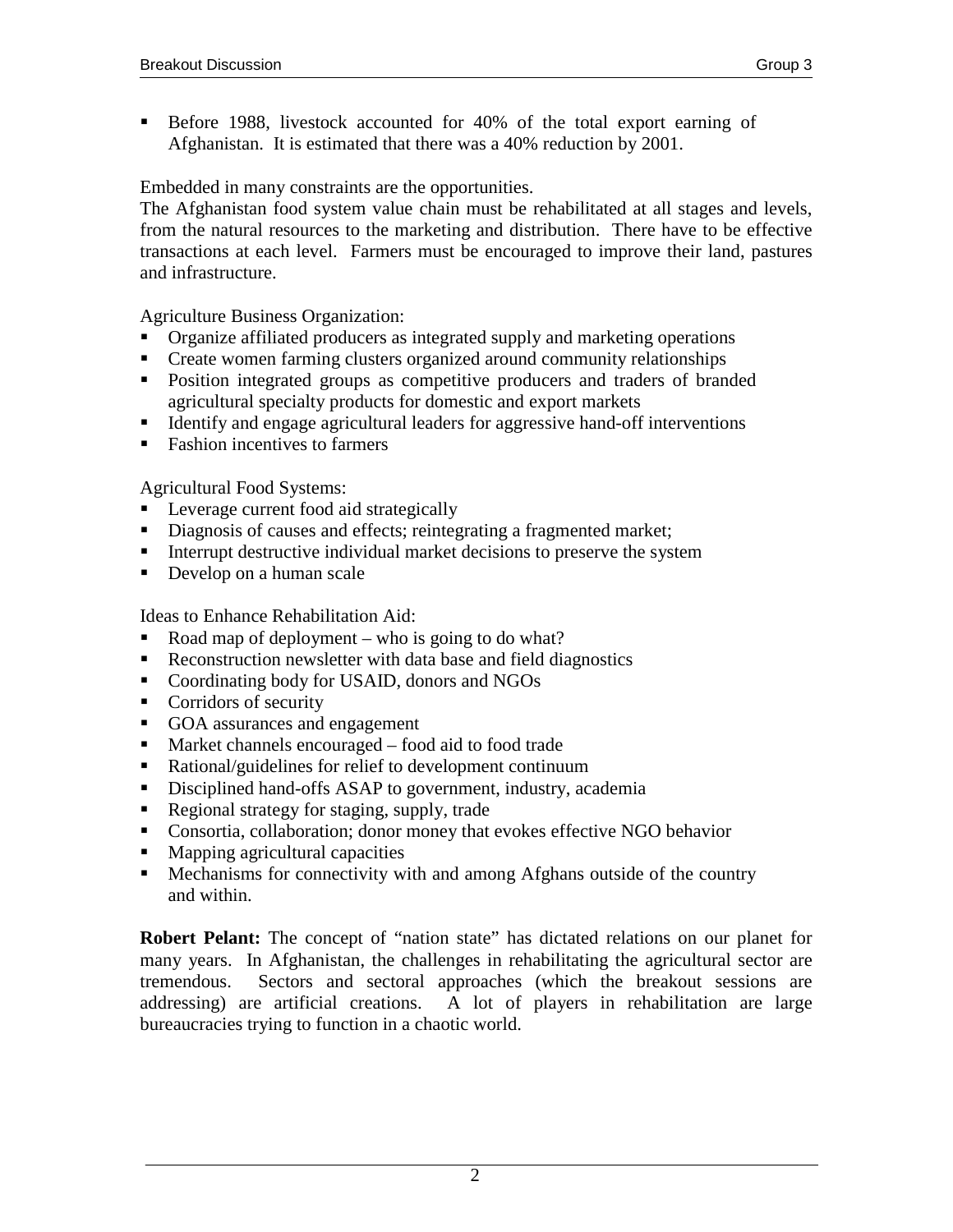- Before 1988, livestock accounted for 40% of the total export earning of Afghanistan. It is estimated that there was a 40% reduction by 2001.

Embedded in many constraints are the opportunities.
The Afghanistan food system value chain must be rehabilitated at all stages and levels, from the natural resources to the marketing and distribution. There have to be effective transactions at each level. Farmers must be encouraged to improve their land, pastures and infrastructure.

Agriculture Business Organization:
- Organize affiliated producers as integrated supply and marketing operations
- Create women farming clusters organized around community relationships
- Position integrated groups as competitive producers and traders of branded agricultural specialty products for domestic and export markets
- Identify and engage agricultural leaders for aggressive hand-off interventions
- Fashion incentives to farmers

Agricultural Food Systems:
- Leverage current food aid strategically
- Diagnosis of causes and effects; reintegrating a fragmented market;
- Interrupt destructive individual market decisions to preserve the system
- Develop on a human scale

Ideas to Enhance Rehabilitation Aid:
- Road map of deployment – who is going to do what?
- Reconstruction newsletter with data base and field diagnostics
- Coordinating body for USAID, donors and NGOs
- Corridors of security
- GOA assurances and engagement
- Market channels encouraged – food aid to food trade
- Rational/guidelines for relief to development continuum
- Disciplined hand-offs ASAP to government, industry, academia
- Regional strategy for staging, supply, trade
- Consortia, collaboration; donor money that evokes effective NGO behavior
- Mapping agricultural capacities
- Mechanisms for connectivity with and among Afghans outside of the country and within.

**Robert Pelant:** The concept of "nation state" has dictated relations on our planet for many years. In Afghanistan, the challenges in rehabilitating the agricultural sector are tremendous. Sectors and sectoral approaches (which the breakout sessions are addressing) are artificial creations. A lot of players in rehabilitation are large bureaucracies trying to function in a chaotic world.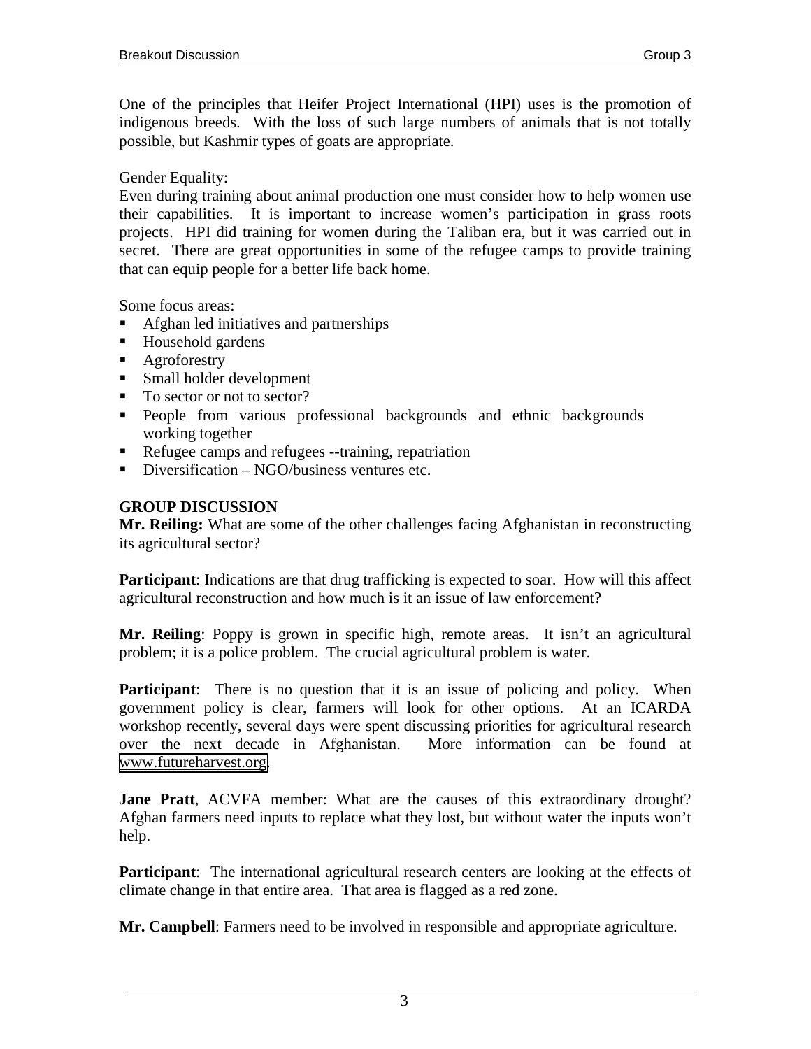One of the principles that Heifer Project International (HPI) uses is the promotion of indigenous breeds. With the loss of such large numbers of animals that is not totally possible, but Kashmir types of goats are appropriate.

Gender Equality:
Even during training about animal production one must consider how to help women use their capabilities. It is important to increase women's participation in grass roots projects. HPI did training for women during the Taliban era, but it was carried out in secret. There are great opportunities in some of the refugee camps to provide training that can equip people for a better life back home.

Some focus areas:

- Afghan led initiatives and partnerships
- Household gardens
- Agroforestry
- Small holder development
- To sector or not to sector?
- People from various professional backgrounds and ethnic backgrounds working together
- Refugee camps and refugees --training, repatriation
- Diversification – NGO/business ventures etc.

**GROUP DISCUSSION**

**Mr. Reiling:** What are some of the other challenges facing Afghanistan in reconstructing its agricultural sector?

**Participant**: Indications are that drug trafficking is expected to soar. How will this affect agricultural reconstruction and how much is it an issue of law enforcement?

**Mr. Reiling**: Poppy is grown in specific high, remote areas. It isn't an agricultural problem; it is a police problem. The crucial agricultural problem is water.

**Participant**: There is no question that it is an issue of policing and policy. When government policy is clear, farmers will look for other options. At an ICARDA workshop recently, several days were spent discussing priorities for agricultural research over the next decade in Afghanistan. More information can be found at www.futureharvest.org.

**Jane Pratt**, ACVFA member: What are the causes of this extraordinary drought? Afghan farmers need inputs to replace what they lost, but without water the inputs won't help.

**Participant**: The international agricultural research centers are looking at the effects of climate change in that entire area. That area is flagged as a red zone.

**Mr. Campbell**: Farmers need to be involved in responsible and appropriate agriculture.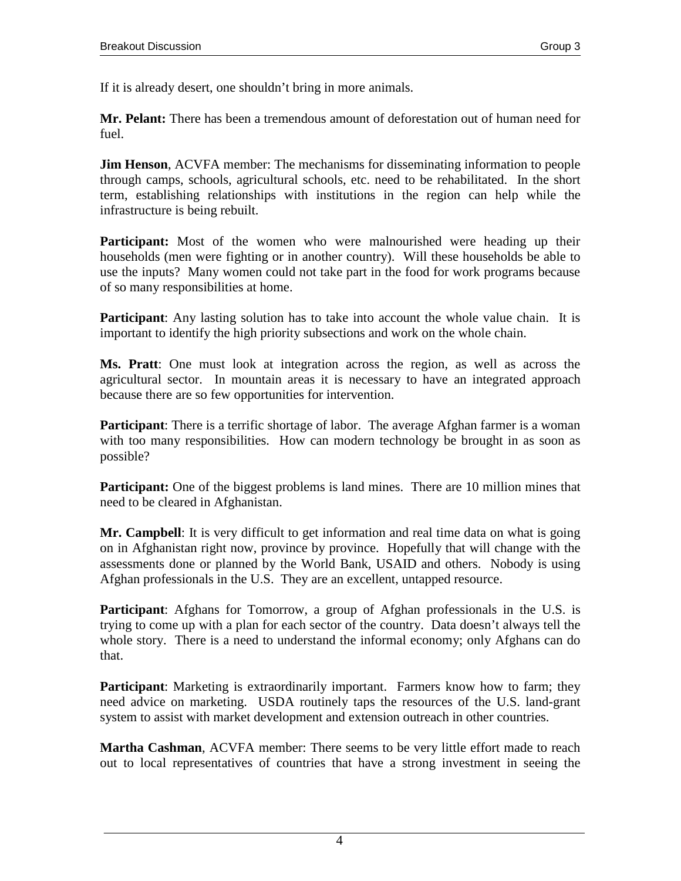If it is already desert, one shouldn't bring in more animals.

**Mr. Pelant:** There has been a tremendous amount of deforestation out of human need for fuel.

**Jim Henson**, ACVFA member: The mechanisms for disseminating information to people through camps, schools, agricultural schools, etc. need to be rehabilitated. In the short term, establishing relationships with institutions in the region can help while the infrastructure is being rebuilt.

**Participant:** Most of the women who were malnourished were heading up their households (men were fighting or in another country). Will these households be able to use the inputs? Many women could not take part in the food for work programs because of so many responsibilities at home.

**Participant**: Any lasting solution has to take into account the whole value chain. It is important to identify the high priority subsections and work on the whole chain.

**Ms. Pratt**: One must look at integration across the region, as well as across the agricultural sector. In mountain areas it is necessary to have an integrated approach because there are so few opportunities for intervention.

**Participant**: There is a terrific shortage of labor. The average Afghan farmer is a woman with too many responsibilities. How can modern technology be brought in as soon as possible?

**Participant:** One of the biggest problems is land mines. There are 10 million mines that need to be cleared in Afghanistan.

**Mr. Campbell**: It is very difficult to get information and real time data on what is going on in Afghanistan right now, province by province. Hopefully that will change with the assessments done or planned by the World Bank, USAID and others. Nobody is using Afghan professionals in the U.S. They are an excellent, untapped resource.

**Participant**: Afghans for Tomorrow, a group of Afghan professionals in the U.S. is trying to come up with a plan for each sector of the country. Data doesn't always tell the whole story. There is a need to understand the informal economy; only Afghans can do that.

**Participant**: Marketing is extraordinarily important. Farmers know how to farm; they need advice on marketing. USDA routinely taps the resources of the U.S. land-grant system to assist with market development and extension outreach in other countries.

**Martha Cashman**, ACVFA member: There seems to be very little effort made to reach out to local representatives of countries that have a strong investment in seeing the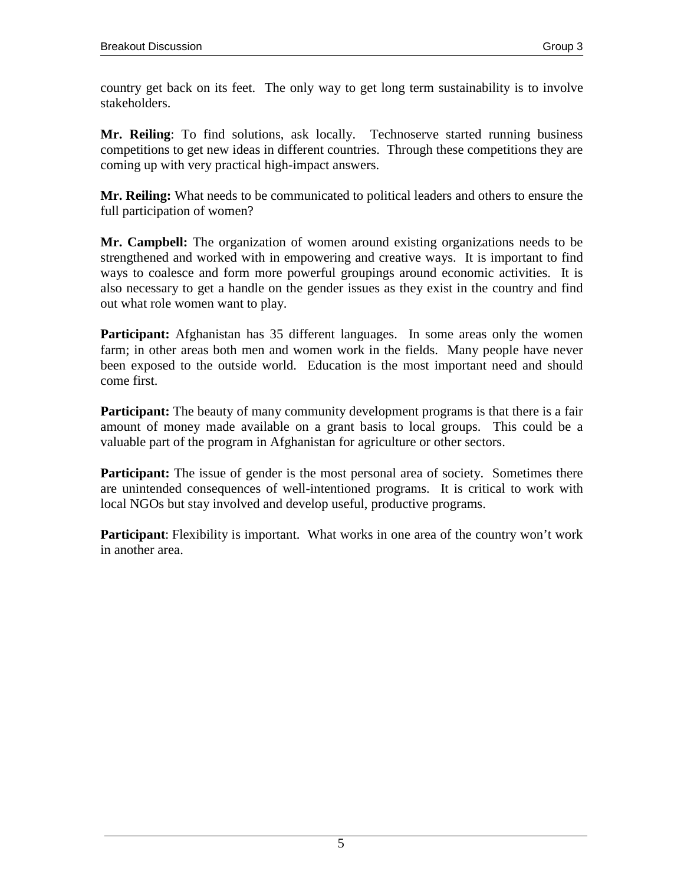country get back on its feet. The only way to get long term sustainability is to involve stakeholders.

**Mr. Reiling**: To find solutions, ask locally. Technoserve started running business competitions to get new ideas in different countries. Through these competitions they are coming up with very practical high-impact answers.

**Mr. Reiling:** What needs to be communicated to political leaders and others to ensure the full participation of women?

**Mr. Campbell:** The organization of women around existing organizations needs to be strengthened and worked with in empowering and creative ways. It is important to find ways to coalesce and form more powerful groupings around economic activities. It is also necessary to get a handle on the gender issues as they exist in the country and find out what role women want to play.

**Participant:** Afghanistan has 35 different languages. In some areas only the women farm; in other areas both men and women work in the fields. Many people have never been exposed to the outside world. Education is the most important need and should come first.

**Participant:** The beauty of many community development programs is that there is a fair amount of money made available on a grant basis to local groups. This could be a valuable part of the program in Afghanistan for agriculture or other sectors.

**Participant:** The issue of gender is the most personal area of society. Sometimes there are unintended consequences of well-intentioned programs. It is critical to work with local NGOs but stay involved and develop useful, productive programs.

**Participant**: Flexibility is important. What works in one area of the country won't work in another area.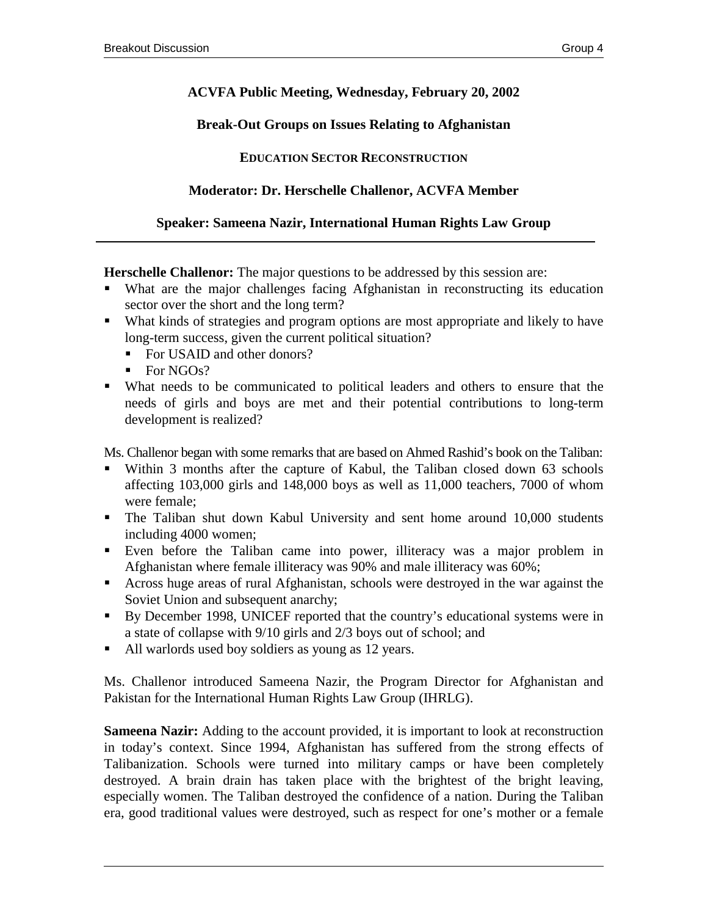**ACVFA Public Meeting, Wednesday, February 20, 2002**

**Break-Out Groups on Issues Relating to Afghanistan**

**EDUCATION SECTOR RECONSTRUCTION**

**Moderator: Dr. Herschelle Challenor, ACVFA Member**

**Speaker: Sameena Nazir, International Human Rights Law Group**

---

**Herschelle Challenor:** The major questions to be addressed by this session are:

- What are the major challenges facing Afghanistan in reconstructing its education sector over the short and the long term?
- What kinds of strategies and program options are most appropriate and likely to have long-term success, given the current political situation?
  - For USAID and other donors?
  - For NGOs?
- What needs to be communicated to political leaders and others to ensure that the needs of girls and boys are met and their potential contributions to long-term development is realized?

Ms. Challenor began with some remarks that are based on Ahmed Rashid's book on the Taliban:

- Within 3 months after the capture of Kabul, the Taliban closed down 63 schools affecting 103,000 girls and 148,000 boys as well as 11,000 teachers, 7000 of whom were female;
- The Taliban shut down Kabul University and sent home around 10,000 students including 4000 women;
- Even before the Taliban came into power, illiteracy was a major problem in Afghanistan where female illiteracy was 90% and male illiteracy was 60%;
- Across huge areas of rural Afghanistan, schools were destroyed in the war against the Soviet Union and subsequent anarchy;
- By December 1998, UNICEF reported that the country's educational systems were in a state of collapse with 9/10 girls and 2/3 boys out of school; and
- All warlords used boy soldiers as young as 12 years.

Ms. Challenor introduced Sameena Nazir, the Program Director for Afghanistan and Pakistan for the International Human Rights Law Group (IHRLG).

**Sameena Nazir:** Adding to the account provided, it is important to look at reconstruction in today's context. Since 1994, Afghanistan has suffered from the strong effects of Talibanization. Schools were turned into military camps or have been completely destroyed. A brain drain has taken place with the brightest of the bright leaving, especially women. The Taliban destroyed the confidence of a nation. During the Taliban era, good traditional values were destroyed, such as respect for one's mother or a female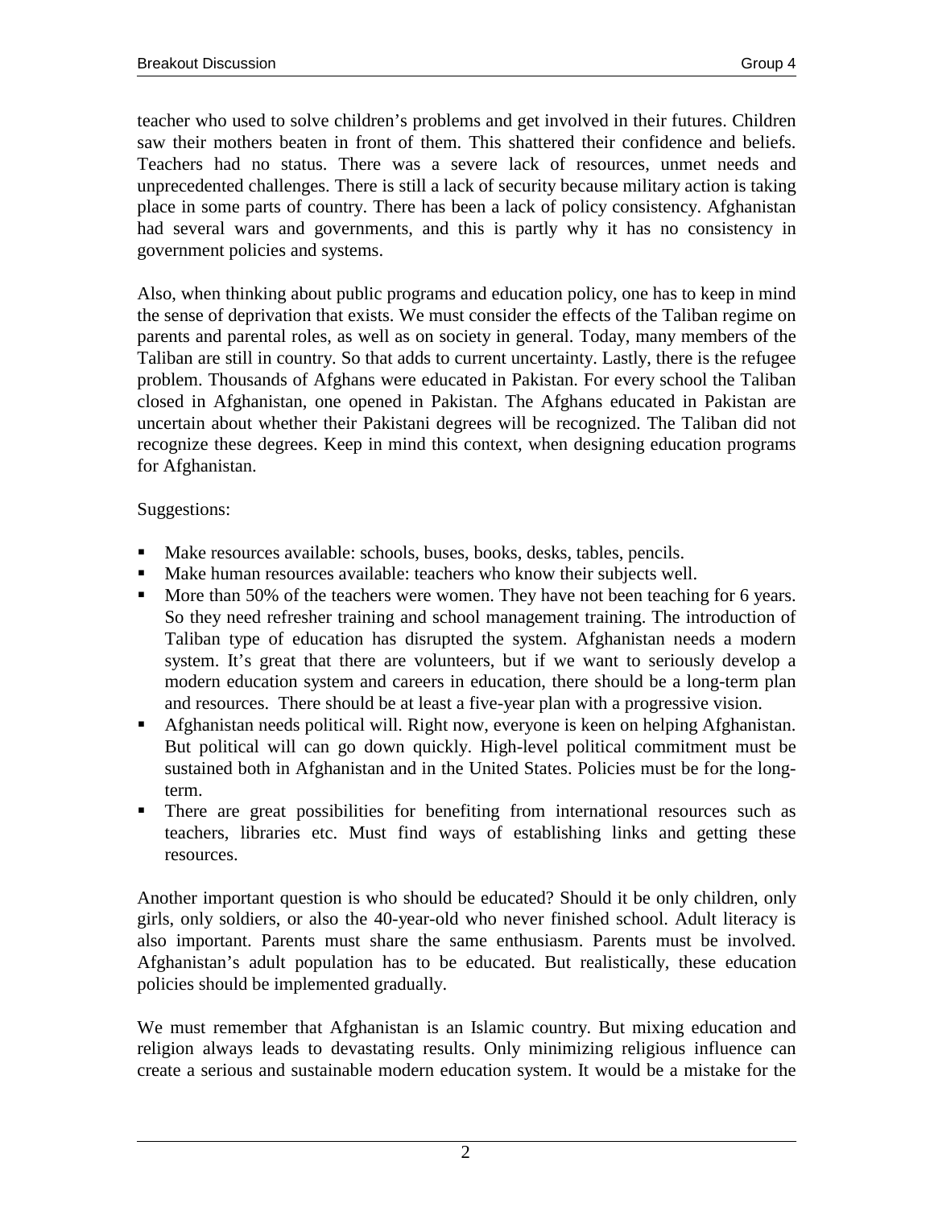teacher who used to solve children's problems and get involved in their futures. Children saw their mothers beaten in front of them. This shattered their confidence and beliefs. Teachers had no status. There was a severe lack of resources, unmet needs and unprecedented challenges. There is still a lack of security because military action is taking place in some parts of country. There has been a lack of policy consistency. Afghanistan had several wars and governments, and this is partly why it has no consistency in government policies and systems.

Also, when thinking about public programs and education policy, one has to keep in mind the sense of deprivation that exists. We must consider the effects of the Taliban regime on parents and parental roles, as well as on society in general. Today, many members of the Taliban are still in country. So that adds to current uncertainty. Lastly, there is the refugee problem. Thousands of Afghans were educated in Pakistan. For every school the Taliban closed in Afghanistan, one opened in Pakistan. The Afghans educated in Pakistan are uncertain about whether their Pakistani degrees will be recognized. The Taliban did not recognize these degrees. Keep in mind this context, when designing education programs for Afghanistan.

Suggestions:

- Make resources available: schools, buses, books, desks, tables, pencils.
- Make human resources available: teachers who know their subjects well.
- More than 50% of the teachers were women. They have not been teaching for 6 years. So they need refresher training and school management training. The introduction of Taliban type of education has disrupted the system. Afghanistan needs a modern system. It's great that there are volunteers, but if we want to seriously develop a modern education system and careers in education, there should be a long-term plan and resources. There should be at least a five-year plan with a progressive vision.
- Afghanistan needs political will. Right now, everyone is keen on helping Afghanistan. But political will can go down quickly. High-level political commitment must be sustained both in Afghanistan and in the United States. Policies must be for the long-term.
- There are great possibilities for benefiting from international resources such as teachers, libraries etc. Must find ways of establishing links and getting these resources.

Another important question is who should be educated? Should it be only children, only girls, only soldiers, or also the 40-year-old who never finished school. Adult literacy is also important. Parents must share the same enthusiasm. Parents must be involved. Afghanistan's adult population has to be educated. But realistically, these education policies should be implemented gradually.

We must remember that Afghanistan is an Islamic country. But mixing education and religion always leads to devastating results. Only minimizing religious influence can create a serious and sustainable modern education system. It would be a mistake for the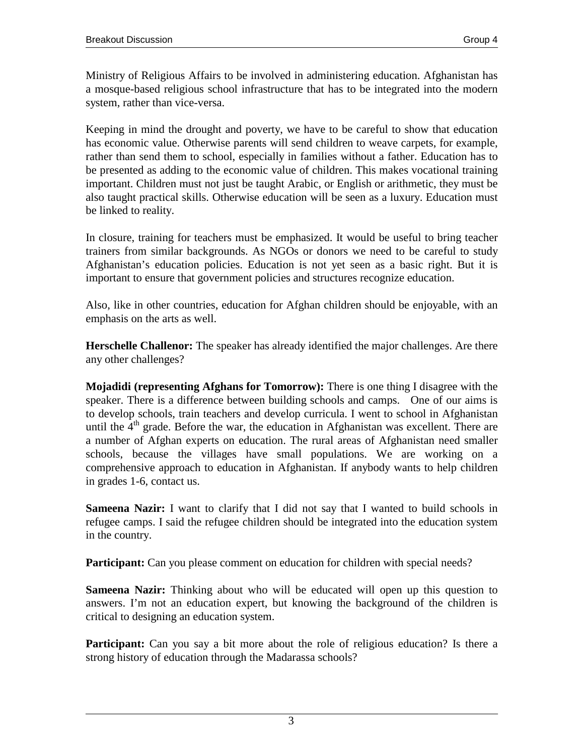Ministry of Religious Affairs to be involved in administering education. Afghanistan has a mosque-based religious school infrastructure that has to be integrated into the modern system, rather than vice-versa.

Keeping in mind the drought and poverty, we have to be careful to show that education has economic value. Otherwise parents will send children to weave carpets, for example, rather than send them to school, especially in families without a father. Education has to be presented as adding to the economic value of children. This makes vocational training important. Children must not just be taught Arabic, or English or arithmetic, they must be also taught practical skills. Otherwise education will be seen as a luxury. Education must be linked to reality.

In closure, training for teachers must be emphasized. It would be useful to bring teacher trainers from similar backgrounds. As NGOs or donors we need to be careful to study Afghanistan's education policies. Education is not yet seen as a basic right. But it is important to ensure that government policies and structures recognize education.

Also, like in other countries, education for Afghan children should be enjoyable, with an emphasis on the arts as well.

**Herschelle Challenor:** The speaker has already identified the major challenges. Are there any other challenges?

**Mojadidi (representing Afghans for Tomorrow):** There is one thing I disagree with the speaker. There is a difference between building schools and camps. One of our aims is to develop schools, train teachers and develop curricula. I went to school in Afghanistan until the 4th grade. Before the war, the education in Afghanistan was excellent. There are a number of Afghan experts on education. The rural areas of Afghanistan need smaller schools, because the villages have small populations. We are working on a comprehensive approach to education in Afghanistan. If anybody wants to help children in grades 1-6, contact us.

**Sameena Nazir:** I want to clarify that I did not say that I wanted to build schools in refugee camps. I said the refugee children should be integrated into the education system in the country.

**Participant:** Can you please comment on education for children with special needs?

**Sameena Nazir:** Thinking about who will be educated will open up this question to answers. I'm not an education expert, but knowing the background of the children is critical to designing an education system.

**Participant:** Can you say a bit more about the role of religious education? Is there a strong history of education through the Madarassa schools?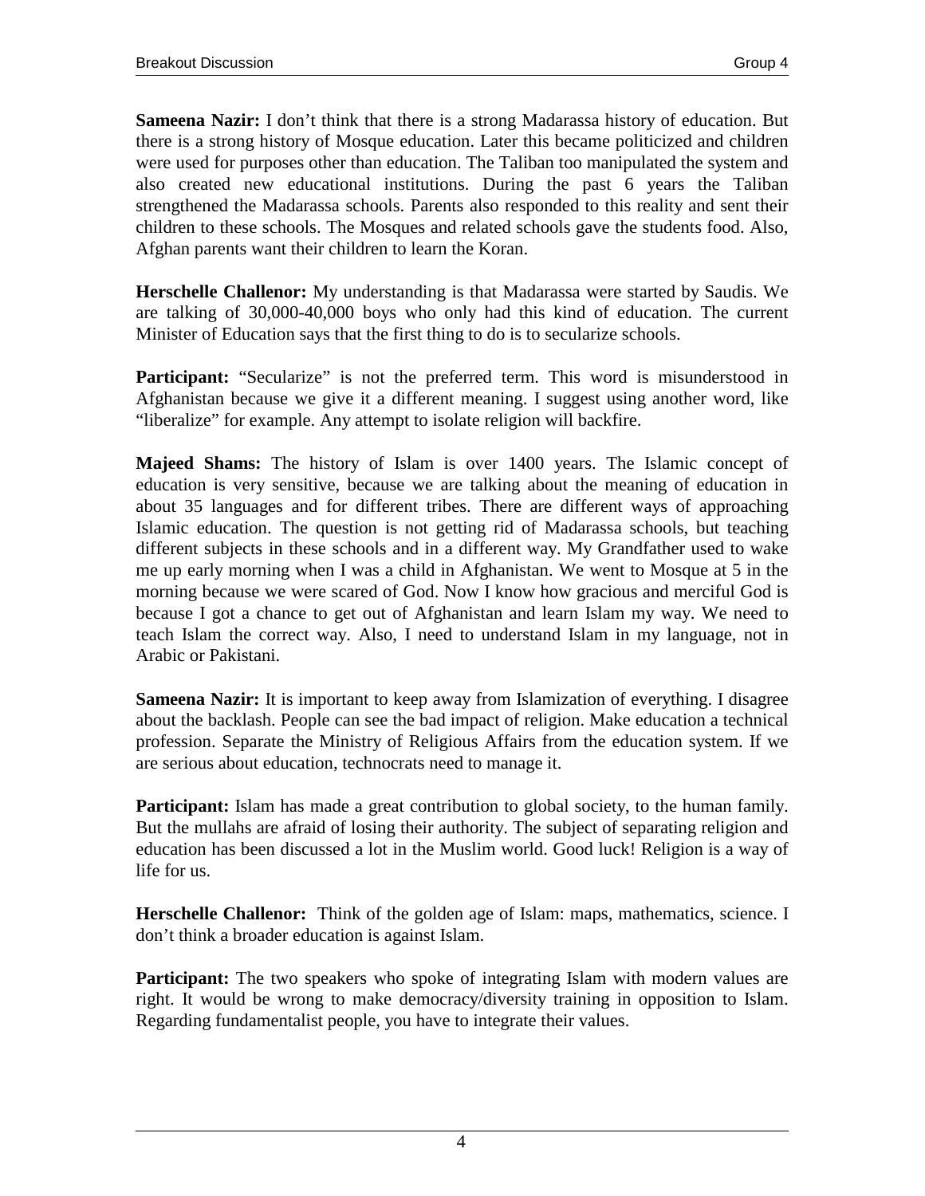**Sameena Nazir:** I don't think that there is a strong Madarassa history of education. But there is a strong history of Mosque education. Later this became politicized and children were used for purposes other than education. The Taliban too manipulated the system and also created new educational institutions. During the past 6 years the Taliban strengthened the Madarassa schools. Parents also responded to this reality and sent their children to these schools. The Mosques and related schools gave the students food. Also, Afghan parents want their children to learn the Koran.

**Herschelle Challenor:** My understanding is that Madarassa were started by Saudis. We are talking of 30,000-40,000 boys who only had this kind of education. The current Minister of Education says that the first thing to do is to secularize schools.

**Participant:** "Secularize" is not the preferred term. This word is misunderstood in Afghanistan because we give it a different meaning. I suggest using another word, like "liberalize" for example. Any attempt to isolate religion will backfire.

**Majeed Shams:** The history of Islam is over 1400 years. The Islamic concept of education is very sensitive, because we are talking about the meaning of education in about 35 languages and for different tribes. There are different ways of approaching Islamic education. The question is not getting rid of Madarassa schools, but teaching different subjects in these schools and in a different way. My Grandfather used to wake me up early morning when I was a child in Afghanistan. We went to Mosque at 5 in the morning because we were scared of God. Now I know how gracious and merciful God is because I got a chance to get out of Afghanistan and learn Islam my way. We need to teach Islam the correct way. Also, I need to understand Islam in my language, not in Arabic or Pakistani.

**Sameena Nazir:** It is important to keep away from Islamization of everything. I disagree about the backlash. People can see the bad impact of religion. Make education a technical profession. Separate the Ministry of Religious Affairs from the education system. If we are serious about education, technocrats need to manage it.

**Participant:** Islam has made a great contribution to global society, to the human family. But the mullahs are afraid of losing their authority. The subject of separating religion and education has been discussed a lot in the Muslim world. Good luck! Religion is a way of life for us.

**Herschelle Challenor:** Think of the golden age of Islam: maps, mathematics, science. I don't think a broader education is against Islam.

**Participant:** The two speakers who spoke of integrating Islam with modern values are right. It would be wrong to make democracy/diversity training in opposition to Islam. Regarding fundamentalist people, you have to integrate their values.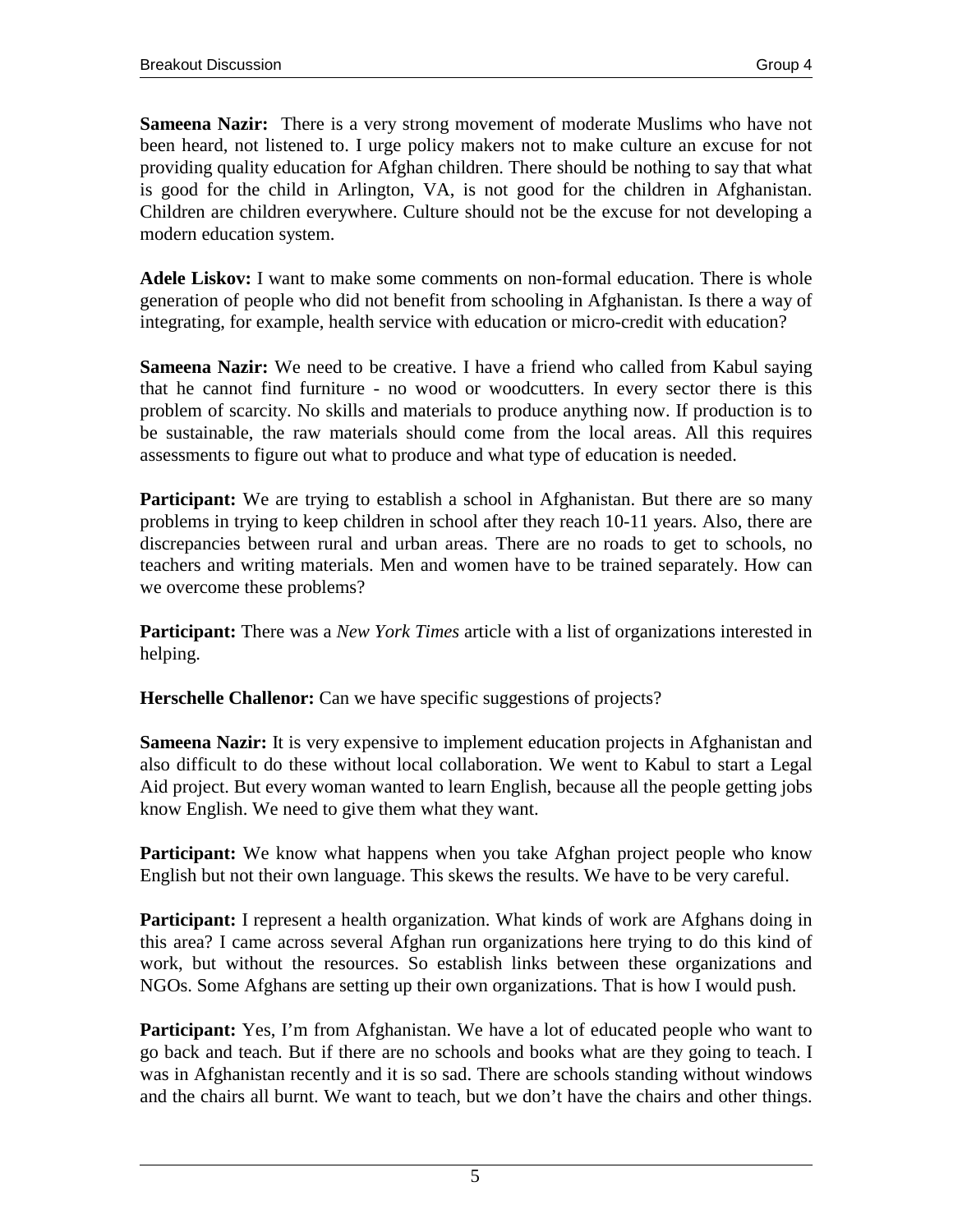**Sameena Nazir:** There is a very strong movement of moderate Muslims who have not been heard, not listened to. I urge policy makers not to make culture an excuse for not providing quality education for Afghan children. There should be nothing to say that what is good for the child in Arlington, VA, is not good for the children in Afghanistan. Children are children everywhere. Culture should not be the excuse for not developing a modern education system.

**Adele Liskov:** I want to make some comments on non-formal education. There is whole generation of people who did not benefit from schooling in Afghanistan. Is there a way of integrating, for example, health service with education or micro-credit with education?

**Sameena Nazir:** We need to be creative. I have a friend who called from Kabul saying that he cannot find furniture - no wood or woodcutters. In every sector there is this problem of scarcity. No skills and materials to produce anything now. If production is to be sustainable, the raw materials should come from the local areas. All this requires assessments to figure out what to produce and what type of education is needed.

**Participant:** We are trying to establish a school in Afghanistan. But there are so many problems in trying to keep children in school after they reach 10-11 years. Also, there are discrepancies between rural and urban areas. There are no roads to get to schools, no teachers and writing materials. Men and women have to be trained separately. How can we overcome these problems?

**Participant:** There was a *New York Times* article with a list of organizations interested in helping.

**Herschelle Challenor:** Can we have specific suggestions of projects?

**Sameena Nazir:** It is very expensive to implement education projects in Afghanistan and also difficult to do these without local collaboration. We went to Kabul to start a Legal Aid project. But every woman wanted to learn English, because all the people getting jobs know English. We need to give them what they want.

**Participant:** We know what happens when you take Afghan project people who know English but not their own language. This skews the results. We have to be very careful.

**Participant:** I represent a health organization. What kinds of work are Afghans doing in this area? I came across several Afghan run organizations here trying to do this kind of work, but without the resources. So establish links between these organizations and NGOs. Some Afghans are setting up their own organizations. That is how I would push.

**Participant:** Yes, I'm from Afghanistan. We have a lot of educated people who want to go back and teach. But if there are no schools and books what are they going to teach. I was in Afghanistan recently and it is so sad. There are schools standing without windows and the chairs all burnt. We want to teach, but we don't have the chairs and other things.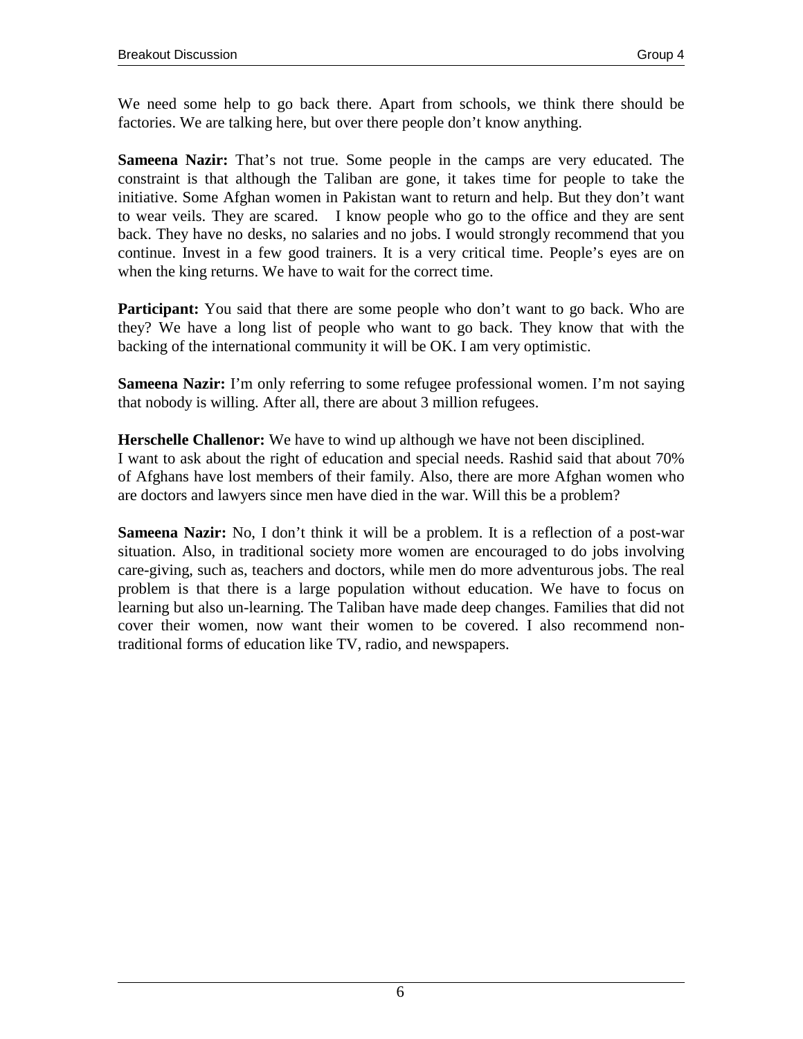We need some help to go back there. Apart from schools, we think there should be factories. We are talking here, but over there people don't know anything.

**Sameena Nazir:** That's not true. Some people in the camps are very educated. The constraint is that although the Taliban are gone, it takes time for people to take the initiative. Some Afghan women in Pakistan want to return and help. But they don't want to wear veils. They are scared. I know people who go to the office and they are sent back. They have no desks, no salaries and no jobs. I would strongly recommend that you continue. Invest in a few good trainers. It is a very critical time. People's eyes are on when the king returns. We have to wait for the correct time.

**Participant:** You said that there are some people who don't want to go back. Who are they? We have a long list of people who want to go back. They know that with the backing of the international community it will be OK. I am very optimistic.

**Sameena Nazir:** I'm only referring to some refugee professional women. I'm not saying that nobody is willing. After all, there are about 3 million refugees.

**Herschelle Challenor:** We have to wind up although we have not been disciplined.
I want to ask about the right of education and special needs. Rashid said that about 70% of Afghans have lost members of their family. Also, there are more Afghan women who are doctors and lawyers since men have died in the war. Will this be a problem?

**Sameena Nazir:** No, I don't think it will be a problem. It is a reflection of a post-war situation. Also, in traditional society more women are encouraged to do jobs involving care-giving, such as, teachers and doctors, while men do more adventurous jobs. The real problem is that there is a large population without education. We have to focus on learning but also un-learning. The Taliban have made deep changes. Families that did not cover their women, now want their women to be covered. I also recommend non-traditional forms of education like TV, radio, and newspapers.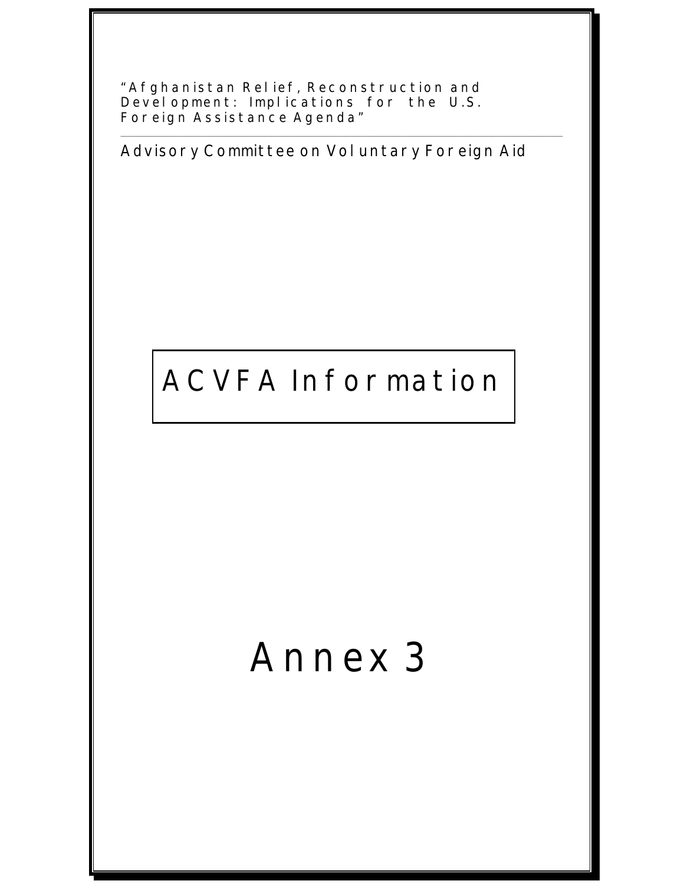"Afghanistan Relief, Reconstruction and Development: Implications for the U.S. Foreign Assistance Agenda"

---

Advisory Committee on Voluntary Foreign Aid

# ACVFA Information

# Annex 3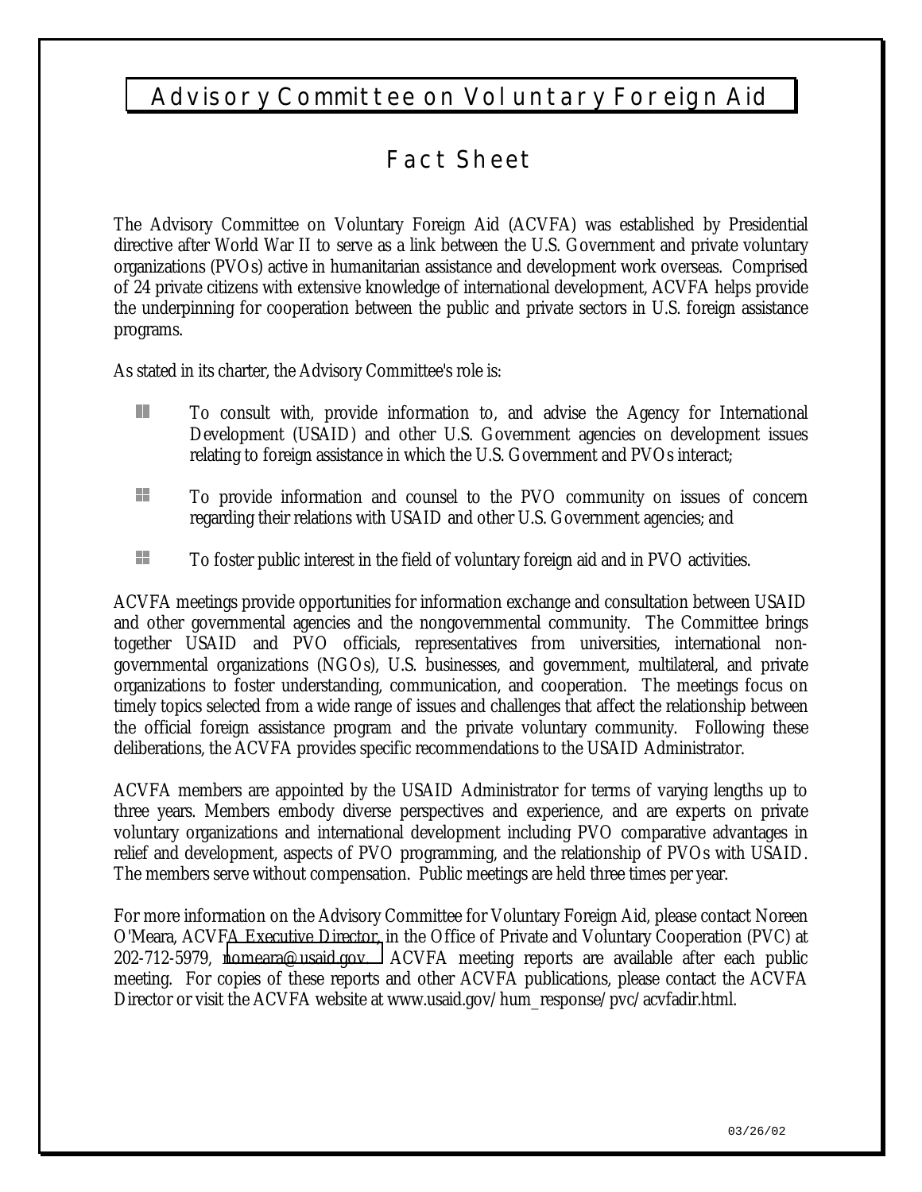# Advisory Committee on Voluntary Foreign Aid

## Fact Sheet

The Advisory Committee on Voluntary Foreign Aid (ACVFA) was established by Presidential directive after World War II to serve as a link between the U.S. Government and private voluntary organizations (PVOs) active in humanitarian assistance and development work overseas. Comprised of 24 private citizens with extensive knowledge of international development, ACVFA helps provide the underpinning for cooperation between the public and private sectors in U.S. foreign assistance programs.

As stated in its charter, the Advisory Committee's role is:

- To consult with, provide information to, and advise the Agency for International Development (USAID) and other U.S. Government agencies on development issues relating to foreign assistance in which the U.S. Government and PVOs interact;
- To provide information and counsel to the PVO community on issues of concern regarding their relations with USAID and other U.S. Government agencies; and
- To foster public interest in the field of voluntary foreign aid and in PVO activities.

ACVFA meetings provide opportunities for information exchange and consultation between USAID and other governmental agencies and the nongovernmental community. The Committee brings together USAID and PVO officials, representatives from universities, international non-governmental organizations (NGOs), U.S. businesses, and government, multilateral, and private organizations to foster understanding, communication, and cooperation. The meetings focus on timely topics selected from a wide range of issues and challenges that affect the relationship between the official foreign assistance program and the private voluntary community. Following these deliberations, the ACVFA provides specific recommendations to the USAID Administrator.

ACVFA members are appointed by the USAID Administrator for terms of varying lengths up to three years. Members embody diverse perspectives and experience, and are experts on private voluntary organizations and international development including PVO comparative advantages in relief and development, aspects of PVO programming, and the relationship of PVOs with USAID. The members serve without compensation. Public meetings are held three times per year.

For more information on the Advisory Committee for Voluntary Foreign Aid, please contact Noreen O'Meara, ACVFA Executive Director, in the Office of Private and Voluntary Cooperation (PVC) at 202-712-5979, nomeara@usaid.gov. ACVFA meeting reports are available after each public meeting. For copies of these reports and other ACVFA publications, please contact the ACVFA Director or visit the ACVFA website at www.usaid.gov/hum_response/pvc/acvfadir.html.

03/26/02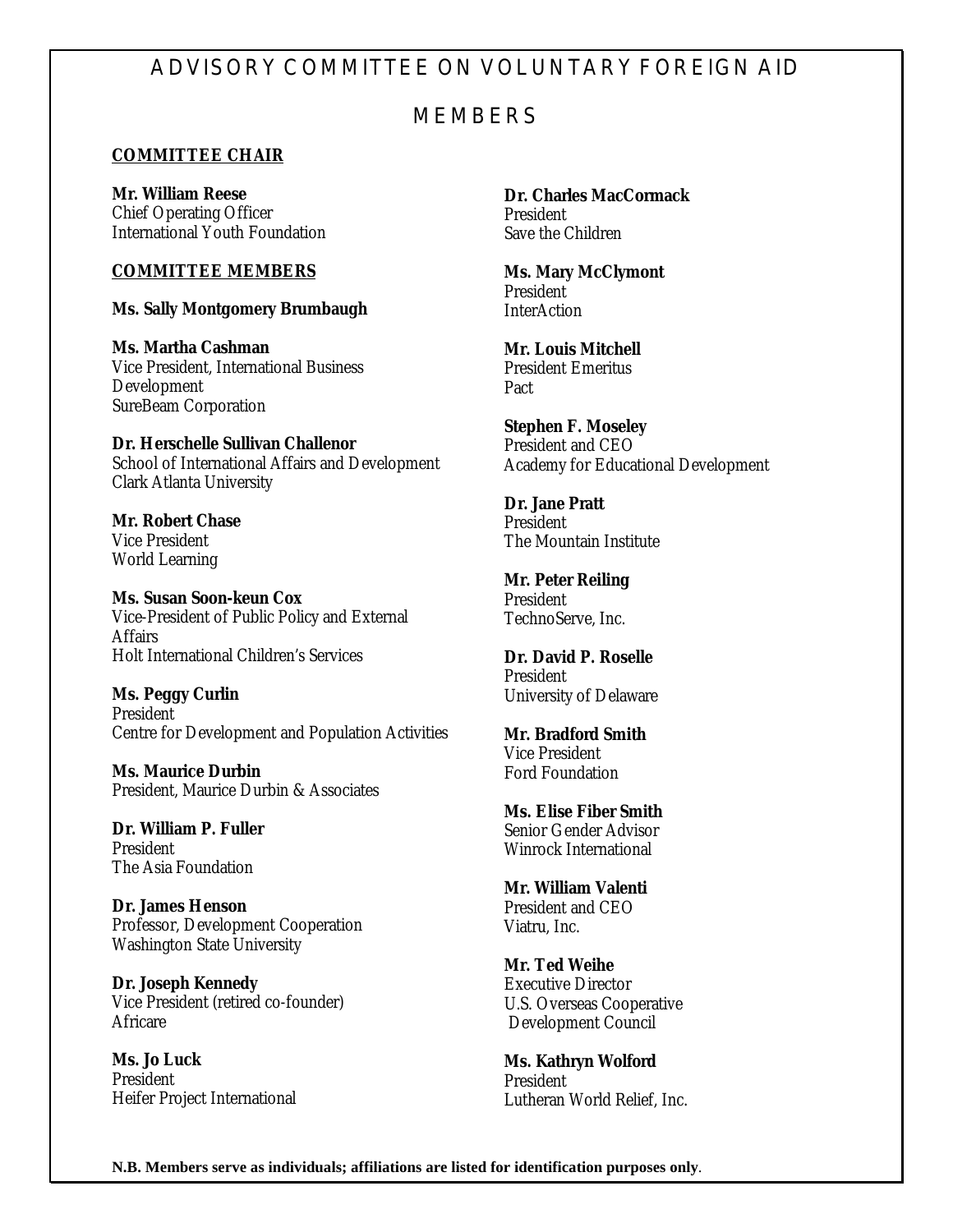# ADVISORY COMMITTEE ON VOLUNTARY FOREIGN AID

## MEMBERS

**COMMITTEE CHAIR**

**Mr. William Reese**
Chief Operating Officer
International Youth Foundation

**COMMITTEE MEMBERS**

**Ms. Sally Montgomery Brumbaugh**

**Ms. Martha Cashman**
Vice President, International Business Development
SureBeam Corporation

**Dr. Herschelle Sullivan Challenor**
School of International Affairs and Development
Clark Atlanta University

**Mr. Robert Chase**
Vice President
World Learning

**Ms. Susan Soon-keun Cox**
Vice-President of Public Policy and External Affairs
Holt International Children's Services

**Ms. Peggy Curlin**
President
Centre for Development and Population Activities

**Ms. Maurice Durbin**
President, Maurice Durbin & Associates

**Dr. William P. Fuller**
President
The Asia Foundation

**Dr. James Henson**
Professor, Development Cooperation
Washington State University

**Dr. Joseph Kennedy**
Vice President (retired co-founder)
Africare

**Ms. Jo Luck**
President
Heifer Project International

**Dr. Charles MacCormack**
President
Save the Children

**Ms. Mary McClymont**
President
InterAction

**Mr. Louis Mitchell**
President Emeritus
Pact

**Stephen F. Moseley**
President and CEO
Academy for Educational Development

**Dr. Jane Pratt**
President
The Mountain Institute

**Mr. Peter Reiling**
President
TechnoServe, Inc.

**Dr. David P. Roselle**
President
University of Delaware

**Mr. Bradford Smith**
Vice President
Ford Foundation

**Ms. Elise Fiber Smith**
Senior Gender Advisor
Winrock International

**Mr. William Valenti**
President and CEO
Viatru, Inc.

**Mr. Ted Weihe**
Executive Director
U.S. Overseas Cooperative Development Council

**Ms. Kathryn Wolford**
President
Lutheran World Relief, Inc.

**N.B. Members serve as individuals; affiliations are listed for identification purposes only**.